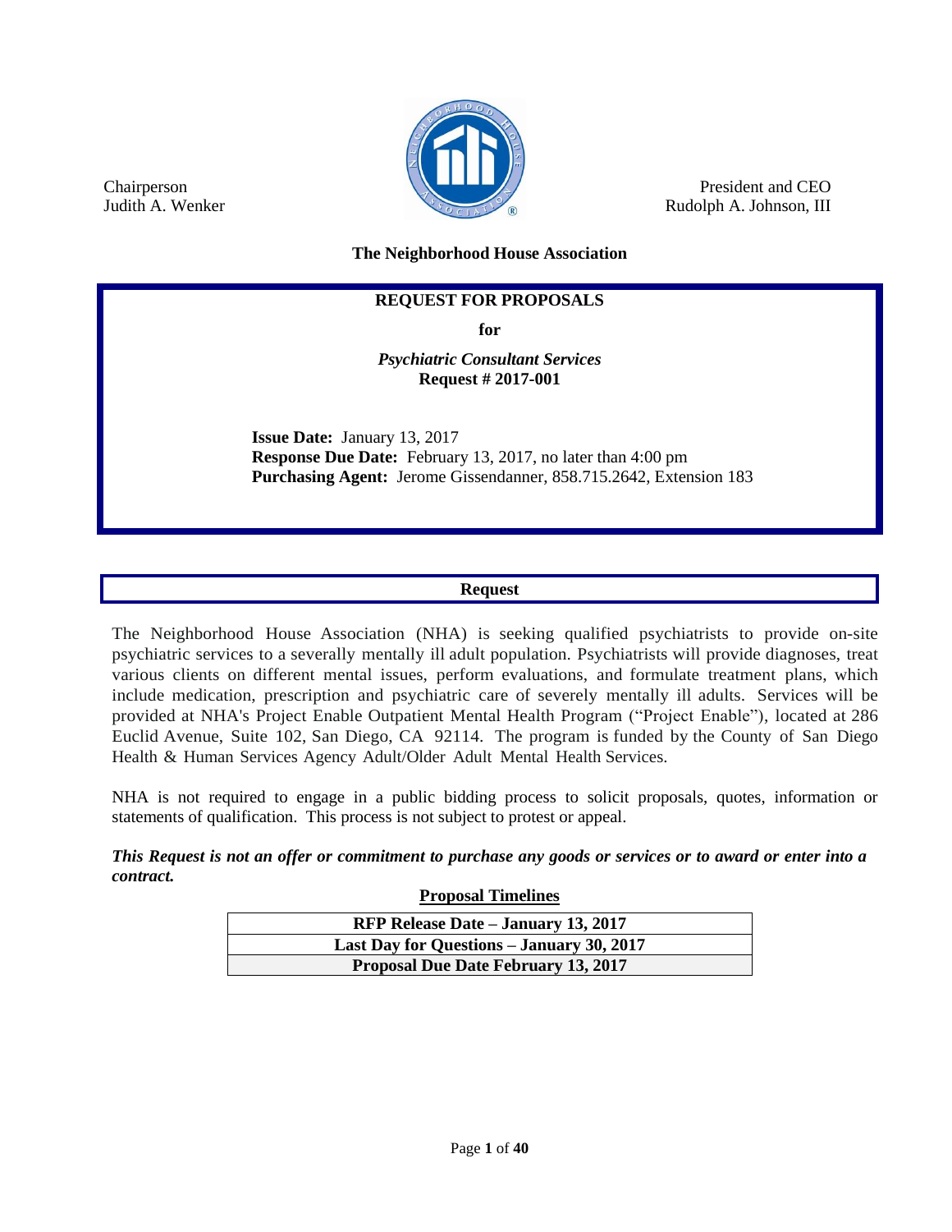Chairperson
Judith A. Wenker

President and CEO
Rudolph A. Johnson, III

**The Neighborhood House Association**

# REQUEST FOR PROPOSALS

**for**

***Psychiatric Consultant Services***
**Request # 2017-001**

**Issue Date:** January 13, 2017
**Response Due Date:** February 13, 2017, no later than 4:00 pm
**Purchasing Agent:** Jerome Gissendanner, 858.715.2642, Extension 183

## Request

The Neighborhood House Association (NHA) is seeking qualified psychiatrists to provide on-site psychiatric services to a severally mentally ill adult population. Psychiatrists will provide diagnoses, treat various clients on different mental issues, perform evaluations, and formulate treatment plans, which include medication, prescription and psychiatric care of severely mentally ill adults. Services will be provided at NHA's Project Enable Outpatient Mental Health Program ("Project Enable"), located at 286 Euclid Avenue, Suite 102, San Diego, CA 92114. The program is funded by the County of San Diego Health & Human Services Agency Adult/Older Adult Mental Health Services.

NHA is not required to engage in a public bidding process to solicit proposals, quotes, information or statements of qualification. This process is not subject to protest or appeal.

***This Request is not an offer or commitment to purchase any goods or services or to award or enter into a contract.***

**Proposal Timelines**

| **RFP Release Date – January 13, 2017** |
| --- |
| **Last Day for Questions – January 30, 2017** |
| **Proposal Due Date February 13, 2017** |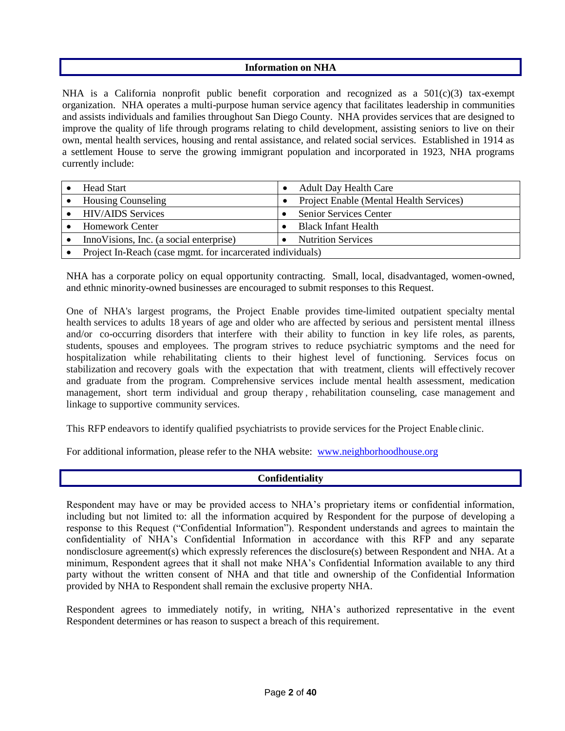## Information on NHA

NHA is a California nonprofit public benefit corporation and recognized as a 501(c)(3) tax-exempt organization. NHA operates a multi-purpose human service agency that facilitates leadership in communities and assists individuals and families throughout San Diego County. NHA provides services that are designed to improve the quality of life through programs relating to child development, assisting seniors to live on their own, mental health services, housing and rental assistance, and related social services. Established in 1914 as a settlement House to serve the growing immigrant population and incorporated in 1923, NHA programs currently include:

| | |
|---|---|
| • Head Start | • Adult Day Health Care |
| • Housing Counseling | • Project Enable (Mental Health Services) |
| • HIV/AIDS Services | • Senior Services Center |
| • Homework Center | • Black Infant Health |
| • InnoVisions, Inc. (a social enterprise) | • Nutrition Services |
| • Project In-Reach (case mgmt. for incarcerated individuals) | |

NHA has a corporate policy on equal opportunity contracting. Small, local, disadvantaged, women-owned, and ethnic minority-owned businesses are encouraged to submit responses to this Request.

One of NHA's largest programs, the Project Enable provides time-limited outpatient specialty mental health services to adults 18 years of age and older who are affected by serious and persistent mental illness and/or co-occurring disorders that interfere with their ability to function in key life roles, as parents, students, spouses and employees. The program strives to reduce psychiatric symptoms and the need for hospitalization while rehabilitating clients to their highest level of functioning. Services focus on stabilization and recovery goals with the expectation that with treatment, clients will effectively recover and graduate from the program. Comprehensive services include mental health assessment, medication management, short term individual and group therapy , rehabilitation counseling, case management and linkage to supportive community services.

This RFP endeavors to identify qualified psychiatrists to provide services for the Project Enable clinic.

For additional information, please refer to the NHA website: [www.neighborhoodhouse.org](http://www.neighborhoodhouse.org)

## Confidentiality

Respondent may have or may be provided access to NHA's proprietary items or confidential information, including but not limited to: all the information acquired by Respondent for the purpose of developing a response to this Request ("Confidential Information"). Respondent understands and agrees to maintain the confidentiality of NHA's Confidential Information in accordance with this RFP and any separate nondisclosure agreement(s) which expressly references the disclosure(s) between Respondent and NHA. At a minimum, Respondent agrees that it shall not make NHA's Confidential Information available to any third party without the written consent of NHA and that title and ownership of the Confidential Information provided by NHA to Respondent shall remain the exclusive property NHA.

Respondent agrees to immediately notify, in writing, NHA's authorized representative in the event Respondent determines or has reason to suspect a breach of this requirement.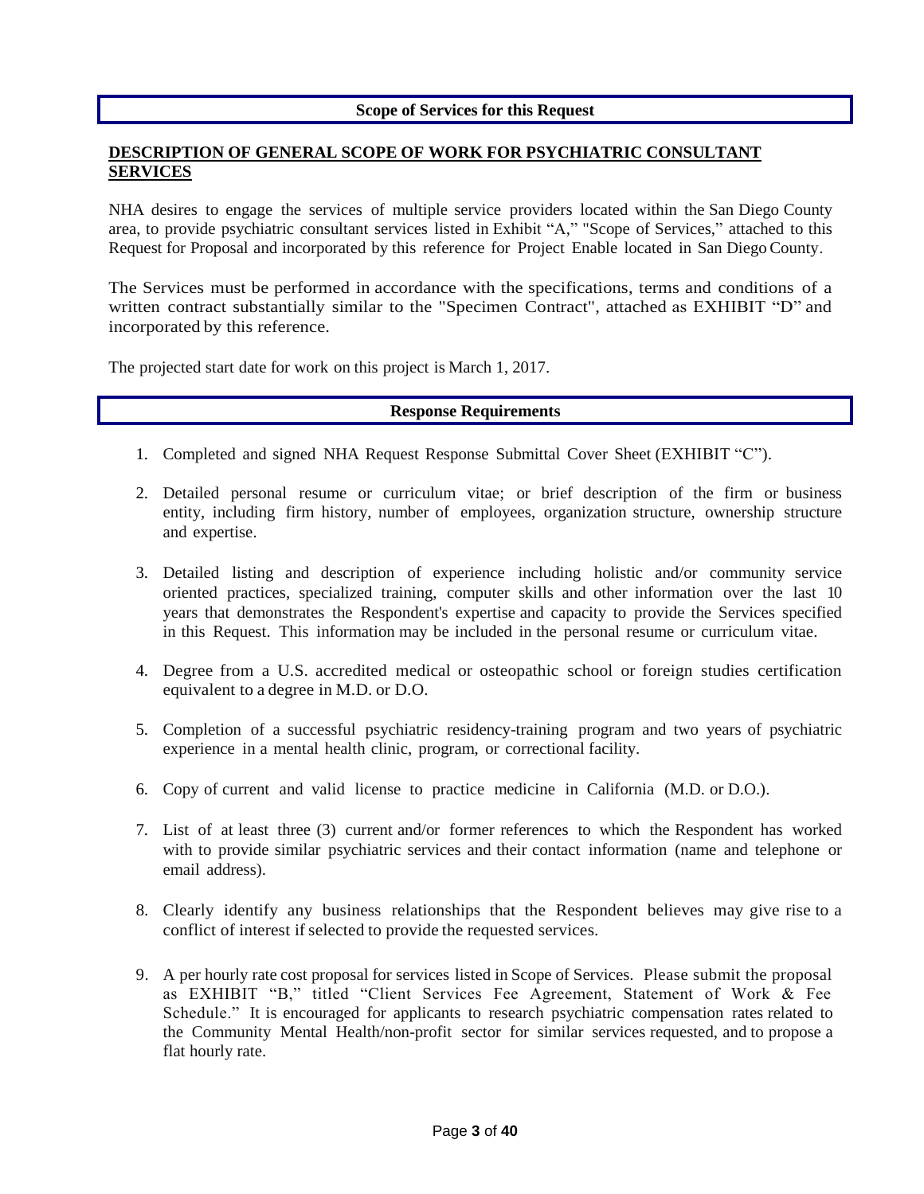## Scope of Services for this Request

**DESCRIPTION OF GENERAL SCOPE OF WORK FOR PSYCHIATRIC CONSULTANT SERVICES**

NHA desires to engage the services of multiple service providers located within the San Diego County area, to provide psychiatric consultant services listed in Exhibit "A," "Scope of Services," attached to this Request for Proposal and incorporated by this reference for Project Enable located in San Diego County.

The Services must be performed in accordance with the specifications, terms and conditions of a written contract substantially similar to the "Specimen Contract", attached as EXHIBIT "D" and incorporated by this reference.

The projected start date for work on this project is March 1, 2017.

## Response Requirements

1. Completed and signed NHA Request Response Submittal Cover Sheet (EXHIBIT "C").
2. Detailed personal resume or curriculum vitae; or brief description of the firm or business entity, including firm history, number of employees, organization structure, ownership structure and expertise.
3. Detailed listing and description of experience including holistic and/or community service oriented practices, specialized training, computer skills and other information over the last 10 years that demonstrates the Respondent's expertise and capacity to provide the Services specified in this Request. This information may be included in the personal resume or curriculum vitae.
4. Degree from a U.S. accredited medical or osteopathic school or foreign studies certification equivalent to a degree in M.D. or D.O.
5. Completion of a successful psychiatric residency-training program and two years of psychiatric experience in a mental health clinic, program, or correctional facility.
6. Copy of current and valid license to practice medicine in California (M.D. or D.O.).
7. List of at least three (3) current and/or former references to which the Respondent has worked with to provide similar psychiatric services and their contact information (name and telephone or email address).
8. Clearly identify any business relationships that the Respondent believes may give rise to a conflict of interest if selected to provide the requested services.
9. A per hourly rate cost proposal for services listed in Scope of Services. Please submit the proposal as EXHIBIT "B," titled "Client Services Fee Agreement, Statement of Work & Fee Schedule." It is encouraged for applicants to research psychiatric compensation rates related to the Community Mental Health/non-profit sector for similar services requested, and to propose a flat hourly rate.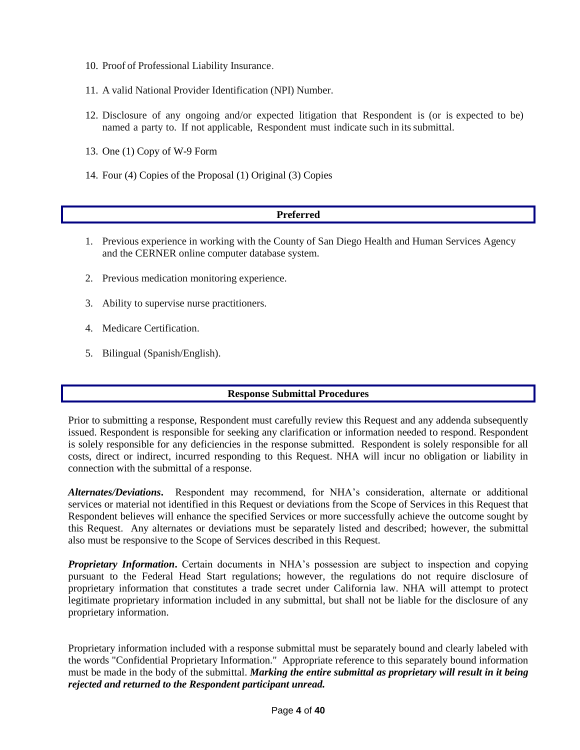10. Proof of Professional Liability Insurance.
11. A valid National Provider Identification (NPI) Number.
12. Disclosure of any ongoing and/or expected litigation that Respondent is (or is expected to be) named a party to. If not applicable, Respondent must indicate such in its submittal.
13. One (1) Copy of W-9 Form
14. Four (4) Copies of the Proposal (1) Original (3) Copies

## Preferred

1. Previous experience in working with the County of San Diego Health and Human Services Agency and the CERNER online computer database system.
2. Previous medication monitoring experience.
3. Ability to supervise nurse practitioners.
4. Medicare Certification.
5. Bilingual (Spanish/English).

## Response Submittal Procedures

Prior to submitting a response, Respondent must carefully review this Request and any addenda subsequently issued. Respondent is responsible for seeking any clarification or information needed to respond. Respondent is solely responsible for any deficiencies in the response submitted. Respondent is solely responsible for all costs, direct or indirect, incurred responding to this Request. NHA will incur no obligation or liability in connection with the submittal of a response.

***Alternates/Deviations***. Respondent may recommend, for NHA's consideration, alternate or additional services or material not identified in this Request or deviations from the Scope of Services in this Request that Respondent believes will enhance the specified Services or more successfully achieve the outcome sought by this Request. Any alternates or deviations must be separately listed and described; however, the submittal also must be responsive to the Scope of Services described in this Request.

***Proprietary Information***. Certain documents in NHA's possession are subject to inspection and copying pursuant to the Federal Head Start regulations; however, the regulations do not require disclosure of proprietary information that constitutes a trade secret under California law. NHA will attempt to protect legitimate proprietary information included in any submittal, but shall not be liable for the disclosure of any proprietary information.

Proprietary information included with a response submittal must be separately bound and clearly labeled with the words "Confidential Proprietary Information." Appropriate reference to this separately bound information must be made in the body of the submittal. ***Marking the entire submittal as proprietary will result in it being rejected and returned to the Respondent participant unread.***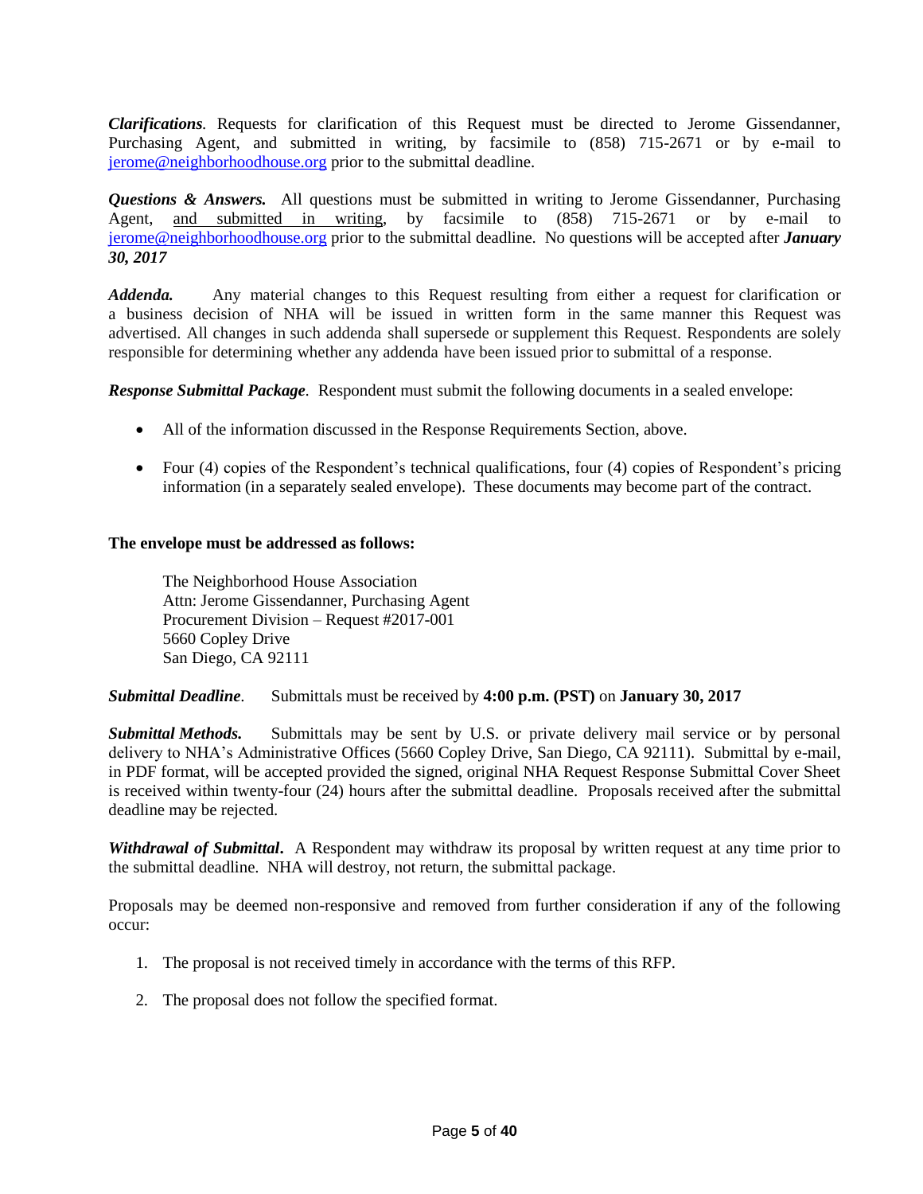***Clarifications.*** Requests for clarification of this Request must be directed to Jerome Gissendanner, Purchasing Agent, and submitted in writing, by facsimile to (858) 715-2671 or by e-mail to jerome@neighborhoodhouse.org prior to the submittal deadline.

***Questions & Answers.*** All questions must be submitted in writing to Jerome Gissendanner, Purchasing Agent, <u>and submitted in writing</u>, by facsimile to (858) 715-2671 or by e-mail to jerome@neighborhoodhouse.org prior to the submittal deadline. No questions will be accepted after ***January 30, 2017***

***Addenda.*** Any material changes to this Request resulting from either a request for clarification or a business decision of NHA will be issued in written form in the same manner this Request was advertised. All changes in such addenda shall supersede or supplement this Request. Respondents are solely responsible for determining whether any addenda have been issued prior to submittal of a response.

***Response Submittal Package.*** Respondent must submit the following documents in a sealed envelope:

- All of the information discussed in the Response Requirements Section, above.
- Four (4) copies of the Respondent's technical qualifications, four (4) copies of Respondent's pricing information (in a separately sealed envelope). These documents may become part of the contract.

**The envelope must be addressed as follows:**

The Neighborhood House Association
Attn: Jerome Gissendanner, Purchasing Agent
Procurement Division – Request #2017-001
5660 Copley Drive
San Diego, CA 92111

***Submittal Deadline.*** Submittals must be received by **4:00 p.m. (PST)** on **January 30, 2017**

***Submittal Methods.*** Submittals may be sent by U.S. or private delivery mail service or by personal delivery to NHA's Administrative Offices (5660 Copley Drive, San Diego, CA 92111). Submittal by e-mail, in PDF format, will be accepted provided the signed, original NHA Request Response Submittal Cover Sheet is received within twenty-four (24) hours after the submittal deadline. Proposals received after the submittal deadline may be rejected.

***Withdrawal of Submittal.*** A Respondent may withdraw its proposal by written request at any time prior to the submittal deadline. NHA will destroy, not return, the submittal package.

Proposals may be deemed non-responsive and removed from further consideration if any of the following occur:

1. The proposal is not received timely in accordance with the terms of this RFP.
2. The proposal does not follow the specified format.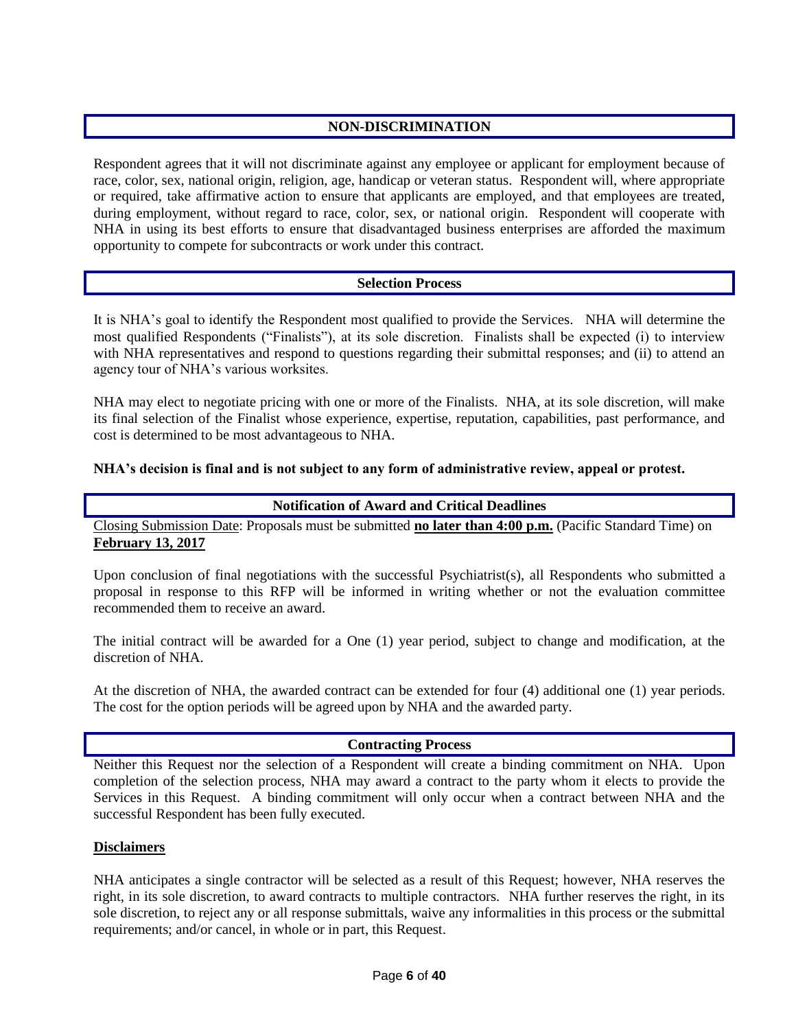## NON-DISCRIMINATION

Respondent agrees that it will not discriminate against any employee or applicant for employment because of race, color, sex, national origin, religion, age, handicap or veteran status. Respondent will, where appropriate or required, take affirmative action to ensure that applicants are employed, and that employees are treated, during employment, without regard to race, color, sex, or national origin. Respondent will cooperate with NHA in using its best efforts to ensure that disadvantaged business enterprises are afforded the maximum opportunity to compete for subcontracts or work under this contract.

## Selection Process

It is NHA's goal to identify the Respondent most qualified to provide the Services. NHA will determine the most qualified Respondents ("Finalists"), at its sole discretion. Finalists shall be expected (i) to interview with NHA representatives and respond to questions regarding their submittal responses; and (ii) to attend an agency tour of NHA's various worksites.

NHA may elect to negotiate pricing with one or more of the Finalists. NHA, at its sole discretion, will make its final selection of the Finalist whose experience, expertise, reputation, capabilities, past performance, and cost is determined to be most advantageous to NHA.

**NHA's decision is final and is not subject to any form of administrative review, appeal or protest.**

## Notification of Award and Critical Deadlines

Closing Submission Date: Proposals must be submitted **no later than 4:00 p.m.** (Pacific Standard Time) on **February 13, 2017**

Upon conclusion of final negotiations with the successful Psychiatrist(s), all Respondents who submitted a proposal in response to this RFP will be informed in writing whether or not the evaluation committee recommended them to receive an award.

The initial contract will be awarded for a One (1) year period, subject to change and modification, at the discretion of NHA.

At the discretion of NHA, the awarded contract can be extended for four (4) additional one (1) year periods. The cost for the option periods will be agreed upon by NHA and the awarded party.

## Contracting Process

Neither this Request nor the selection of a Respondent will create a binding commitment on NHA. Upon completion of the selection process, NHA may award a contract to the party whom it elects to provide the Services in this Request. A binding commitment will only occur when a contract between NHA and the successful Respondent has been fully executed.

**Disclaimers**

NHA anticipates a single contractor will be selected as a result of this Request; however, NHA reserves the right, in its sole discretion, to award contracts to multiple contractors. NHA further reserves the right, in its sole discretion, to reject any or all response submittals, waive any informalities in this process or the submittal requirements; and/or cancel, in whole or in part, this Request.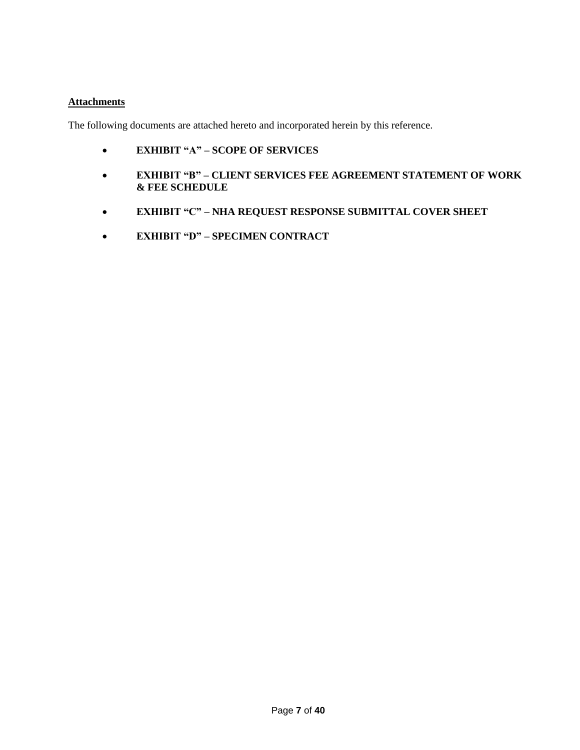**<u>Attachments</u>**

The following documents are attached hereto and incorporated herein by this reference.

- **EXHIBIT "A" – SCOPE OF SERVICES**
- **EXHIBIT "B" – CLIENT SERVICES FEE AGREEMENT STATEMENT OF WORK & FEE SCHEDULE**
- **EXHIBIT "C" – NHA REQUEST RESPONSE SUBMITTAL COVER SHEET**
- **EXHIBIT "D" – SPECIMEN CONTRACT**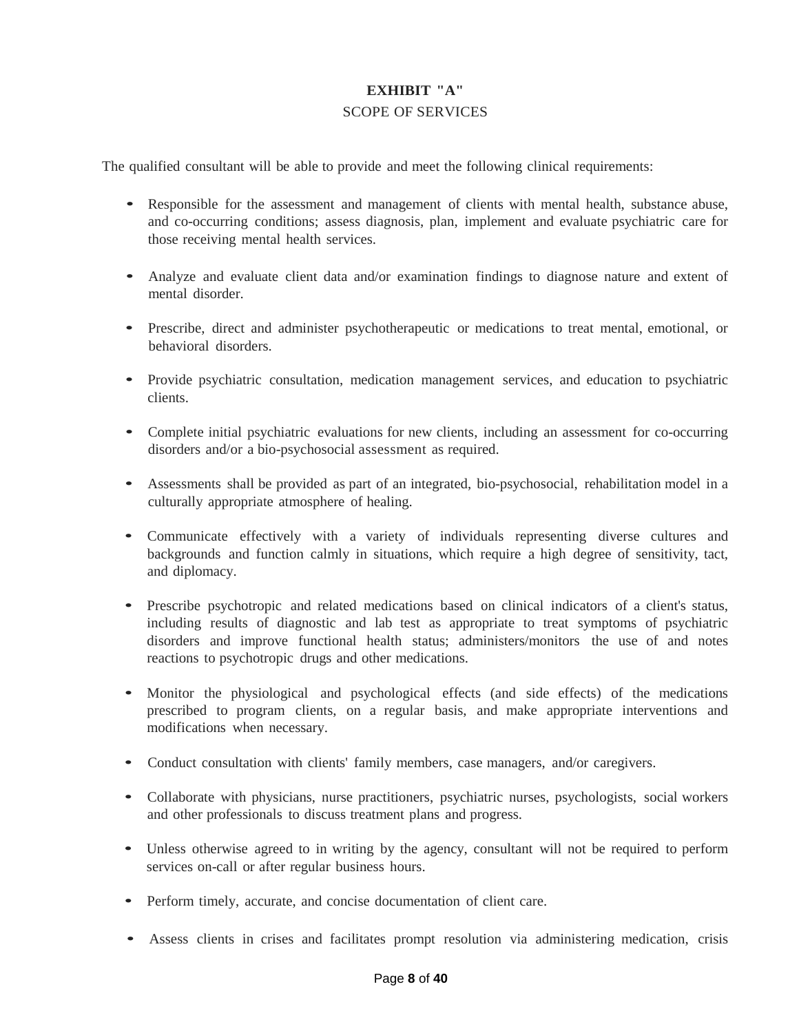# EXHIBIT "A"

## SCOPE OF SERVICES

The qualified consultant will be able to provide and meet the following clinical requirements:

- Responsible for the assessment and management of clients with mental health, substance abuse, and co-occurring conditions; assess diagnosis, plan, implement and evaluate psychiatric care for those receiving mental health services.
- Analyze and evaluate client data and/or examination findings to diagnose nature and extent of mental disorder.
- Prescribe, direct and administer psychotherapeutic or medications to treat mental, emotional, or behavioral disorders.
- Provide psychiatric consultation, medication management services, and education to psychiatric clients.
- Complete initial psychiatric evaluations for new clients, including an assessment for co-occurring disorders and/or a bio-psychosocial assessment as required.
- Assessments shall be provided as part of an integrated, bio-psychosocial, rehabilitation model in a culturally appropriate atmosphere of healing.
- Communicate effectively with a variety of individuals representing diverse cultures and backgrounds and function calmly in situations, which require a high degree of sensitivity, tact, and diplomacy.
- Prescribe psychotropic and related medications based on clinical indicators of a client's status, including results of diagnostic and lab test as appropriate to treat symptoms of psychiatric disorders and improve functional health status; administers/monitors the use of and notes reactions to psychotropic drugs and other medications.
- Monitor the physiological and psychological effects (and side effects) of the medications prescribed to program clients, on a regular basis, and make appropriate interventions and modifications when necessary.
- Conduct consultation with clients' family members, case managers, and/or caregivers.
- Collaborate with physicians, nurse practitioners, psychiatric nurses, psychologists, social workers and other professionals to discuss treatment plans and progress.
- Unless otherwise agreed to in writing by the agency, consultant will not be required to perform services on-call or after regular business hours.
- Perform timely, accurate, and concise documentation of client care.
- Assess clients in crises and facilitates prompt resolution via administering medication, crisis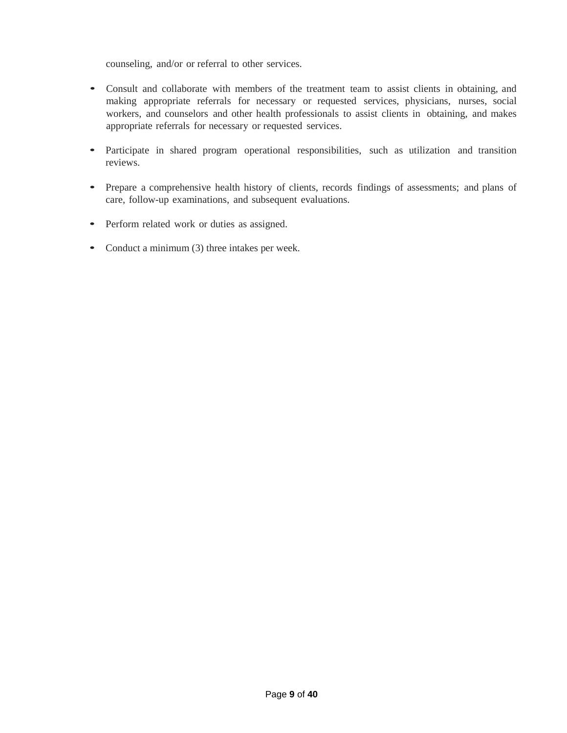counseling, and/or or referral to other services.

- Consult and collaborate with members of the treatment team to assist clients in obtaining, and making appropriate referrals for necessary or requested services, physicians, nurses, social workers, and counselors and other health professionals to assist clients in obtaining, and makes appropriate referrals for necessary or requested services.

- Participate in shared program operational responsibilities, such as utilization and transition reviews.

- Prepare a comprehensive health history of clients, records findings of assessments; and plans of care, follow-up examinations, and subsequent evaluations.

- Perform related work or duties as assigned.

- Conduct a minimum (3) three intakes per week.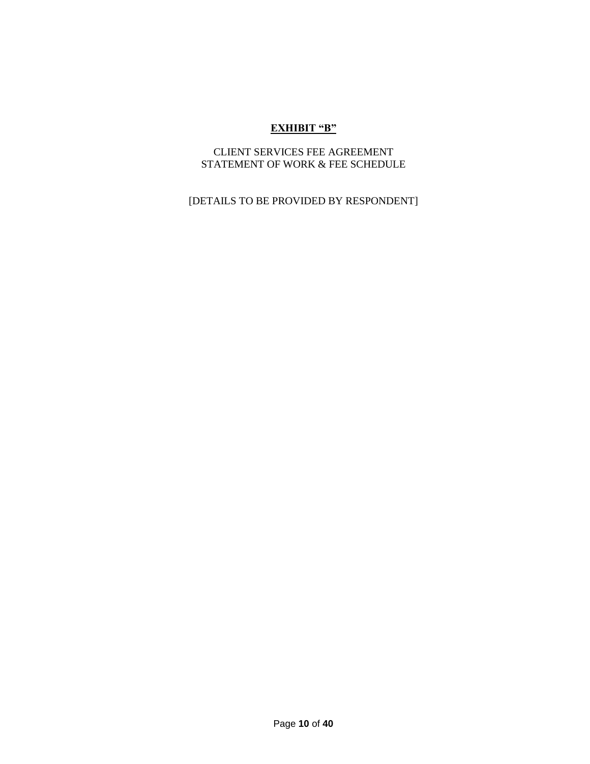# **EXHIBIT "B"**

CLIENT SERVICES FEE AGREEMENT
STATEMENT OF WORK & FEE SCHEDULE

[DETAILS TO BE PROVIDED BY RESPONDENT]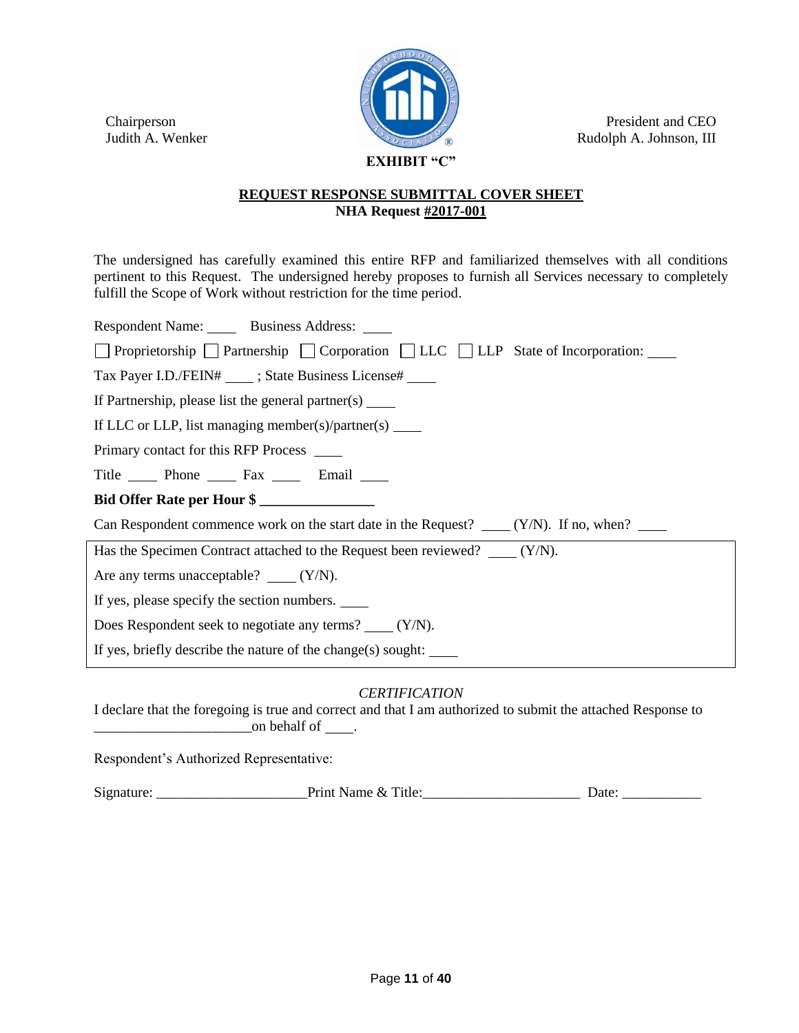Chairperson
Judith A. Wenker

President and CEO
Rudolph A. Johnson, III

**EXHIBIT "C"**

**REQUEST RESPONSE SUBMITTAL COVER SHEET**
**NHA Request #2017-001**

The undersigned has carefully examined this entire RFP and familiarized themselves with all conditions pertinent to this Request. The undersigned hereby proposes to furnish all Services necessary to completely fulfill the Scope of Work without restriction for the time period.

Respondent Name: ____ Business Address: ____

☐ Proprietorship ☐ Partnership ☐ Corporation ☐ LLC ☐ LLP State of Incorporation: ____

Tax Payer I.D./FEIN# ____ ; State Business License# ____

If Partnership, please list the general partner(s) ____

If LLC or LLP, list managing member(s)/partner(s) ____

Primary contact for this RFP Process ____

Title ____ Phone ____ Fax ____ Email ____

**Bid Offer Rate per Hour $ ________________**

Can Respondent commence work on the start date in the Request? ____ (Y/N). If no, when? ____

Has the Specimen Contract attached to the Request been reviewed? ____ (Y/N).

Are any terms unacceptable? ____ (Y/N).

If yes, please specify the section numbers. ____

Does Respondent seek to negotiate any terms? ____ (Y/N).

If yes, briefly describe the nature of the change(s) sought: ____

*CERTIFICATION*

I declare that the foregoing is true and correct and that I am authorized to submit the attached Response to ______________________on behalf of ____.

Respondent's Authorized Representative:

Signature: ____________________Print Name & Title:_____________________ Date: ___________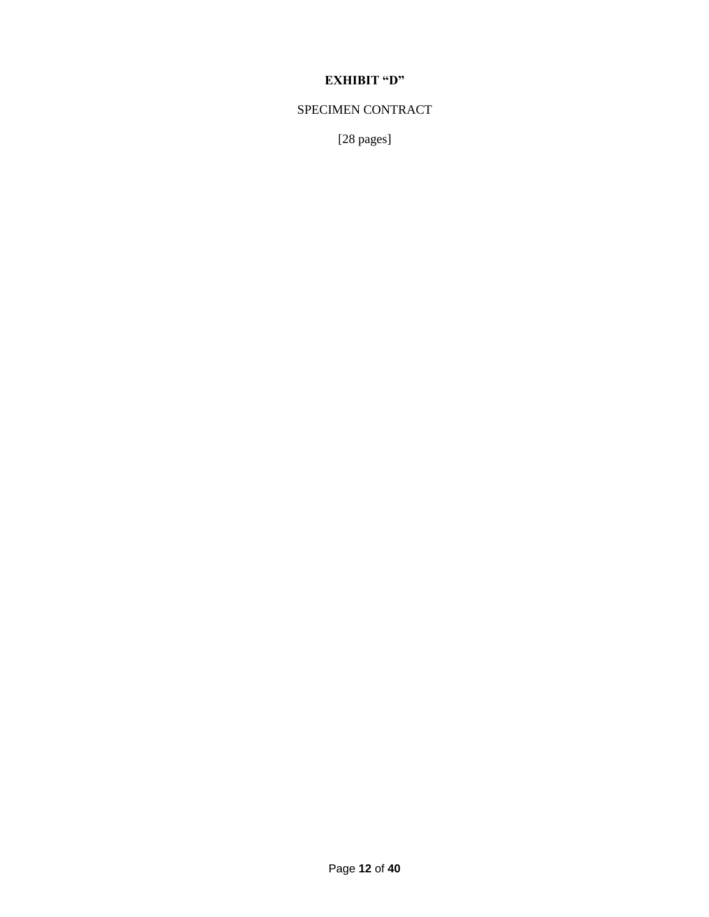# EXHIBIT “D”

SPECIMEN CONTRACT

[28 pages]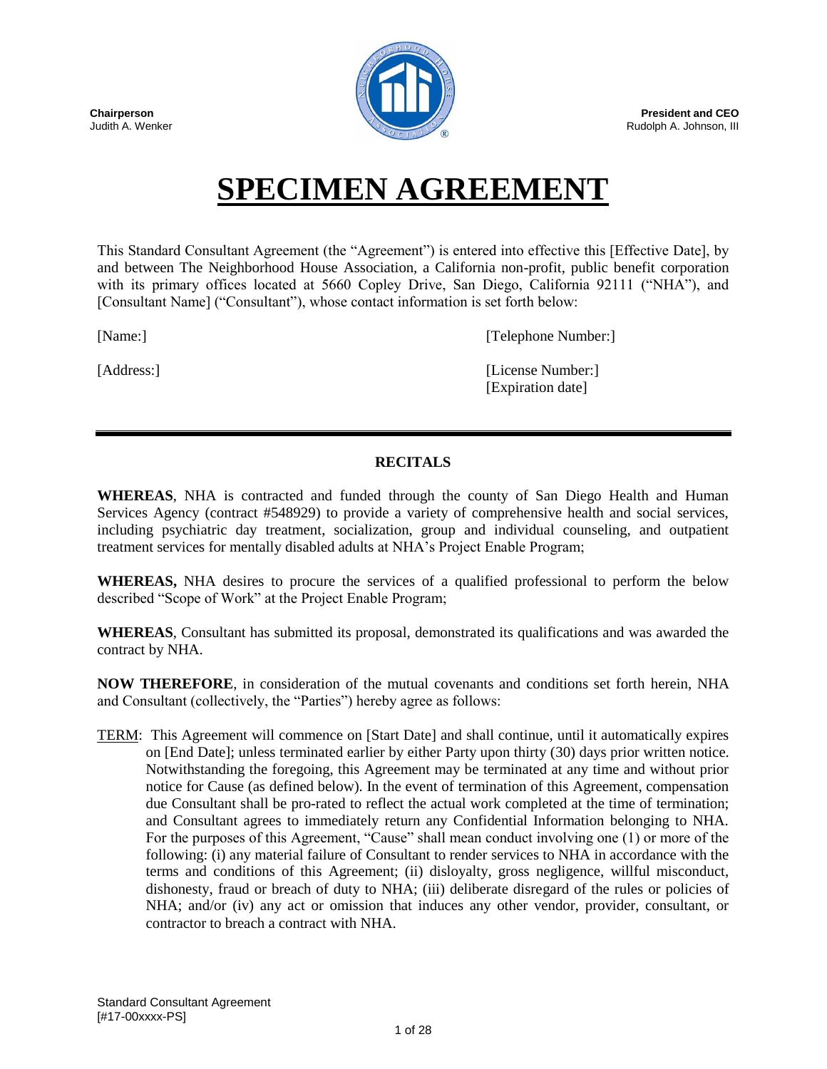**Chairperson**
Judith A. Wenker

**President and CEO**
Rudolph A. Johnson, III

# SPECIMEN AGREEMENT

This Standard Consultant Agreement (the "Agreement") is entered into effective this [Effective Date], by and between The Neighborhood House Association, a California non-profit, public benefit corporation with its primary offices located at 5660 Copley Drive, San Diego, California 92111 ("NHA"), and [Consultant Name] ("Consultant"), whose contact information is set forth below:

[Name:]

[Telephone Number:]

[Address:]

[License Number:]
[Expiration date]

---

## RECITALS

**WHEREAS**, NHA is contracted and funded through the county of San Diego Health and Human Services Agency (contract #548929) to provide a variety of comprehensive health and social services, including psychiatric day treatment, socialization, group and individual counseling, and outpatient treatment services for mentally disabled adults at NHA's Project Enable Program;

**WHEREAS,** NHA desires to procure the services of a qualified professional to perform the below described "Scope of Work" at the Project Enable Program;

**WHEREAS**, Consultant has submitted its proposal, demonstrated its qualifications and was awarded the contract by NHA.

**NOW THEREFORE**, in consideration of the mutual covenants and conditions set forth herein, NHA and Consultant (collectively, the "Parties") hereby agree as follows:

TERM: This Agreement will commence on [Start Date] and shall continue, until it automatically expires on [End Date]; unless terminated earlier by either Party upon thirty (30) days prior written notice. Notwithstanding the foregoing, this Agreement may be terminated at any time and without prior notice for Cause (as defined below). In the event of termination of this Agreement, compensation due Consultant shall be pro-rated to reflect the actual work completed at the time of termination; and Consultant agrees to immediately return any Confidential Information belonging to NHA. For the purposes of this Agreement, "Cause" shall mean conduct involving one (1) or more of the following: (i) any material failure of Consultant to render services to NHA in accordance with the terms and conditions of this Agreement; (ii) disloyalty, gross negligence, willful misconduct, dishonesty, fraud or breach of duty to NHA; (iii) deliberate disregard of the rules or policies of NHA; and/or (iv) any act or omission that induces any other vendor, provider, consultant, or contractor to breach a contract with NHA.

Standard Consultant Agreement
[#17-00xxxx-PS]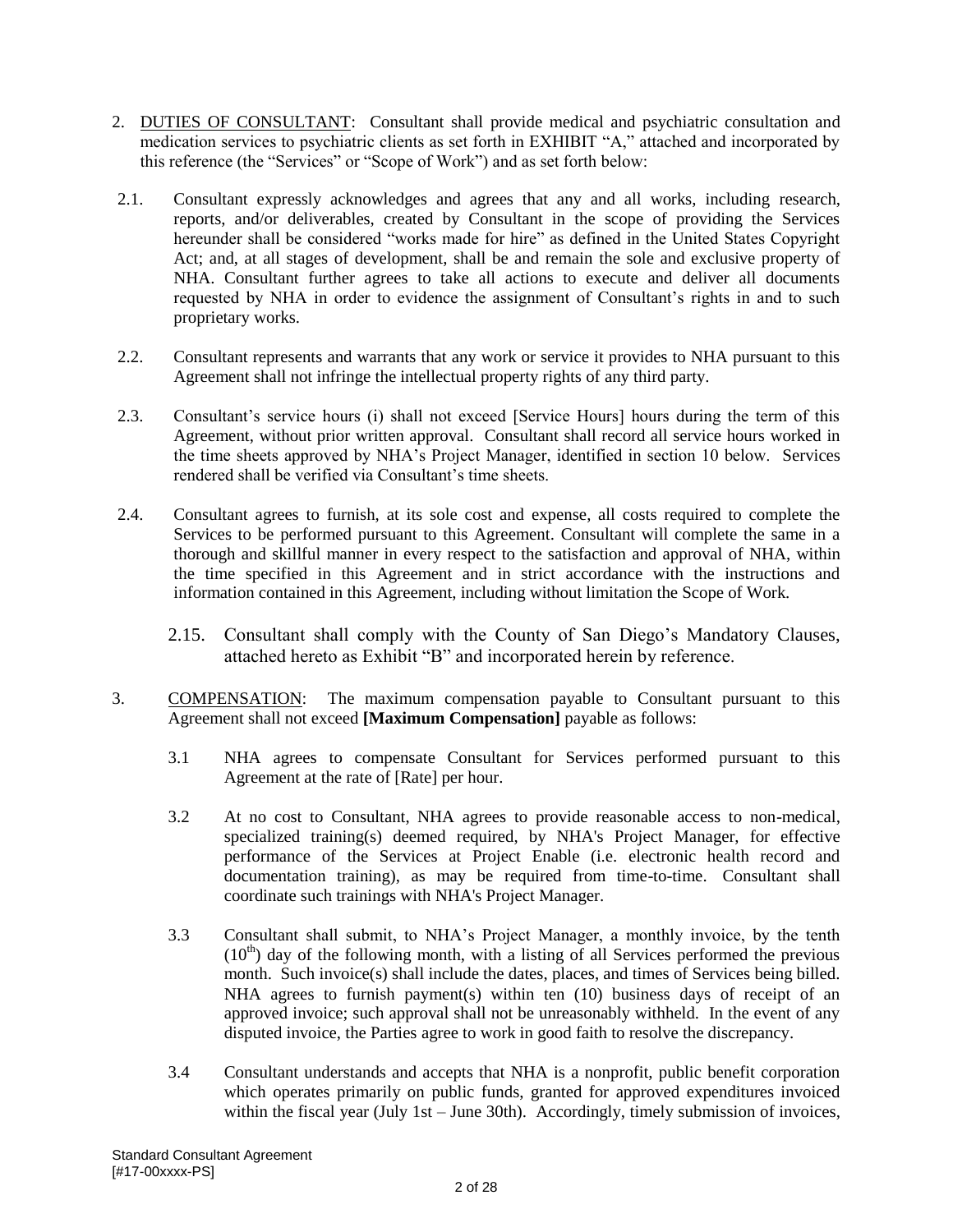2. <u>DUTIES OF CONSULTANT</u>: Consultant shall provide medical and psychiatric consultation and medication services to psychiatric clients as set forth in EXHIBIT "A," attached and incorporated by this reference (the "Services" or "Scope of Work") and as set forth below:

2.1. Consultant expressly acknowledges and agrees that any and all works, including research, reports, and/or deliverables, created by Consultant in the scope of providing the Services hereunder shall be considered "works made for hire" as defined in the United States Copyright Act; and, at all stages of development, shall be and remain the sole and exclusive property of NHA. Consultant further agrees to take all actions to execute and deliver all documents requested by NHA in order to evidence the assignment of Consultant's rights in and to such proprietary works.

2.2. Consultant represents and warrants that any work or service it provides to NHA pursuant to this Agreement shall not infringe the intellectual property rights of any third party.

2.3. Consultant's service hours (i) shall not exceed [Service Hours] hours during the term of this Agreement, without prior written approval. Consultant shall record all service hours worked in the time sheets approved by NHA's Project Manager, identified in section 10 below. Services rendered shall be verified via Consultant's time sheets.

2.4. Consultant agrees to furnish, at its sole cost and expense, all costs required to complete the Services to be performed pursuant to this Agreement. Consultant will complete the same in a thorough and skillful manner in every respect to the satisfaction and approval of NHA, within the time specified in this Agreement and in strict accordance with the instructions and information contained in this Agreement, including without limitation the Scope of Work.

2.15. Consultant shall comply with the County of San Diego's Mandatory Clauses, attached hereto as Exhibit "B" and incorporated herein by reference.

3. <u>COMPENSATION</u>: The maximum compensation payable to Consultant pursuant to this Agreement shall not exceed **[Maximum Compensation]** payable as follows:

3.1 NHA agrees to compensate Consultant for Services performed pursuant to this Agreement at the rate of [Rate] per hour.

3.2 At no cost to Consultant, NHA agrees to provide reasonable access to non-medical, specialized training(s) deemed required, by NHA's Project Manager, for effective performance of the Services at Project Enable (i.e. electronic health record and documentation training), as may be required from time-to-time. Consultant shall coordinate such trainings with NHA's Project Manager.

3.3 Consultant shall submit, to NHA's Project Manager, a monthly invoice, by the tenth (10th) day of the following month, with a listing of all Services performed the previous month. Such invoice(s) shall include the dates, places, and times of Services being billed. NHA agrees to furnish payment(s) within ten (10) business days of receipt of an approved invoice; such approval shall not be unreasonably withheld. In the event of any disputed invoice, the Parties agree to work in good faith to resolve the discrepancy.

3.4 Consultant understands and accepts that NHA is a nonprofit, public benefit corporation which operates primarily on public funds, granted for approved expenditures invoiced within the fiscal year (July 1st – June 30th). Accordingly, timely submission of invoices,

Standard Consultant Agreement
[#17-00xxxx-PS]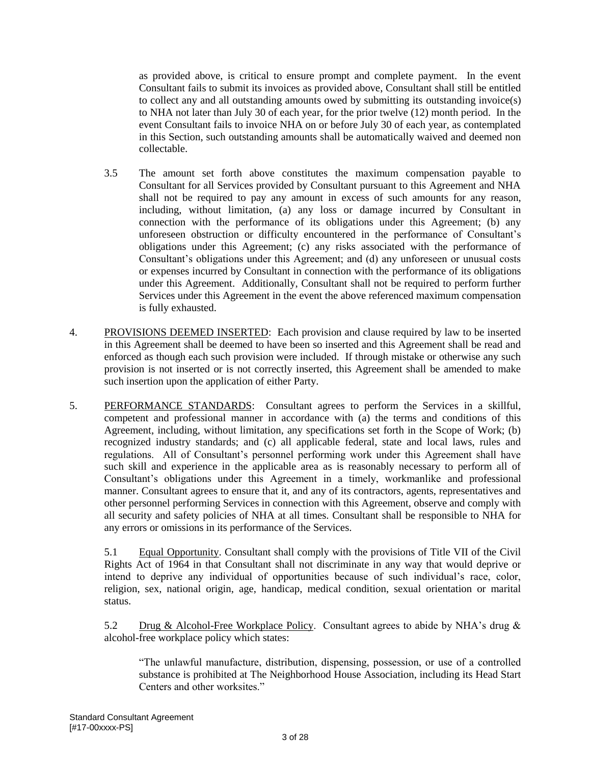as provided above, is critical to ensure prompt and complete payment. In the event Consultant fails to submit its invoices as provided above, Consultant shall still be entitled to collect any and all outstanding amounts owed by submitting its outstanding invoice(s) to NHA not later than July 30 of each year, for the prior twelve (12) month period. In the event Consultant fails to invoice NHA on or before July 30 of each year, as contemplated in this Section, such outstanding amounts shall be automatically waived and deemed non collectable.

3.5 The amount set forth above constitutes the maximum compensation payable to Consultant for all Services provided by Consultant pursuant to this Agreement and NHA shall not be required to pay any amount in excess of such amounts for any reason, including, without limitation, (a) any loss or damage incurred by Consultant in connection with the performance of its obligations under this Agreement; (b) any unforeseen obstruction or difficulty encountered in the performance of Consultant's obligations under this Agreement; (c) any risks associated with the performance of Consultant's obligations under this Agreement; and (d) any unforeseen or unusual costs or expenses incurred by Consultant in connection with the performance of its obligations under this Agreement. Additionally, Consultant shall not be required to perform further Services under this Agreement in the event the above referenced maximum compensation is fully exhausted.

4. <u>PROVISIONS DEEMED INSERTED</u>: Each provision and clause required by law to be inserted in this Agreement shall be deemed to have been so inserted and this Agreement shall be read and enforced as though each such provision were included. If through mistake or otherwise any such provision is not inserted or is not correctly inserted, this Agreement shall be amended to make such insertion upon the application of either Party.

5. <u>PERFORMANCE STANDARDS</u>: Consultant agrees to perform the Services in a skillful, competent and professional manner in accordance with (a) the terms and conditions of this Agreement, including, without limitation, any specifications set forth in the Scope of Work; (b) recognized industry standards; and (c) all applicable federal, state and local laws, rules and regulations. All of Consultant's personnel performing work under this Agreement shall have such skill and experience in the applicable area as is reasonably necessary to perform all of Consultant's obligations under this Agreement in a timely, workmanlike and professional manner. Consultant agrees to ensure that it, and any of its contractors, agents, representatives and other personnel performing Services in connection with this Agreement, observe and comply with all security and safety policies of NHA at all times. Consultant shall be responsible to NHA for any errors or omissions in its performance of the Services.

5.1 <u>Equal Opportunity</u>. Consultant shall comply with the provisions of Title VII of the Civil Rights Act of 1964 in that Consultant shall not discriminate in any way that would deprive or intend to deprive any individual of opportunities because of such individual's race, color, religion, sex, national origin, age, handicap, medical condition, sexual orientation or marital status.

5.2 <u>Drug & Alcohol-Free Workplace Policy</u>. Consultant agrees to abide by NHA's drug & alcohol-free workplace policy which states:

> "The unlawful manufacture, distribution, dispensing, possession, or use of a controlled substance is prohibited at The Neighborhood House Association, including its Head Start Centers and other worksites."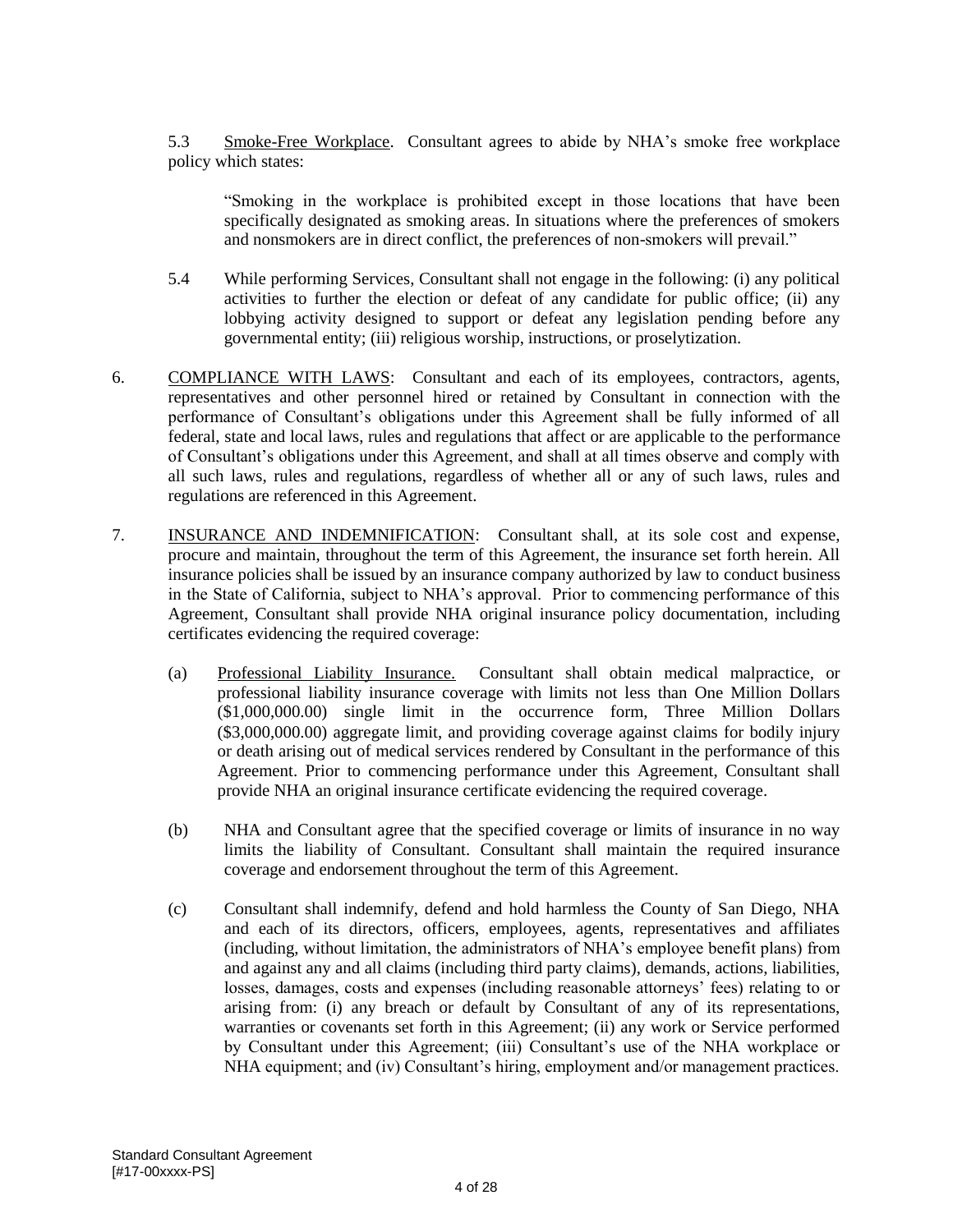5.3 Smoke-Free Workplace. Consultant agrees to abide by NHA's smoke free workplace policy which states:

> "Smoking in the workplace is prohibited except in those locations that have been specifically designated as smoking areas. In situations where the preferences of smokers and nonsmokers are in direct conflict, the preferences of non-smokers will prevail."

5.4 While performing Services, Consultant shall not engage in the following: (i) any political activities to further the election or defeat of any candidate for public office; (ii) any lobbying activity designed to support or defeat any legislation pending before any governmental entity; (iii) religious worship, instructions, or proselytization.

6. COMPLIANCE WITH LAWS: Consultant and each of its employees, contractors, agents, representatives and other personnel hired or retained by Consultant in connection with the performance of Consultant's obligations under this Agreement shall be fully informed of all federal, state and local laws, rules and regulations that affect or are applicable to the performance of Consultant's obligations under this Agreement, and shall at all times observe and comply with all such laws, rules and regulations, regardless of whether all or any of such laws, rules and regulations are referenced in this Agreement.

7. INSURANCE AND INDEMNIFICATION: Consultant shall, at its sole cost and expense, procure and maintain, throughout the term of this Agreement, the insurance set forth herein. All insurance policies shall be issued by an insurance company authorized by law to conduct business in the State of California, subject to NHA's approval. Prior to commencing performance of this Agreement, Consultant shall provide NHA original insurance policy documentation, including certificates evidencing the required coverage:

(a) Professional Liability Insurance. Consultant shall obtain medical malpractice, or professional liability insurance coverage with limits not less than One Million Dollars ($1,000,000.00) single limit in the occurrence form, Three Million Dollars ($3,000,000.00) aggregate limit, and providing coverage against claims for bodily injury or death arising out of medical services rendered by Consultant in the performance of this Agreement. Prior to commencing performance under this Agreement, Consultant shall provide NHA an original insurance certificate evidencing the required coverage.

(b) NHA and Consultant agree that the specified coverage or limits of insurance in no way limits the liability of Consultant. Consultant shall maintain the required insurance coverage and endorsement throughout the term of this Agreement.

(c) Consultant shall indemnify, defend and hold harmless the County of San Diego, NHA and each of its directors, officers, employees, agents, representatives and affiliates (including, without limitation, the administrators of NHA's employee benefit plans) from and against any and all claims (including third party claims), demands, actions, liabilities, losses, damages, costs and expenses (including reasonable attorneys' fees) relating to or arising from: (i) any breach or default by Consultant of any of its representations, warranties or covenants set forth in this Agreement; (ii) any work or Service performed by Consultant under this Agreement; (iii) Consultant's use of the NHA workplace or NHA equipment; and (iv) Consultant's hiring, employment and/or management practices.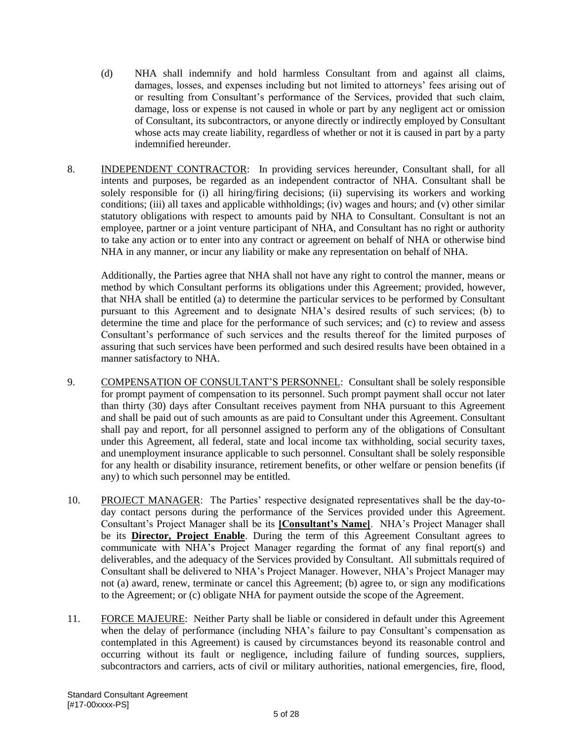(d) NHA shall indemnify and hold harmless Consultant from and against all claims, damages, losses, and expenses including but not limited to attorneys' fees arising out of or resulting from Consultant's performance of the Services, provided that such claim, damage, loss or expense is not caused in whole or part by any negligent act or omission of Consultant, its subcontractors, or anyone directly or indirectly employed by Consultant whose acts may create liability, regardless of whether or not it is caused in part by a party indemnified hereunder.

8. INDEPENDENT CONTRACTOR: In providing services hereunder, Consultant shall, for all intents and purposes, be regarded as an independent contractor of NHA. Consultant shall be solely responsible for (i) all hiring/firing decisions; (ii) supervising its workers and working conditions; (iii) all taxes and applicable withholdings; (iv) wages and hours; and (v) other similar statutory obligations with respect to amounts paid by NHA to Consultant. Consultant is not an employee, partner or a joint venture participant of NHA, and Consultant has no right or authority to take any action or to enter into any contract or agreement on behalf of NHA or otherwise bind NHA in any manner, or incur any liability or make any representation on behalf of NHA.

   Additionally, the Parties agree that NHA shall not have any right to control the manner, means or method by which Consultant performs its obligations under this Agreement; provided, however, that NHA shall be entitled (a) to determine the particular services to be performed by Consultant pursuant to this Agreement and to designate NHA's desired results of such services; (b) to determine the time and place for the performance of such services; and (c) to review and assess Consultant's performance of such services and the results thereof for the limited purposes of assuring that such services have been performed and such desired results have been obtained in a manner satisfactory to NHA.

9. COMPENSATION OF CONSULTANT'S PERSONNEL: Consultant shall be solely responsible for prompt payment of compensation to its personnel. Such prompt payment shall occur not later than thirty (30) days after Consultant receives payment from NHA pursuant to this Agreement and shall be paid out of such amounts as are paid to Consultant under this Agreement. Consultant shall pay and report, for all personnel assigned to perform any of the obligations of Consultant under this Agreement, all federal, state and local income tax withholding, social security taxes, and unemployment insurance applicable to such personnel. Consultant shall be solely responsible for any health or disability insurance, retirement benefits, or other welfare or pension benefits (if any) to which such personnel may be entitled.

10. PROJECT MANAGER: The Parties' respective designated representatives shall be the day-to-day contact persons during the performance of the Services provided under this Agreement. Consultant's Project Manager shall be its **[Consultant's Name]**. NHA's Project Manager shall be its **Director, Project Enable**. During the term of this Agreement Consultant agrees to communicate with NHA's Project Manager regarding the format of any final report(s) and deliverables, and the adequacy of the Services provided by Consultant. All submittals required of Consultant shall be delivered to NHA's Project Manager. However, NHA's Project Manager may not (a) award, renew, terminate or cancel this Agreement; (b) agree to, or sign any modifications to the Agreement; or (c) obligate NHA for payment outside the scope of the Agreement.

11. FORCE MAJEURE: Neither Party shall be liable or considered in default under this Agreement when the delay of performance (including NHA's failure to pay Consultant's compensation as contemplated in this Agreement) is caused by circumstances beyond its reasonable control and occurring without its fault or negligence, including failure of funding sources, suppliers, subcontractors and carriers, acts of civil or military authorities, national emergencies, fire, flood,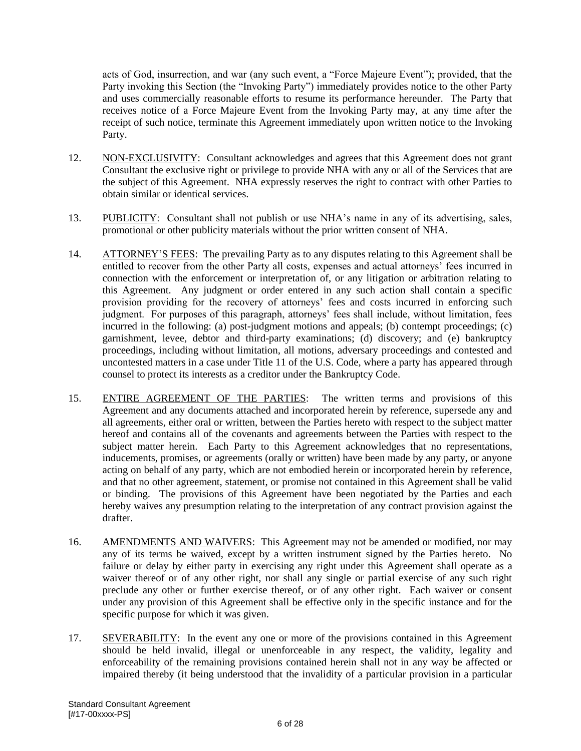acts of God, insurrection, and war (any such event, a "Force Majeure Event"); provided, that the Party invoking this Section (the "Invoking Party") immediately provides notice to the other Party and uses commercially reasonable efforts to resume its performance hereunder. The Party that receives notice of a Force Majeure Event from the Invoking Party may, at any time after the receipt of such notice, terminate this Agreement immediately upon written notice to the Invoking Party.

12. NON-EXCLUSIVITY: Consultant acknowledges and agrees that this Agreement does not grant Consultant the exclusive right or privilege to provide NHA with any or all of the Services that are the subject of this Agreement. NHA expressly reserves the right to contract with other Parties to obtain similar or identical services.

13. PUBLICITY: Consultant shall not publish or use NHA's name in any of its advertising, sales, promotional or other publicity materials without the prior written consent of NHA.

14. ATTORNEY'S FEES: The prevailing Party as to any disputes relating to this Agreement shall be entitled to recover from the other Party all costs, expenses and actual attorneys' fees incurred in connection with the enforcement or interpretation of, or any litigation or arbitration relating to this Agreement. Any judgment or order entered in any such action shall contain a specific provision providing for the recovery of attorneys' fees and costs incurred in enforcing such judgment. For purposes of this paragraph, attorneys' fees shall include, without limitation, fees incurred in the following: (a) post-judgment motions and appeals; (b) contempt proceedings; (c) garnishment, levee, debtor and third-party examinations; (d) discovery; and (e) bankruptcy proceedings, including without limitation, all motions, adversary proceedings and contested and uncontested matters in a case under Title 11 of the U.S. Code, where a party has appeared through counsel to protect its interests as a creditor under the Bankruptcy Code.

15. ENTIRE AGREEMENT OF THE PARTIES: The written terms and provisions of this Agreement and any documents attached and incorporated herein by reference, supersede any and all agreements, either oral or written, between the Parties hereto with respect to the subject matter hereof and contains all of the covenants and agreements between the Parties with respect to the subject matter herein. Each Party to this Agreement acknowledges that no representations, inducements, promises, or agreements (orally or written) have been made by any party, or anyone acting on behalf of any party, which are not embodied herein or incorporated herein by reference, and that no other agreement, statement, or promise not contained in this Agreement shall be valid or binding. The provisions of this Agreement have been negotiated by the Parties and each hereby waives any presumption relating to the interpretation of any contract provision against the drafter.

16. AMENDMENTS AND WAIVERS: This Agreement may not be amended or modified, nor may any of its terms be waived, except by a written instrument signed by the Parties hereto. No failure or delay by either party in exercising any right under this Agreement shall operate as a waiver thereof or of any other right, nor shall any single or partial exercise of any such right preclude any other or further exercise thereof, or of any other right. Each waiver or consent under any provision of this Agreement shall be effective only in the specific instance and for the specific purpose for which it was given.

17. SEVERABILITY: In the event any one or more of the provisions contained in this Agreement should be held invalid, illegal or unenforceable in any respect, the validity, legality and enforceability of the remaining provisions contained herein shall not in any way be affected or impaired thereby (it being understood that the invalidity of a particular provision in a particular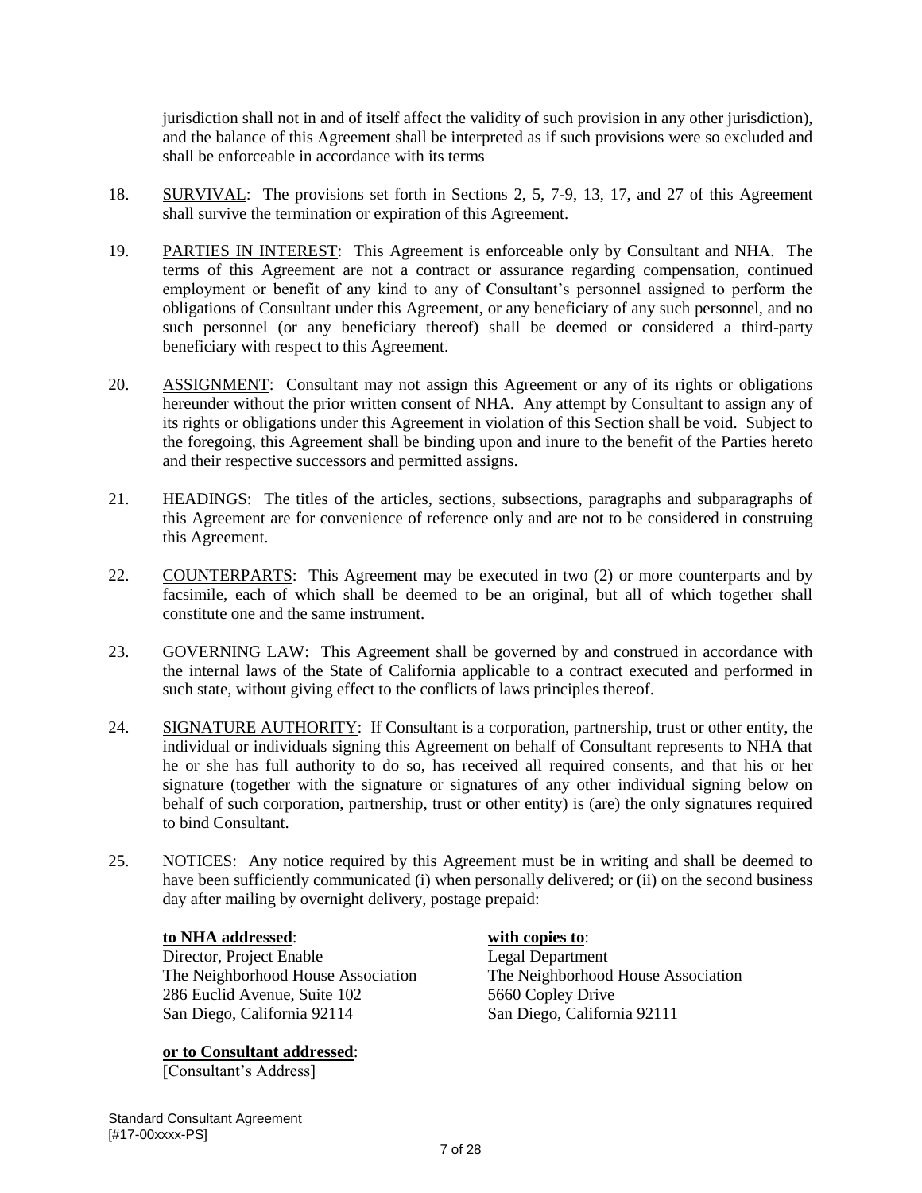jurisdiction shall not in and of itself affect the validity of such provision in any other jurisdiction), and the balance of this Agreement shall be interpreted as if such provisions were so excluded and shall be enforceable in accordance with its terms

18. SURVIVAL: The provisions set forth in Sections 2, 5, 7-9, 13, 17, and 27 of this Agreement shall survive the termination or expiration of this Agreement.

19. PARTIES IN INTEREST: This Agreement is enforceable only by Consultant and NHA. The terms of this Agreement are not a contract or assurance regarding compensation, continued employment or benefit of any kind to any of Consultant's personnel assigned to perform the obligations of Consultant under this Agreement, or any beneficiary of any such personnel, and no such personnel (or any beneficiary thereof) shall be deemed or considered a third-party beneficiary with respect to this Agreement.

20. ASSIGNMENT: Consultant may not assign this Agreement or any of its rights or obligations hereunder without the prior written consent of NHA. Any attempt by Consultant to assign any of its rights or obligations under this Agreement in violation of this Section shall be void. Subject to the foregoing, this Agreement shall be binding upon and inure to the benefit of the Parties hereto and their respective successors and permitted assigns.

21. HEADINGS: The titles of the articles, sections, subsections, paragraphs and subparagraphs of this Agreement are for convenience of reference only and are not to be considered in construing this Agreement.

22. COUNTERPARTS: This Agreement may be executed in two (2) or more counterparts and by facsimile, each of which shall be deemed to be an original, but all of which together shall constitute one and the same instrument.

23. GOVERNING LAW: This Agreement shall be governed by and construed in accordance with the internal laws of the State of California applicable to a contract executed and performed in such state, without giving effect to the conflicts of laws principles thereof.

24. SIGNATURE AUTHORITY: If Consultant is a corporation, partnership, trust or other entity, the individual or individuals signing this Agreement on behalf of Consultant represents to NHA that he or she has full authority to do so, has received all required consents, and that his or her signature (together with the signature or signatures of any other individual signing below on behalf of such corporation, partnership, trust or other entity) is (are) the only signatures required to bind Consultant.

25. NOTICES: Any notice required by this Agreement must be in writing and shall be deemed to have been sufficiently communicated (i) when personally delivered; or (ii) on the second business day after mailing by overnight delivery, postage prepaid:

**to NHA addressed**:
Director, Project Enable
The Neighborhood House Association
286 Euclid Avenue, Suite 102
San Diego, California 92114

**with copies to**:
Legal Department
The Neighborhood House Association
5660 Copley Drive
San Diego, California 92111

**or to Consultant addressed**:
[Consultant's Address]

Standard Consultant Agreement
[#17-00xxxx-PS]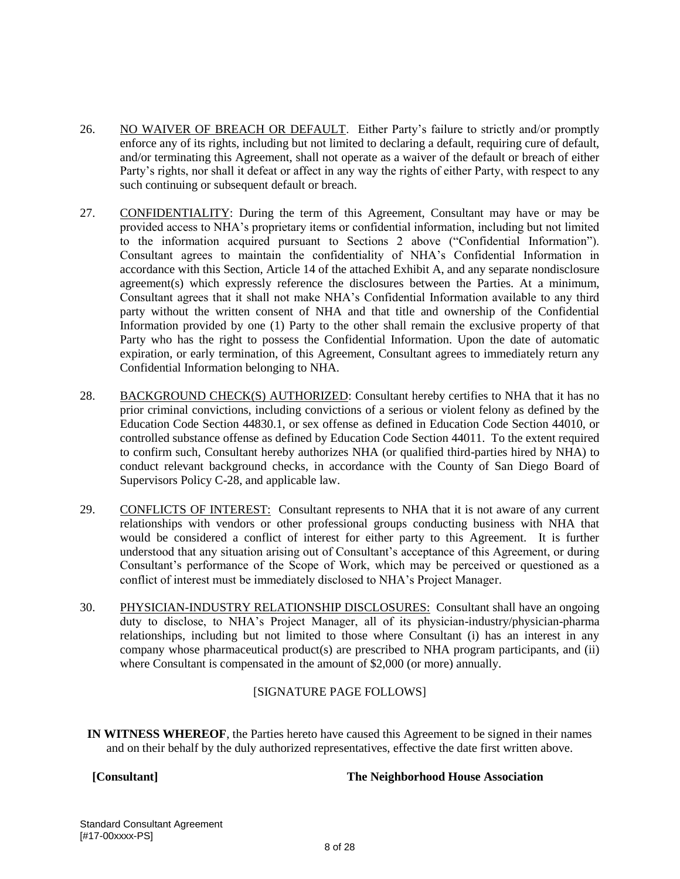26. NO WAIVER OF BREACH OR DEFAULT. Either Party's failure to strictly and/or promptly enforce any of its rights, including but not limited to declaring a default, requiring cure of default, and/or terminating this Agreement, shall not operate as a waiver of the default or breach of either Party's rights, nor shall it defeat or affect in any way the rights of either Party, with respect to any such continuing or subsequent default or breach.

27. CONFIDENTIALITY: During the term of this Agreement, Consultant may have or may be provided access to NHA's proprietary items or confidential information, including but not limited to the information acquired pursuant to Sections 2 above ("Confidential Information"). Consultant agrees to maintain the confidentiality of NHA's Confidential Information in accordance with this Section, Article 14 of the attached Exhibit A, and any separate nondisclosure agreement(s) which expressly reference the disclosures between the Parties. At a minimum, Consultant agrees that it shall not make NHA's Confidential Information available to any third party without the written consent of NHA and that title and ownership of the Confidential Information provided by one (1) Party to the other shall remain the exclusive property of that Party who has the right to possess the Confidential Information. Upon the date of automatic expiration, or early termination, of this Agreement, Consultant agrees to immediately return any Confidential Information belonging to NHA.

28. BACKGROUND CHECK(S) AUTHORIZED: Consultant hereby certifies to NHA that it has no prior criminal convictions, including convictions of a serious or violent felony as defined by the Education Code Section 44830.1, or sex offense as defined in Education Code Section 44010, or controlled substance offense as defined by Education Code Section 44011. To the extent required to confirm such, Consultant hereby authorizes NHA (or qualified third-parties hired by NHA) to conduct relevant background checks, in accordance with the County of San Diego Board of Supervisors Policy C-28, and applicable law.

29. CONFLICTS OF INTEREST: Consultant represents to NHA that it is not aware of any current relationships with vendors or other professional groups conducting business with NHA that would be considered a conflict of interest for either party to this Agreement. It is further understood that any situation arising out of Consultant's acceptance of this Agreement, or during Consultant's performance of the Scope of Work, which may be perceived or questioned as a conflict of interest must be immediately disclosed to NHA's Project Manager.

30. PHYSICIAN-INDUSTRY RELATIONSHIP DISCLOSURES: Consultant shall have an ongoing duty to disclose, to NHA's Project Manager, all of its physician-industry/physician-pharma relationships, including but not limited to those where Consultant (i) has an interest in any company whose pharmaceutical product(s) are prescribed to NHA program participants, and (ii) where Consultant is compensated in the amount of $2,000 (or more) annually.

[SIGNATURE PAGE FOLLOWS]

**IN WITNESS WHEREOF**, the Parties hereto have caused this Agreement to be signed in their names and on their behalf by the duly authorized representatives, effective the date first written above.

**[Consultant]** **The Neighborhood House Association**

Standard Consultant Agreement
[#17-00xxxx-PS]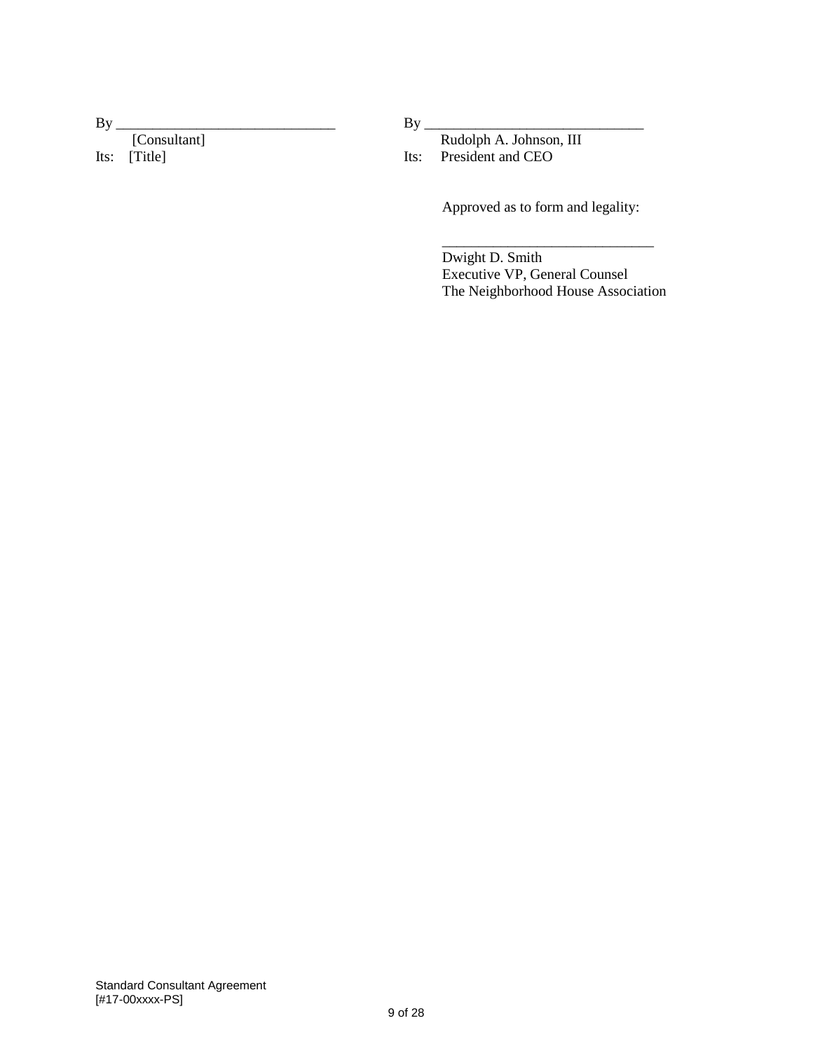By ______________________________
[Consultant]
Its: [Title]

By ______________________________
Rudolph A. Johnson, III
Its: President and CEO

Approved as to form and legality:

______________________________
Dwight D. Smith
Executive VP, General Counsel
The Neighborhood House Association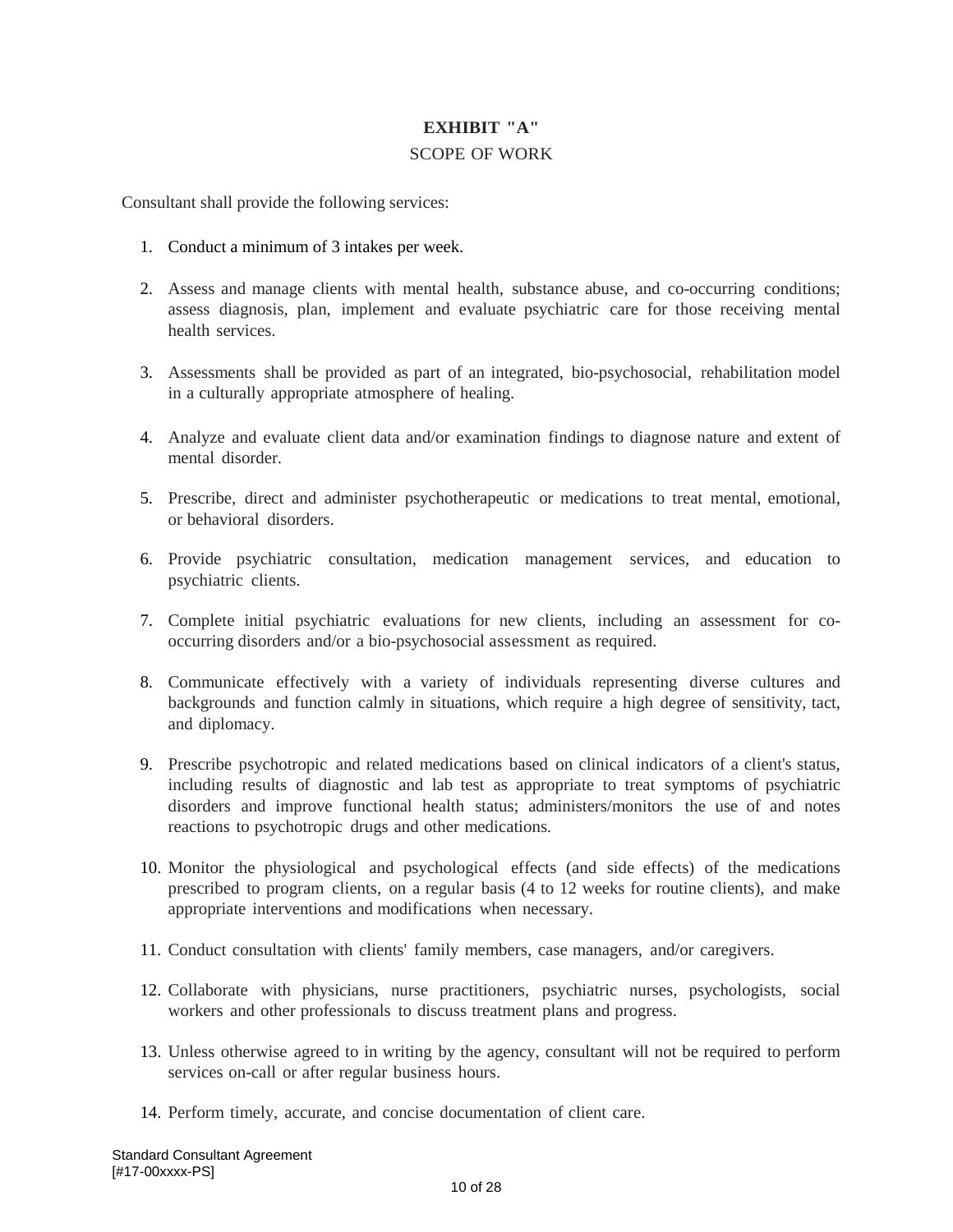# EXHIBIT "A"

## SCOPE OF WORK

Consultant shall provide the following services:

1. Conduct a minimum of 3 intakes per week.

2. Assess and manage clients with mental health, substance abuse, and co-occurring conditions; assess diagnosis, plan, implement and evaluate psychiatric care for those receiving mental health services.

3. Assessments shall be provided as part of an integrated, bio-psychosocial, rehabilitation model in a culturally appropriate atmosphere of healing.

4. Analyze and evaluate client data and/or examination findings to diagnose nature and extent of mental disorder.

5. Prescribe, direct and administer psychotherapeutic or medications to treat mental, emotional, or behavioral disorders.

6. Provide psychiatric consultation, medication management services, and education to psychiatric clients.

7. Complete initial psychiatric evaluations for new clients, including an assessment for co-occurring disorders and/or a bio-psychosocial assessment as required.

8. Communicate effectively with a variety of individuals representing diverse cultures and backgrounds and function calmly in situations, which require a high degree of sensitivity, tact, and diplomacy.

9. Prescribe psychotropic and related medications based on clinical indicators of a client's status, including results of diagnostic and lab test as appropriate to treat symptoms of psychiatric disorders and improve functional health status; administers/monitors the use of and notes reactions to psychotropic drugs and other medications.

10. Monitor the physiological and psychological effects (and side effects) of the medications prescribed to program clients, on a regular basis (4 to 12 weeks for routine clients), and make appropriate interventions and modifications when necessary.

11. Conduct consultation with clients' family members, case managers, and/or caregivers.

12. Collaborate with physicians, nurse practitioners, psychiatric nurses, psychologists, social workers and other professionals to discuss treatment plans and progress.

13. Unless otherwise agreed to in writing by the agency, consultant will not be required to perform services on-call or after regular business hours.

14. Perform timely, accurate, and concise documentation of client care.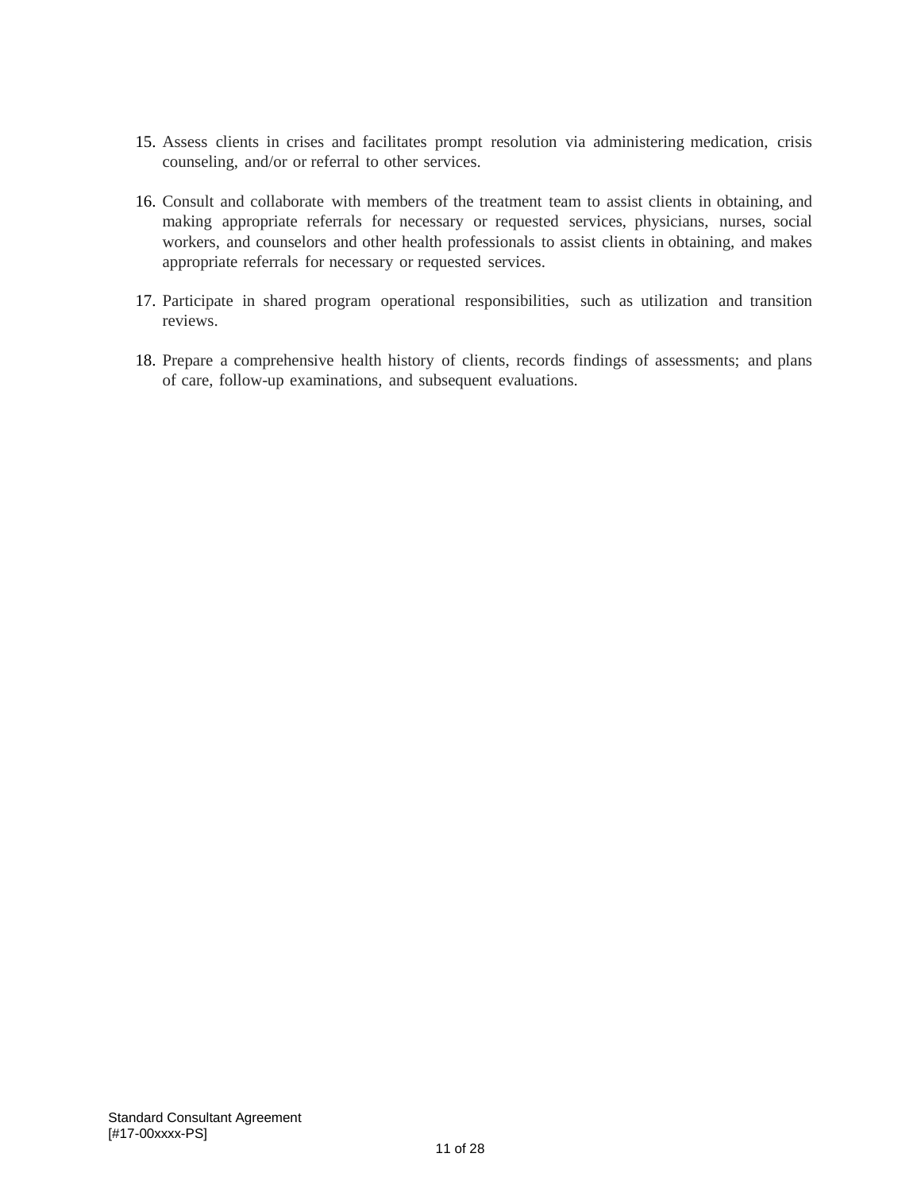15. Assess clients in crises and facilitates prompt resolution via administering medication, crisis counseling, and/or or referral to other services.

16. Consult and collaborate with members of the treatment team to assist clients in obtaining, and making appropriate referrals for necessary or requested services, physicians, nurses, social workers, and counselors and other health professionals to assist clients in obtaining, and makes appropriate referrals for necessary or requested services.

17. Participate in shared program operational responsibilities, such as utilization and transition reviews.

18. Prepare a comprehensive health history of clients, records findings of assessments; and plans of care, follow-up examinations, and subsequent evaluations.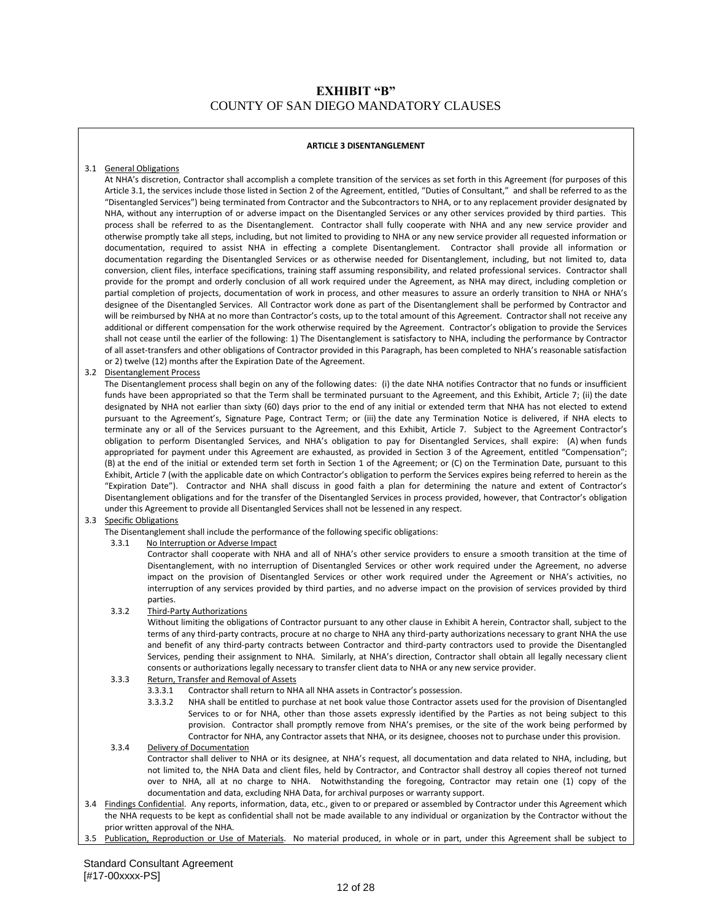# EXHIBIT "B"
COUNTY OF SAN DIEGO MANDATORY CLAUSES

**ARTICLE 3 DISENTANGLEMENT**

3.1 General Obligations

At NHA's discretion, Contractor shall accomplish a complete transition of the services as set forth in this Agreement (for purposes of this Article 3.1, the services include those listed in Section 2 of the Agreement, entitled, "Duties of Consultant," and shall be referred to as the "Disentangled Services") being terminated from Contractor and the Subcontractors to NHA, or to any replacement provider designated by NHA, without any interruption of or adverse impact on the Disentangled Services or any other services provided by third parties. This process shall be referred to as the Disentanglement. Contractor shall fully cooperate with NHA and any new service provider and otherwise promptly take all steps, including, but not limited to providing to NHA or any new service provider all requested information or documentation, required to assist NHA in effecting a complete Disentanglement. Contractor shall provide all information or documentation regarding the Disentangled Services or as otherwise needed for Disentanglement, including, but not limited to, data conversion, client files, interface specifications, training staff assuming responsibility, and related professional services. Contractor shall provide for the prompt and orderly conclusion of all work required under the Agreement, as NHA may direct, including completion or partial completion of projects, documentation of work in process, and other measures to assure an orderly transition to NHA or NHA's designee of the Disentangled Services. All Contractor work done as part of the Disentanglement shall be performed by Contractor and will be reimbursed by NHA at no more than Contractor's costs, up to the total amount of this Agreement. Contractor shall not receive any additional or different compensation for the work otherwise required by the Agreement. Contractor's obligation to provide the Services shall not cease until the earlier of the following: 1) The Disentanglement is satisfactory to NHA, including the performance by Contractor of all asset-transfers and other obligations of Contractor provided in this Paragraph, has been completed to NHA's reasonable satisfaction or 2) twelve (12) months after the Expiration Date of the Agreement.

3.2 Disentanglement Process

The Disentanglement process shall begin on any of the following dates: (i) the date NHA notifies Contractor that no funds or insufficient funds have been appropriated so that the Term shall be terminated pursuant to the Agreement, and this Exhibit, Article 7; (ii) the date designated by NHA not earlier than sixty (60) days prior to the end of any initial or extended term that NHA has not elected to extend pursuant to the Agreement's, Signature Page, Contract Term; or (iii) the date any Termination Notice is delivered, if NHA elects to terminate any or all of the Services pursuant to the Agreement, and this Exhibit, Article 7. Subject to the Agreement Contractor's obligation to perform Disentangled Services, and NHA's obligation to pay for Disentangled Services, shall expire: (A) when funds appropriated for payment under this Agreement are exhausted, as provided in Section 3 of the Agreement, entitled "Compensation"; (B) at the end of the initial or extended term set forth in Section 1 of the Agreement; or (C) on the Termination Date, pursuant to this Exhibit, Article 7 (with the applicable date on which Contractor's obligation to perform the Services expires being referred to herein as the "Expiration Date"). Contractor and NHA shall discuss in good faith a plan for determining the nature and extent of Contractor's Disentanglement obligations and for the transfer of the Disentangled Services in process provided, however, that Contractor's obligation under this Agreement to provide all Disentangled Services shall not be lessened in any respect.

3.3 Specific Obligations

The Disentanglement shall include the performance of the following specific obligations:

3.3.1 No Interruption or Adverse Impact

Contractor shall cooperate with NHA and all of NHA's other service providers to ensure a smooth transition at the time of Disentanglement, with no interruption of Disentangled Services or other work required under the Agreement, no adverse impact on the provision of Disentangled Services or other work required under the Agreement or NHA's activities, no interruption of any services provided by third parties, and no adverse impact on the provision of services provided by third parties.

3.3.2 Third-Party Authorizations

Without limiting the obligations of Contractor pursuant to any other clause in Exhibit A herein, Contractor shall, subject to the terms of any third-party contracts, procure at no charge to NHA any third-party authorizations necessary to grant NHA the use and benefit of any third-party contracts between Contractor and third-party contractors used to provide the Disentangled Services, pending their assignment to NHA. Similarly, at NHA's direction, Contractor shall obtain all legally necessary client consents or authorizations legally necessary to transfer client data to NHA or any new service provider.

3.3.3 Return, Transfer and Removal of Assets

3.3.3.1 Contractor shall return to NHA all NHA assets in Contractor's possession.

3.3.3.2 NHA shall be entitled to purchase at net book value those Contractor assets used for the provision of Disentangled Services to or for NHA, other than those assets expressly identified by the Parties as not being subject to this provision. Contractor shall promptly remove from NHA's premises, or the site of the work being performed by Contractor for NHA, any Contractor assets that NHA, or its designee, chooses not to purchase under this provision.

3.3.4 Delivery of Documentation

Contractor shall deliver to NHA or its designee, at NHA's request, all documentation and data related to NHA, including, but not limited to, the NHA Data and client files, held by Contractor, and Contractor shall destroy all copies thereof not turned over to NHA, all at no charge to NHA. Notwithstanding the foregoing, Contractor may retain one (1) copy of the documentation and data, excluding NHA Data, for archival purposes or warranty support.

3.4 Findings Confidential. Any reports, information, data, etc., given to or prepared or assembled by Contractor under this Agreement which the NHA requests to be kept as confidential shall not be made available to any individual or organization by the Contractor without the prior written approval of the NHA.

3.5 Publication, Reproduction or Use of Materials. No material produced, in whole or in part, under this Agreement shall be subject to

Standard Consultant Agreement
[#17-00xxxx-PS]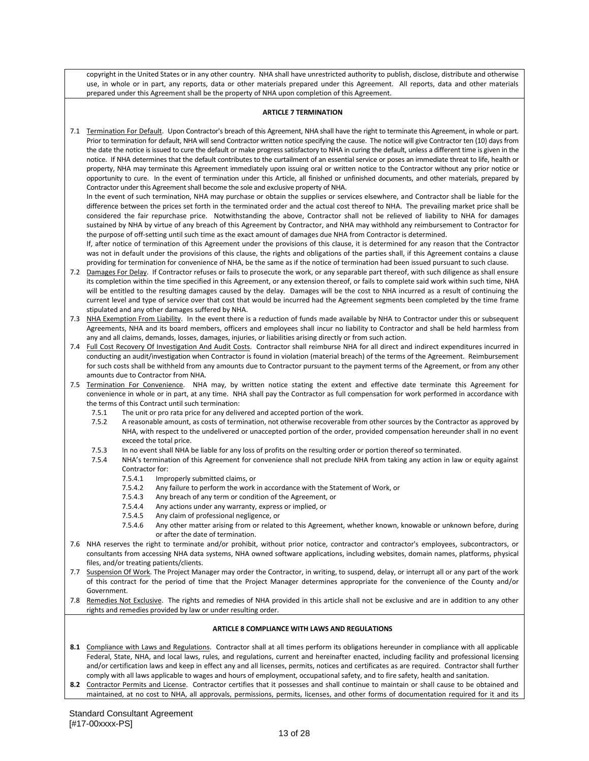copyright in the United States or in any other country. NHA shall have unrestricted authority to publish, disclose, distribute and otherwise use, in whole or in part, any reports, data or other materials prepared under this Agreement. All reports, data and other materials prepared under this Agreement shall be the property of NHA upon completion of this Agreement.

**ARTICLE 7 TERMINATION**

7.1 Termination For Default. Upon Contractor's breach of this Agreement, NHA shall have the right to terminate this Agreement, in whole or part. Prior to termination for default, NHA will send Contractor written notice specifying the cause. The notice will give Contractor ten (10) days from the date the notice is issued to cure the default or make progress satisfactory to NHA in curing the default, unless a different time is given in the notice. If NHA determines that the default contributes to the curtailment of an essential service or poses an immediate threat to life, health or property, NHA may terminate this Agreement immediately upon issuing oral or written notice to the Contractor without any prior notice or opportunity to cure. In the event of termination under this Article, all finished or unfinished documents, and other materials, prepared by Contractor under this Agreement shall become the sole and exclusive property of NHA.
In the event of such termination, NHA may purchase or obtain the supplies or services elsewhere, and Contractor shall be liable for the difference between the prices set forth in the terminated order and the actual cost thereof to NHA. The prevailing market price shall be considered the fair repurchase price. Notwithstanding the above, Contractor shall not be relieved of liability to NHA for damages sustained by NHA by virtue of any breach of this Agreement by Contractor, and NHA may withhold any reimbursement to Contractor for the purpose of off-setting until such time as the exact amount of damages due NHA from Contractor is determined.
If, after notice of termination of this Agreement under the provisions of this clause, it is determined for any reason that the Contractor was not in default under the provisions of this clause, the rights and obligations of the parties shall, if this Agreement contains a clause providing for termination for convenience of NHA, be the same as if the notice of termination had been issued pursuant to such clause.

7.2 Damages For Delay. If Contractor refuses or fails to prosecute the work, or any separable part thereof, with such diligence as shall ensure its completion within the time specified in this Agreement, or any extension thereof, or fails to complete said work within such time, NHA will be entitled to the resulting damages caused by the delay. Damages will be the cost to NHA incurred as a result of continuing the current level and type of service over that cost that would be incurred had the Agreement segments been completed by the time frame stipulated and any other damages suffered by NHA.

7.3 NHA Exemption From Liability. In the event there is a reduction of funds made available by NHA to Contractor under this or subsequent Agreements, NHA and its board members, officers and employees shall incur no liability to Contractor and shall be held harmless from any and all claims, demands, losses, damages, injuries, or liabilities arising directly or from such action.

7.4 Full Cost Recovery Of Investigation And Audit Costs. Contractor shall reimburse NHA for all direct and indirect expenditures incurred in conducting an audit/investigation when Contractor is found in violation (material breach) of the terms of the Agreement. Reimbursement for such costs shall be withheld from any amounts due to Contractor pursuant to the payment terms of the Agreement, or from any other amounts due to Contractor from NHA.

7.5 Termination For Convenience. NHA may, by written notice stating the extent and effective date terminate this Agreement for convenience in whole or in part, at any time. NHA shall pay the Contractor as full compensation for work performed in accordance with the terms of this Contract until such termination:

- 7.5.1 The unit or pro rata price for any delivered and accepted portion of the work.
- 7.5.2 A reasonable amount, as costs of termination, not otherwise recoverable from other sources by the Contractor as approved by NHA, with respect to the undelivered or unaccepted portion of the order, provided compensation hereunder shall in no event exceed the total price.
- 7.5.3 In no event shall NHA be liable for any loss of profits on the resulting order or portion thereof so terminated.
- 7.5.4 NHA's termination of this Agreement for convenience shall not preclude NHA from taking any action in law or equity against Contractor for:
  - 7.5.4.1 Improperly submitted claims, or
  - 7.5.4.2 Any failure to perform the work in accordance with the Statement of Work, or
  - 7.5.4.3 Any breach of any term or condition of the Agreement, or
  - 7.5.4.4 Any actions under any warranty, express or implied, or
  - 7.5.4.5 Any claim of professional negligence, or
  - 7.5.4.6 Any other matter arising from or related to this Agreement, whether known, knowable or unknown before, during or after the date of termination.

7.6 NHA reserves the right to terminate and/or prohibit, without prior notice, contractor and contractor's employees, subcontractors, or consultants from accessing NHA data systems, NHA owned software applications, including websites, domain names, platforms, physical files, and/or treating patients/clients.

7.7 Suspension Of Work. The Project Manager may order the Contractor, in writing, to suspend, delay, or interrupt all or any part of the work of this contract for the period of time that the Project Manager determines appropriate for the convenience of the County and/or Government.

7.8 Remedies Not Exclusive. The rights and remedies of NHA provided in this article shall not be exclusive and are in addition to any other rights and remedies provided by law or under resulting order.

**ARTICLE 8 COMPLIANCE WITH LAWS AND REGULATIONS**

**8.1** Compliance with Laws and Regulations. Contractor shall at all times perform its obligations hereunder in compliance with all applicable Federal, State, NHA, and local laws, rules, and regulations, current and hereinafter enacted, including facility and professional licensing and/or certification laws and keep in effect any and all licenses, permits, notices and certificates as are required. Contractor shall further comply with all laws applicable to wages and hours of employment, occupational safety, and to fire safety, health and sanitation.

**8.2** Contractor Permits and License. Contractor certifies that it possesses and shall continue to maintain or shall cause to be obtained and maintained, at no cost to NHA, all approvals, permissions, permits, licenses, and other forms of documentation required for it and its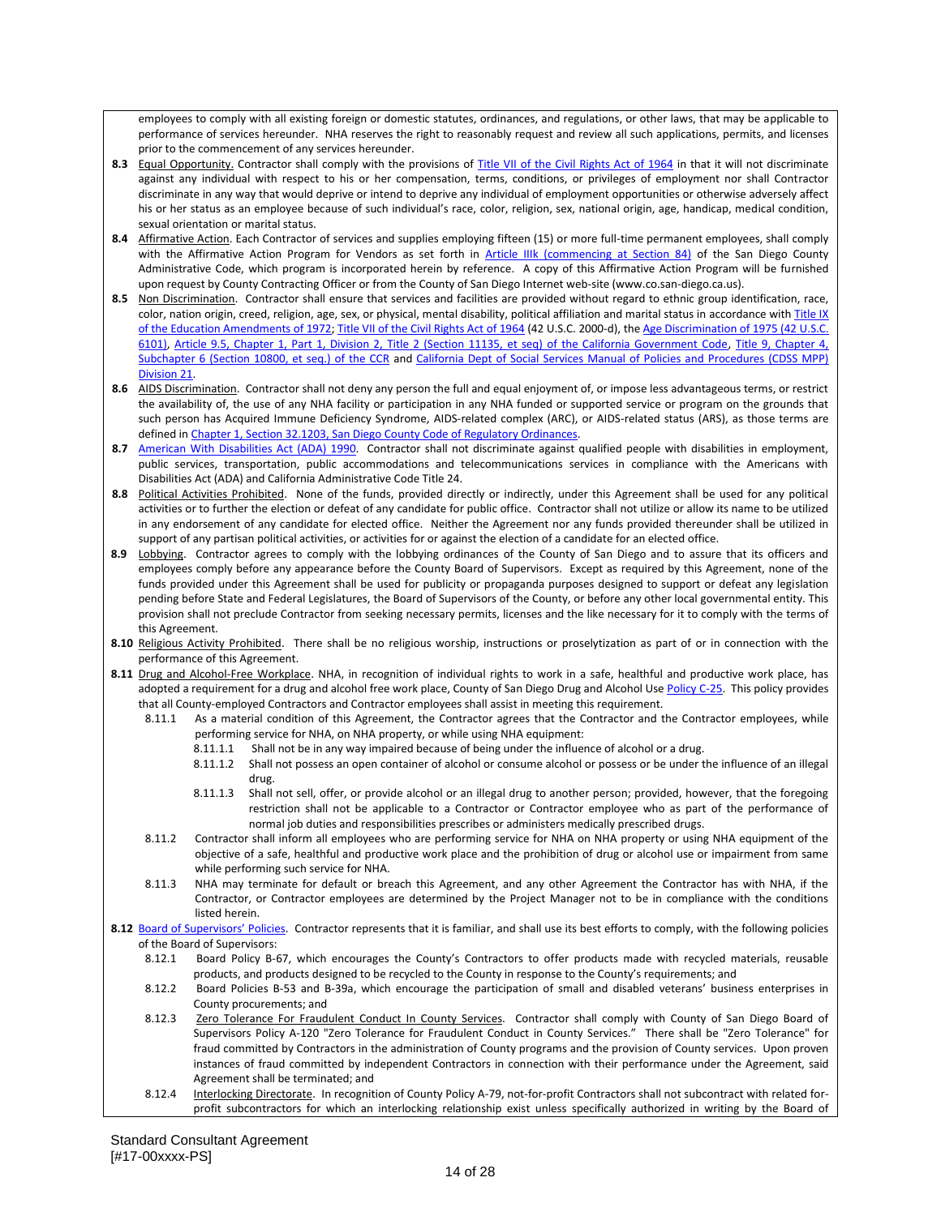employees to comply with all existing foreign or domestic statutes, ordinances, and regulations, or other laws, that may be applicable to performance of services hereunder. NHA reserves the right to reasonably request and review all such applications, permits, and licenses prior to the commencement of any services hereunder.

**8.3** Equal Opportunity. Contractor shall comply with the provisions of Title VII of the Civil Rights Act of 1964 in that it will not discriminate against any individual with respect to his or her compensation, terms, conditions, or privileges of employment nor shall Contractor discriminate in any way that would deprive or intend to deprive any individual of employment opportunities or otherwise adversely affect his or her status as an employee because of such individual's race, color, religion, sex, national origin, age, handicap, medical condition, sexual orientation or marital status.

**8.4** Affirmative Action. Each Contractor of services and supplies employing fifteen (15) or more full-time permanent employees, shall comply with the Affirmative Action Program for Vendors as set forth in Article IIIk (commencing at Section 84) of the San Diego County Administrative Code, which program is incorporated herein by reference. A copy of this Affirmative Action Program will be furnished upon request by County Contracting Officer or from the County of San Diego Internet web-site (www.co.san-diego.ca.us).

**8.5** Non Discrimination. Contractor shall ensure that services and facilities are provided without regard to ethnic group identification, race, color, nation origin, creed, religion, age, sex, or physical, mental disability, political affiliation and marital status in accordance with Title IX of the Education Amendments of 1972; Title VII of the Civil Rights Act of 1964 (42 U.S.C. 2000-d), the Age Discrimination of 1975 (42 U.S.C. 6101), Article 9.5, Chapter 1, Part 1, Division 2, Title 2 (Section 11135, et seq) of the California Government Code, Title 9, Chapter 4, Subchapter 6 (Section 10800, et seq.) of the CCR and California Dept of Social Services Manual of Policies and Procedures (CDSS MPP) Division 21.

**8.6** AIDS Discrimination. Contractor shall not deny any person the full and equal enjoyment of, or impose less advantageous terms, or restrict the availability of, the use of any NHA facility or participation in any NHA funded or supported service or program on the grounds that such person has Acquired Immune Deficiency Syndrome, AIDS-related complex (ARC), or AIDS-related status (ARS), as those terms are defined in Chapter 1, Section 32.1203, San Diego County Code of Regulatory Ordinances.

**8.7** American With Disabilities Act (ADA) 1990. Contractor shall not discriminate against qualified people with disabilities in employment, public services, transportation, public accommodations and telecommunications services in compliance with the Americans with Disabilities Act (ADA) and California Administrative Code Title 24.

**8.8** Political Activities Prohibited. None of the funds, provided directly or indirectly, under this Agreement shall be used for any political activities or to further the election or defeat of any candidate for public office. Contractor shall not utilize or allow its name to be utilized in any endorsement of any candidate for elected office. Neither the Agreement nor any funds provided thereunder shall be utilized in support of any partisan political activities, or activities for or against the election of a candidate for an elected office.

**8.9** Lobbying. Contractor agrees to comply with the lobbying ordinances of the County of San Diego and to assure that its officers and employees comply before any appearance before the County Board of Supervisors. Except as required by this Agreement, none of the funds provided under this Agreement shall be used for publicity or propaganda purposes designed to support or defeat any legislation pending before State and Federal Legislatures, the Board of Supervisors of the County, or before any other local governmental entity. This provision shall not preclude Contractor from seeking necessary permits, licenses and the like necessary for it to comply with the terms of this Agreement.

**8.10** Religious Activity Prohibited. There shall be no religious worship, instructions or proselytization as part of or in connection with the performance of this Agreement.

**8.11** Drug and Alcohol-Free Workplace. NHA, in recognition of individual rights to work in a safe, healthful and productive work place, has adopted a requirement for a drug and alcohol free work place, County of San Diego Drug and Alcohol Use Policy C-25. This policy provides that all County-employed Contractors and Contractor employees shall assist in meeting this requirement.

8.11.1 As a material condition of this Agreement, the Contractor agrees that the Contractor and the Contractor employees, while performing service for NHA, on NHA property, or while using NHA equipment:

8.11.1.1 Shall not be in any way impaired because of being under the influence of alcohol or a drug.

8.11.1.2 Shall not possess an open container of alcohol or consume alcohol or possess or be under the influence of an illegal drug.

8.11.1.3 Shall not sell, offer, or provide alcohol or an illegal drug to another person; provided, however, that the foregoing restriction shall not be applicable to a Contractor or Contractor employee who as part of the performance of normal job duties and responsibilities prescribes or administers medically prescribed drugs.

8.11.2 Contractor shall inform all employees who are performing service for NHA on NHA property or using NHA equipment of the objective of a safe, healthful and productive work place and the prohibition of drug or alcohol use or impairment from same while performing such service for NHA.

8.11.3 NHA may terminate for default or breach this Agreement, and any other Agreement the Contractor has with NHA, if the Contractor, or Contractor employees are determined by the Project Manager not to be in compliance with the conditions listed herein.

**8.12** Board of Supervisors' Policies. Contractor represents that it is familiar, and shall use its best efforts to comply, with the following policies of the Board of Supervisors:

8.12.1 Board Policy B-67, which encourages the County's Contractors to offer products made with recycled materials, reusable products, and products designed to be recycled to the County in response to the County's requirements; and

8.12.2 Board Policies B-53 and B-39a, which encourage the participation of small and disabled veterans' business enterprises in County procurements; and

8.12.3 Zero Tolerance For Fraudulent Conduct In County Services. Contractor shall comply with County of San Diego Board of Supervisors Policy A-120 "Zero Tolerance for Fraudulent Conduct in County Services." There shall be "Zero Tolerance" for fraud committed by Contractors in the administration of County programs and the provision of County services. Upon proven instances of fraud committed by independent Contractors in connection with their performance under the Agreement, said Agreement shall be terminated; and

8.12.4 Interlocking Directorate. In recognition of County Policy A-79, not-for-profit Contractors shall not subcontract with related for-profit subcontractors for which an interlocking relationship exist unless specifically authorized in writing by the Board of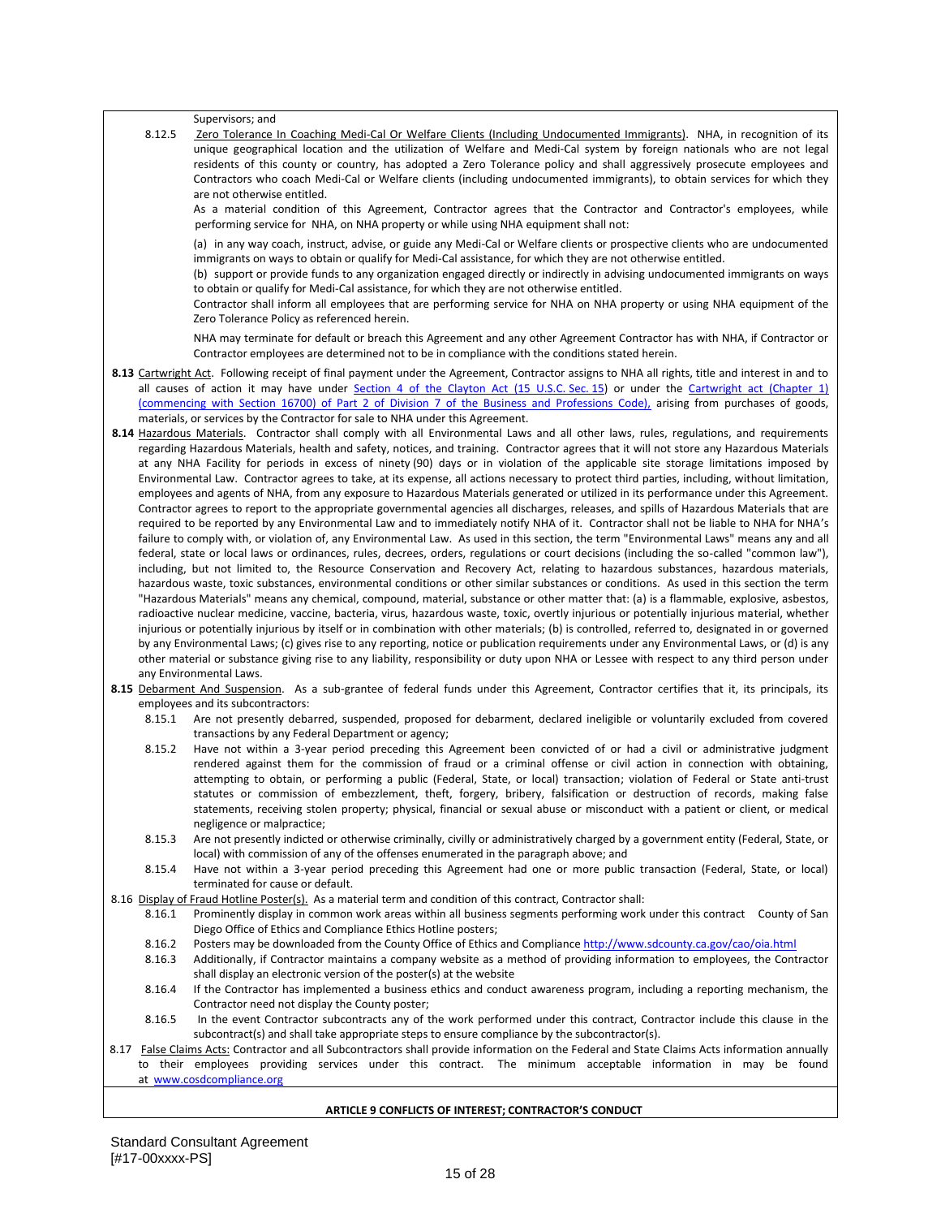Supervisors; and

8.12.5 Zero Tolerance In Coaching Medi-Cal Or Welfare Clients (Including Undocumented Immigrants). NHA, in recognition of its unique geographical location and the utilization of Welfare and Medi-Cal system by foreign nationals who are not legal residents of this county or country, has adopted a Zero Tolerance policy and shall aggressively prosecute employees and Contractors who coach Medi-Cal or Welfare clients (including undocumented immigrants), to obtain services for which they are not otherwise entitled.

As a material condition of this Agreement, Contractor agrees that the Contractor and Contractor's employees, while performing service for NHA, on NHA property or while using NHA equipment shall not:

(a) in any way coach, instruct, advise, or guide any Medi-Cal or Welfare clients or prospective clients who are undocumented immigrants on ways to obtain or qualify for Medi-Cal assistance, for which they are not otherwise entitled.

(b) support or provide funds to any organization engaged directly or indirectly in advising undocumented immigrants on ways to obtain or qualify for Medi-Cal assistance, for which they are not otherwise entitled.

Contractor shall inform all employees that are performing service for NHA on NHA property or using NHA equipment of the Zero Tolerance Policy as referenced herein.

NHA may terminate for default or breach this Agreement and any other Agreement Contractor has with NHA, if Contractor or Contractor employees are determined not to be in compliance with the conditions stated herein.

**8.13** Cartwright Act. Following receipt of final payment under the Agreement, Contractor assigns to NHA all rights, title and interest in and to all causes of action it may have under [Section 4 of the Clayton Act (15 U.S.C. Sec. 15)] or under the [Cartwright act (Chapter 1) (commencing with Section 16700) of Part 2 of Division 7 of the Business and Professions Code),] arising from purchases of goods, materials, or services by the Contractor for sale to NHA under this Agreement.

**8.14** Hazardous Materials. Contractor shall comply with all Environmental Laws and all other laws, rules, regulations, and requirements regarding Hazardous Materials, health and safety, notices, and training. Contractor agrees that it will not store any Hazardous Materials at any NHA Facility for periods in excess of ninety (90) days or in violation of the applicable site storage limitations imposed by Environmental Law. Contractor agrees to take, at its expense, all actions necessary to protect third parties, including, without limitation, employees and agents of NHA, from any exposure to Hazardous Materials generated or utilized in its performance under this Agreement. Contractor agrees to report to the appropriate governmental agencies all discharges, releases, and spills of Hazardous Materials that are required to be reported by any Environmental Law and to immediately notify NHA of it. Contractor shall not be liable to NHA for NHA's failure to comply with, or violation of, any Environmental Law. As used in this section, the term "Environmental Laws" means any and all federal, state or local laws or ordinances, rules, decrees, orders, regulations or court decisions (including the so-called "common law"), including, but not limited to, the Resource Conservation and Recovery Act, relating to hazardous substances, hazardous materials, hazardous waste, toxic substances, environmental conditions or other similar substances or conditions. As used in this section the term "Hazardous Materials" means any chemical, compound, material, substance or other matter that: (a) is a flammable, explosive, asbestos, radioactive nuclear medicine, vaccine, bacteria, virus, hazardous waste, toxic, overtly injurious or potentially injurious material, whether injurious or potentially injurious by itself or in combination with other materials; (b) is controlled, referred to, designated in or governed by any Environmental Laws; (c) gives rise to any reporting, notice or publication requirements under any Environmental Laws, or (d) is any other material or substance giving rise to any liability, responsibility or duty upon NHA or Lessee with respect to any third person under any Environmental Laws.

**8.15** Debarment And Suspension. As a sub-grantee of federal funds under this Agreement, Contractor certifies that it, its principals, its employees and its subcontractors:

8.15.1 Are not presently debarred, suspended, proposed for debarment, declared ineligible or voluntarily excluded from covered transactions by any Federal Department or agency;

8.15.2 Have not within a 3-year period preceding this Agreement been convicted of or had a civil or administrative judgment rendered against them for the commission of fraud or a criminal offense or civil action in connection with obtaining, attempting to obtain, or performing a public (Federal, State, or local) transaction; violation of Federal or State anti-trust statutes or commission of embezzlement, theft, forgery, bribery, falsification or destruction of records, making false statements, receiving stolen property; physical, financial or sexual abuse or misconduct with a patient or client, or medical negligence or malpractice;

8.15.3 Are not presently indicted or otherwise criminally, civilly or administratively charged by a government entity (Federal, State, or local) with commission of any of the offenses enumerated in the paragraph above; and

8.15.4 Have not within a 3-year period preceding this Agreement had one or more public transaction (Federal, State, or local) terminated for cause or default.

8.16 Display of Fraud Hotline Poster(s). As a material term and condition of this contract, Contractor shall:

8.16.1 Prominently display in common work areas within all business segments performing work under this contract County of San Diego Office of Ethics and Compliance Ethics Hotline posters;

8.16.2 Posters may be downloaded from the County Office of Ethics and Compliance http://www.sdcounty.ca.gov/cao/oia.html

8.16.3 Additionally, if Contractor maintains a company website as a method of providing information to employees, the Contractor shall display an electronic version of the poster(s) at the website

8.16.4 If the Contractor has implemented a business ethics and conduct awareness program, including a reporting mechanism, the Contractor need not display the County poster;

8.16.5 In the event Contractor subcontracts any of the work performed under this contract, Contractor include this clause in the subcontract(s) and shall take appropriate steps to ensure compliance by the subcontractor(s).

8.17 False Claims Acts: Contractor and all Subcontractors shall provide information on the Federal and State Claims Acts information annually to their employees providing services under this contract. The minimum acceptable information in may be found at www.cosdcompliance.org

**ARTICLE 9 CONFLICTS OF INTEREST; CONTRACTOR'S CONDUCT**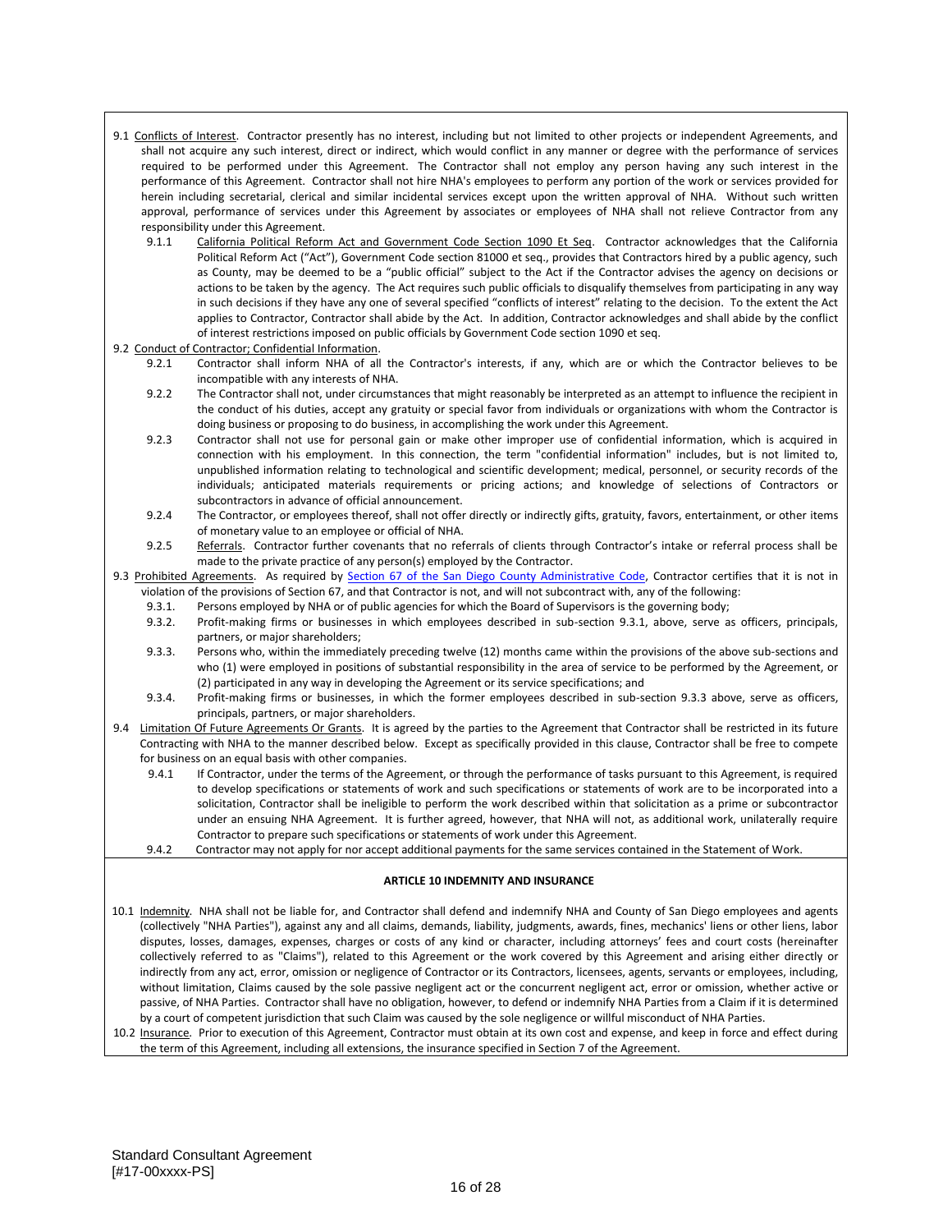9.1 Conflicts of Interest. Contractor presently has no interest, including but not limited to other projects or independent Agreements, and shall not acquire any such interest, direct or indirect, which would conflict in any manner or degree with the performance of services required to be performed under this Agreement. The Contractor shall not employ any person having any such interest in the performance of this Agreement. Contractor shall not hire NHA's employees to perform any portion of the work or services provided for herein including secretarial, clerical and similar incidental services except upon the written approval of NHA. Without such written approval, performance of services under this Agreement by associates or employees of NHA shall not relieve Contractor from any responsibility under this Agreement.

9.1.1 California Political Reform Act and Government Code Section 1090 Et Seq. Contractor acknowledges that the California Political Reform Act ("Act"), Government Code section 81000 et seq., provides that Contractors hired by a public agency, such as County, may be deemed to be a "public official" subject to the Act if the Contractor advises the agency on decisions or actions to be taken by the agency. The Act requires such public officials to disqualify themselves from participating in any way in such decisions if they have any one of several specified "conflicts of interest" relating to the decision. To the extent the Act applies to Contractor, Contractor shall abide by the Act. In addition, Contractor acknowledges and shall abide by the conflict of interest restrictions imposed on public officials by Government Code section 1090 et seq.

9.2 Conduct of Contractor; Confidential Information.

9.2.1 Contractor shall inform NHA of all the Contractor's interests, if any, which are or which the Contractor believes to be incompatible with any interests of NHA.

9.2.2 The Contractor shall not, under circumstances that might reasonably be interpreted as an attempt to influence the recipient in the conduct of his duties, accept any gratuity or special favor from individuals or organizations with whom the Contractor is doing business or proposing to do business, in accomplishing the work under this Agreement.

9.2.3 Contractor shall not use for personal gain or make other improper use of confidential information, which is acquired in connection with his employment. In this connection, the term "confidential information" includes, but is not limited to, unpublished information relating to technological and scientific development; medical, personnel, or security records of the individuals; anticipated materials requirements or pricing actions; and knowledge of selections of Contractors or subcontractors in advance of official announcement.

9.2.4 The Contractor, or employees thereof, shall not offer directly or indirectly gifts, gratuity, favors, entertainment, or other items of monetary value to an employee or official of NHA.

9.2.5 Referrals. Contractor further covenants that no referrals of clients through Contractor's intake or referral process shall be made to the private practice of any person(s) employed by the Contractor.

9.3 Prohibited Agreements. As required by Section 67 of the San Diego County Administrative Code, Contractor certifies that it is not in violation of the provisions of Section 67, and that Contractor is not, and will not subcontract with, any of the following:

9.3.1. Persons employed by NHA or of public agencies for which the Board of Supervisors is the governing body;

9.3.2. Profit-making firms or businesses in which employees described in sub-section 9.3.1, above, serve as officers, principals, partners, or major shareholders;

9.3.3. Persons who, within the immediately preceding twelve (12) months came within the provisions of the above sub-sections and who (1) were employed in positions of substantial responsibility in the area of service to be performed by the Agreement, or (2) participated in any way in developing the Agreement or its service specifications; and

9.3.4. Profit-making firms or businesses, in which the former employees described in sub-section 9.3.3 above, serve as officers, principals, partners, or major shareholders.

9.4 Limitation Of Future Agreements Or Grants. It is agreed by the parties to the Agreement that Contractor shall be restricted in its future Contracting with NHA to the manner described below. Except as specifically provided in this clause, Contractor shall be free to compete for business on an equal basis with other companies.

9.4.1 If Contractor, under the terms of the Agreement, or through the performance of tasks pursuant to this Agreement, is required to develop specifications or statements of work and such specifications or statements of work are to be incorporated into a solicitation, Contractor shall be ineligible to perform the work described within that solicitation as a prime or subcontractor under an ensuing NHA Agreement. It is further agreed, however, that NHA will not, as additional work, unilaterally require Contractor to prepare such specifications or statements of work under this Agreement.

9.4.2 Contractor may not apply for nor accept additional payments for the same services contained in the Statement of Work.

## ARTICLE 10 INDEMNITY AND INSURANCE

10.1 Indemnity. NHA shall not be liable for, and Contractor shall defend and indemnify NHA and County of San Diego employees and agents (collectively "NHA Parties"), against any and all claims, demands, liability, judgments, awards, fines, mechanics' liens or other liens, labor disputes, losses, damages, expenses, charges or costs of any kind or character, including attorneys' fees and court costs (hereinafter collectively referred to as "Claims"), related to this Agreement or the work covered by this Agreement and arising either directly or indirectly from any act, error, omission or negligence of Contractor or its Contractors, licensees, agents, servants or employees, including, without limitation, Claims caused by the sole passive negligent act or the concurrent negligent act, error or omission, whether active or passive, of NHA Parties. Contractor shall have no obligation, however, to defend or indemnify NHA Parties from a Claim if it is determined by a court of competent jurisdiction that such Claim was caused by the sole negligence or willful misconduct of NHA Parties.

10.2 Insurance. Prior to execution of this Agreement, Contractor must obtain at its own cost and expense, and keep in force and effect during the term of this Agreement, including all extensions, the insurance specified in Section 7 of the Agreement.

Standard Consultant Agreement
[#17-00xxxx-PS]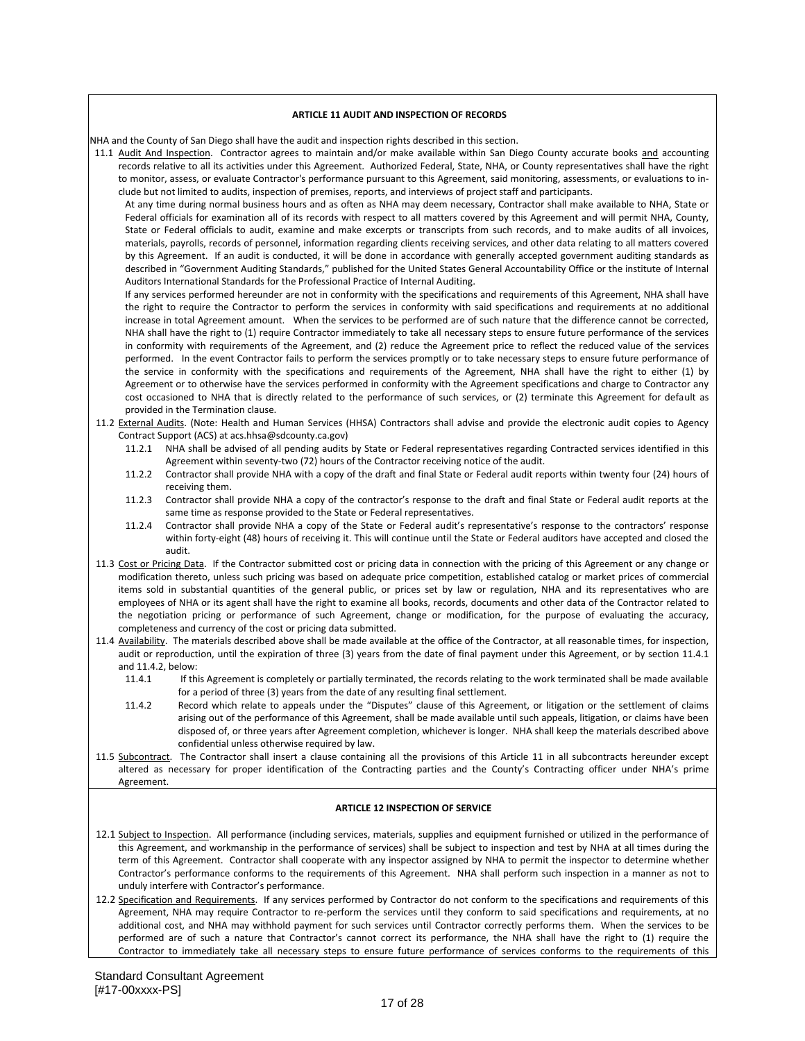## ARTICLE 11 AUDIT AND INSPECTION OF RECORDS

NHA and the County of San Diego shall have the audit and inspection rights described in this section.

11.1 Audit And Inspection. Contractor agrees to maintain and/or make available within San Diego County accurate books and accounting records relative to all its activities under this Agreement. Authorized Federal, State, NHA, or County representatives shall have the right to monitor, assess, or evaluate Contractor's performance pursuant to this Agreement, said monitoring, assessments, or evaluations to include but not limited to audits, inspection of premises, reports, and interviews of project staff and participants.

At any time during normal business hours and as often as NHA may deem necessary, Contractor shall make available to NHA, State or Federal officials for examination all of its records with respect to all matters covered by this Agreement and will permit NHA, County, State or Federal officials to audit, examine and make excerpts or transcripts from such records, and to make audits of all invoices, materials, payrolls, records of personnel, information regarding clients receiving services, and other data relating to all matters covered by this Agreement. If an audit is conducted, it will be done in accordance with generally accepted government auditing standards as described in "Government Auditing Standards," published for the United States General Accountability Office or the institute of Internal Auditors International Standards for the Professional Practice of Internal Auditing.

If any services performed hereunder are not in conformity with the specifications and requirements of this Agreement, NHA shall have the right to require the Contractor to perform the services in conformity with said specifications and requirements at no additional increase in total Agreement amount. When the services to be performed are of such nature that the difference cannot be corrected, NHA shall have the right to (1) require Contractor immediately to take all necessary steps to ensure future performance of the services in conformity with requirements of the Agreement, and (2) reduce the Agreement price to reflect the reduced value of the services performed. In the event Contractor fails to perform the services promptly or to take necessary steps to ensure future performance of the service in conformity with the specifications and requirements of the Agreement, NHA shall have the right to either (1) by Agreement or to otherwise have the services performed in conformity with the Agreement specifications and charge to Contractor any cost occasioned to NHA that is directly related to the performance of such services, or (2) terminate this Agreement for default as provided in the Termination clause.

11.2 External Audits. (Note: Health and Human Services (HHSA) Contractors shall advise and provide the electronic audit copies to Agency Contract Support (ACS) at acs.hhsa@sdcounty.ca.gov)

- 11.2.1 NHA shall be advised of all pending audits by State or Federal representatives regarding Contracted services identified in this Agreement within seventy-two (72) hours of the Contractor receiving notice of the audit.
- 11.2.2 Contractor shall provide NHA with a copy of the draft and final State or Federal audit reports within twenty four (24) hours of receiving them.
- 11.2.3 Contractor shall provide NHA a copy of the contractor's response to the draft and final State or Federal audit reports at the same time as response provided to the State or Federal representatives.
- 11.2.4 Contractor shall provide NHA a copy of the State or Federal audit's representative's response to the contractors' response within forty-eight (48) hours of receiving it. This will continue until the State or Federal auditors have accepted and closed the audit.

11.3 Cost or Pricing Data. If the Contractor submitted cost or pricing data in connection with the pricing of this Agreement or any change or modification thereto, unless such pricing was based on adequate price competition, established catalog or market prices of commercial items sold in substantial quantities of the general public, or prices set by law or regulation, NHA and its representatives who are employees of NHA or its agent shall have the right to examine all books, records, documents and other data of the Contractor related to the negotiation pricing or performance of such Agreement, change or modification, for the purpose of evaluating the accuracy, completeness and currency of the cost or pricing data submitted.

11.4 Availability. The materials described above shall be made available at the office of the Contractor, at all reasonable times, for inspection, audit or reproduction, until the expiration of three (3) years from the date of final payment under this Agreement, or by section 11.4.1 and 11.4.2, below:

- 11.4.1 If this Agreement is completely or partially terminated, the records relating to the work terminated shall be made available for a period of three (3) years from the date of any resulting final settlement.
- 11.4.2 Record which relate to appeals under the "Disputes" clause of this Agreement, or litigation or the settlement of claims arising out of the performance of this Agreement, shall be made available until such appeals, litigation, or claims have been disposed of, or three years after Agreement completion, whichever is longer. NHA shall keep the materials described above confidential unless otherwise required by law.

11.5 Subcontract. The Contractor shall insert a clause containing all the provisions of this Article 11 in all subcontracts hereunder except altered as necessary for proper identification of the Contracting parties and the County's Contracting officer under NHA's prime Agreement.

## ARTICLE 12 INSPECTION OF SERVICE

12.1 Subject to Inspection. All performance (including services, materials, supplies and equipment furnished or utilized in the performance of this Agreement, and workmanship in the performance of services) shall be subject to inspection and test by NHA at all times during the term of this Agreement. Contractor shall cooperate with any inspector assigned by NHA to permit the inspector to determine whether Contractor's performance conforms to the requirements of this Agreement. NHA shall perform such inspection in a manner as not to unduly interfere with Contractor's performance.

12.2 Specification and Requirements. If any services performed by Contractor do not conform to the specifications and requirements of this Agreement, NHA may require Contractor to re-perform the services until they conform to said specifications and requirements, at no additional cost, and NHA may withhold payment for such services until Contractor correctly performs them. When the services to be performed are of such a nature that Contractor's cannot correct its performance, the NHA shall have the right to (1) require the Contractor to immediately take all necessary steps to ensure future performance of services conforms to the requirements of this

Standard Consultant Agreement
[#17-00xxxx-PS]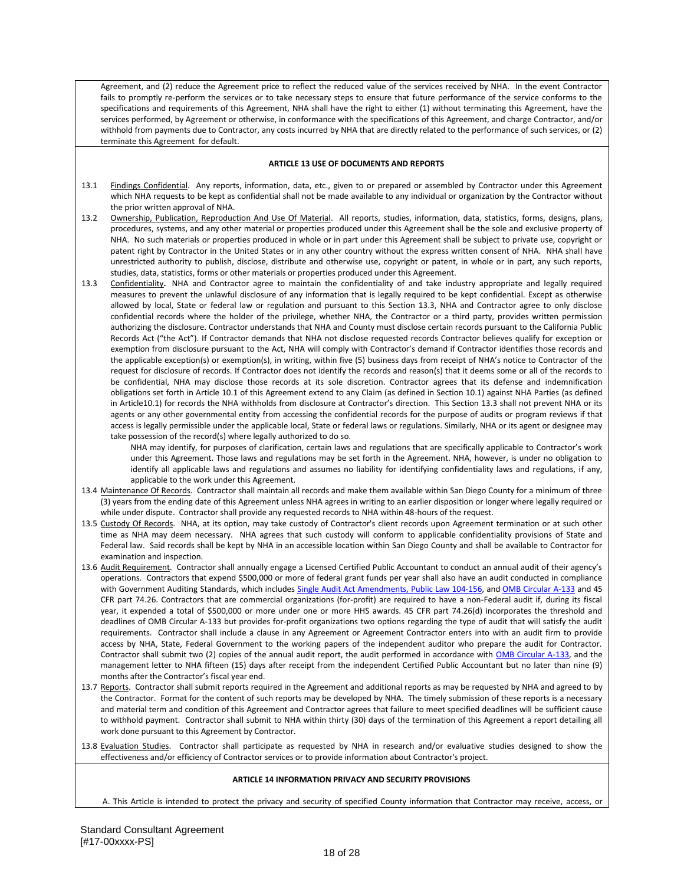Agreement, and (2) reduce the Agreement price to reflect the reduced value of the services received by NHA. In the event Contractor fails to promptly re-perform the services or to take necessary steps to ensure that future performance of the service conforms to the specifications and requirements of this Agreement, NHA shall have the right to either (1) without terminating this Agreement, have the services performed, by Agreement or otherwise, in conformance with the specifications of this Agreement, and charge Contractor, and/or withhold from payments due to Contractor, any costs incurred by NHA that are directly related to the performance of such services, or (2) terminate this Agreement for default.

**ARTICLE 13 USE OF DOCUMENTS AND REPORTS**

13.1 Findings Confidential. Any reports, information, data, etc., given to or prepared or assembled by Contractor under this Agreement which NHA requests to be kept as confidential shall not be made available to any individual or organization by the Contractor without the prior written approval of NHA.

13.2 Ownership, Publication, Reproduction And Use Of Material. All reports, studies, information, data, statistics, forms, designs, plans, procedures, systems, and any other material or properties produced under this Agreement shall be the sole and exclusive property of NHA. No such materials or properties produced in whole or in part under this Agreement shall be subject to private use, copyright or patent right by Contractor in the United States or in any other country without the express written consent of NHA. NHA shall have unrestricted authority to publish, disclose, distribute and otherwise use, copyright or patent, in whole or in part, any such reports, studies, data, statistics, forms or other materials or properties produced under this Agreement.

13.3 Confidentiality**.** NHA and Contractor agree to maintain the confidentiality of and take industry appropriate and legally required measures to prevent the unlawful disclosure of any information that is legally required to be kept confidential. Except as otherwise allowed by local, State or federal law or regulation and pursuant to this Section 13.3, NHA and Contractor agree to only disclose confidential records where the holder of the privilege, whether NHA, the Contractor or a third party, provides written permission authorizing the disclosure. Contractor understands that NHA and County must disclose certain records pursuant to the California Public Records Act ("the Act"). If Contractor demands that NHA not disclose requested records Contractor believes qualify for exception or exemption from disclosure pursuant to the Act, NHA will comply with Contractor's demand if Contractor identifies those records and the applicable exception(s) or exemption(s), in writing, within five (5) business days from receipt of NHA's notice to Contractor of the request for disclosure of records. If Contractor does not identify the records and reason(s) that it deems some or all of the records to be confidential, NHA may disclose those records at its sole discretion. Contractor agrees that its defense and indemnification obligations set forth in Article 10.1 of this Agreement extend to any Claim (as defined in Section 10.1) against NHA Parties (as defined in Article10.1) for records the NHA withholds from disclosure at Contractor's direction. This Section 13.3 shall not prevent NHA or its agents or any other governmental entity from accessing the confidential records for the purpose of audits or program reviews if that access is legally permissible under the applicable local, State or federal laws or regulations. Similarly, NHA or its agent or designee may take possession of the record(s) where legally authorized to do so.

NHA may identify, for purposes of clarification, certain laws and regulations that are specifically applicable to Contractor's work under this Agreement. Those laws and regulations may be set forth in the Agreement. NHA, however, is under no obligation to identify all applicable laws and regulations and assumes no liability for identifying confidentiality laws and regulations, if any, applicable to the work under this Agreement.

13.4 Maintenance Of Records. Contractor shall maintain all records and make them available within San Diego County for a minimum of three (3) years from the ending date of this Agreement unless NHA agrees in writing to an earlier disposition or longer where legally required or while under dispute. Contractor shall provide any requested records to NHA within 48-hours of the request.

13.5 Custody Of Records. NHA, at its option, may take custody of Contractor's client records upon Agreement termination or at such other time as NHA may deem necessary. NHA agrees that such custody will conform to applicable confidentiality provisions of State and Federal law. Said records shall be kept by NHA in an accessible location within San Diego County and shall be available to Contractor for examination and inspection.

13.6 Audit Requirement. Contractor shall annually engage a Licensed Certified Public Accountant to conduct an annual audit of their agency's operations. Contractors that expend $500,000 or more of federal grant funds per year shall also have an audit conducted in compliance with Government Auditing Standards, which includes Single Audit Act Amendments, Public Law 104-156, and OMB Circular A-133 and 45 CFR part 74.26. Contractors that are commercial organizations (for-profit) are required to have a non-Federal audit if, during its fiscal year, it expended a total of $500,000 or more under one or more HHS awards. 45 CFR part 74.26(d) incorporates the threshold and deadlines of OMB Circular A-133 but provides for-profit organizations two options regarding the type of audit that will satisfy the audit requirements. Contractor shall include a clause in any Agreement or Agreement Contractor enters into with an audit firm to provide access by NHA, State, Federal Government to the working papers of the independent auditor who prepare the audit for Contractor. Contractor shall submit two (2) copies of the annual audit report, the audit performed in accordance with OMB Circular A-133, and the management letter to NHA fifteen (15) days after receipt from the independent Certified Public Accountant but no later than nine (9) months after the Contractor's fiscal year end.

13.7 Reports. Contractor shall submit reports required in the Agreement and additional reports as may be requested by NHA and agreed to by the Contractor. Format for the content of such reports may be developed by NHA. The timely submission of these reports is a necessary and material term and condition of this Agreement and Contractor agrees that failure to meet specified deadlines will be sufficient cause to withhold payment. Contractor shall submit to NHA within thirty (30) days of the termination of this Agreement a report detailing all work done pursuant to this Agreement by Contractor.

13.8 Evaluation Studies. Contractor shall participate as requested by NHA in research and/or evaluative studies designed to show the effectiveness and/or efficiency of Contractor services or to provide information about Contractor's project.

**ARTICLE 14 INFORMATION PRIVACY AND SECURITY PROVISIONS**

A. This Article is intended to protect the privacy and security of specified County information that Contractor may receive, access, or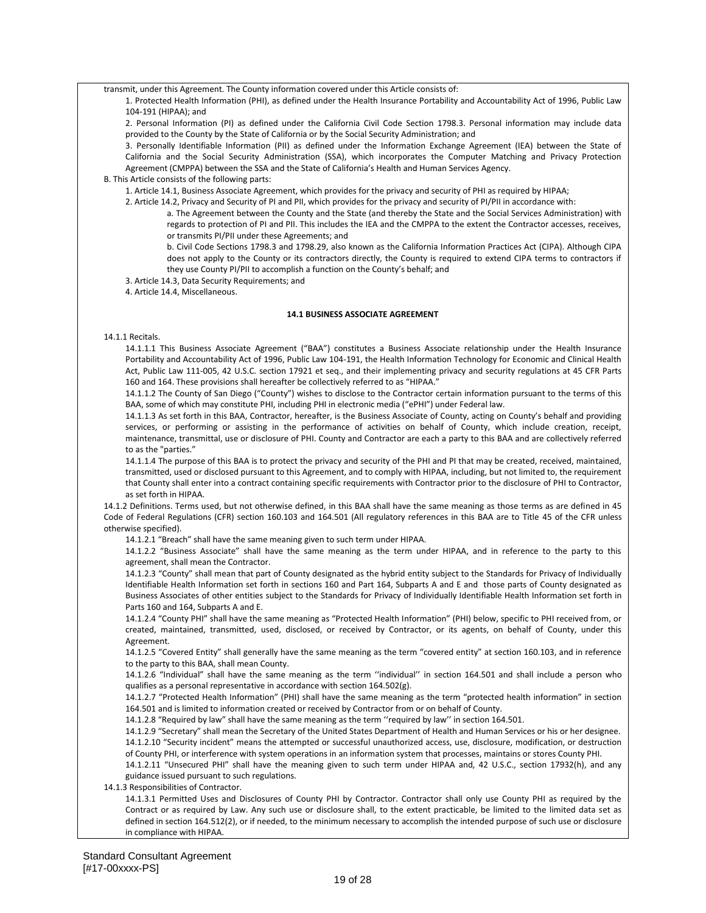transmit, under this Agreement. The County information covered under this Article consists of:

1. Protected Health Information (PHI), as defined under the Health Insurance Portability and Accountability Act of 1996, Public Law 104-191 (HIPAA); and

2. Personal Information (PI) as defined under the California Civil Code Section 1798.3. Personal information may include data provided to the County by the State of California or by the Social Security Administration; and

3. Personally Identifiable Information (PII) as defined under the Information Exchange Agreement (IEA) between the State of California and the Social Security Administration (SSA), which incorporates the Computer Matching and Privacy Protection Agreement (CMPPA) between the SSA and the State of California's Health and Human Services Agency.

B. This Article consists of the following parts:

1. Article 14.1, Business Associate Agreement, which provides for the privacy and security of PHI as required by HIPAA;

2. Article 14.2, Privacy and Security of PI and PII, which provides for the privacy and security of PI/PII in accordance with:

a. The Agreement between the County and the State (and thereby the State and the Social Services Administration) with regards to protection of PI and PII. This includes the IEA and the CMPPA to the extent the Contractor accesses, receives, or transmits PI/PII under these Agreements; and

b. Civil Code Sections 1798.3 and 1798.29, also known as the California Information Practices Act (CIPA). Although CIPA does not apply to the County or its contractors directly, the County is required to extend CIPA terms to contractors if they use County PI/PII to accomplish a function on the County's behalf; and

3. Article 14.3, Data Security Requirements; and

4. Article 14.4, Miscellaneous.

### 14.1 BUSINESS ASSOCIATE AGREEMENT

14.1.1 Recitals.

14.1.1.1 This Business Associate Agreement ("BAA") constitutes a Business Associate relationship under the Health Insurance Portability and Accountability Act of 1996, Public Law 104-191, the Health Information Technology for Economic and Clinical Health Act, Public Law 111-005, 42 U.S.C. section 17921 et seq., and their implementing privacy and security regulations at 45 CFR Parts 160 and 164. These provisions shall hereafter be collectively referred to as "HIPAA."

14.1.1.2 The County of San Diego ("County") wishes to disclose to the Contractor certain information pursuant to the terms of this BAA, some of which may constitute PHI, including PHI in electronic media ("ePHI") under Federal law.

14.1.1.3 As set forth in this BAA, Contractor, hereafter, is the Business Associate of County, acting on County's behalf and providing services, or performing or assisting in the performance of activities on behalf of County, which include creation, receipt, maintenance, transmittal, use or disclosure of PHI. County and Contractor are each a party to this BAA and are collectively referred to as the "parties."

14.1.1.4 The purpose of this BAA is to protect the privacy and security of the PHI and PI that may be created, received, maintained, transmitted, used or disclosed pursuant to this Agreement, and to comply with HIPAA, including, but not limited to, the requirement that County shall enter into a contract containing specific requirements with Contractor prior to the disclosure of PHI to Contractor, as set forth in HIPAA.

14.1.2 Definitions. Terms used, but not otherwise defined, in this BAA shall have the same meaning as those terms as are defined in 45 Code of Federal Regulations (CFR) section 160.103 and 164.501 (All regulatory references in this BAA are to Title 45 of the CFR unless otherwise specified).

14.1.2.1 "Breach" shall have the same meaning given to such term under HIPAA.

14.1.2.2 "Business Associate" shall have the same meaning as the term under HIPAA, and in reference to the party to this agreement, shall mean the Contractor.

14.1.2.3 "County" shall mean that part of County designated as the hybrid entity subject to the Standards for Privacy of Individually Identifiable Health Information set forth in sections 160 and Part 164, Subparts A and E and those parts of County designated as Business Associates of other entities subject to the Standards for Privacy of Individually Identifiable Health Information set forth in Parts 160 and 164, Subparts A and E.

14.1.2.4 "County PHI" shall have the same meaning as "Protected Health Information" (PHI) below, specific to PHI received from, or created, maintained, transmitted, used, disclosed, or received by Contractor, or its agents, on behalf of County, under this Agreement.

14.1.2.5 "Covered Entity" shall generally have the same meaning as the term "covered entity" at section 160.103, and in reference to the party to this BAA, shall mean County.

14.1.2.6 "Individual" shall have the same meaning as the term ''individual'' in section 164.501 and shall include a person who qualifies as a personal representative in accordance with section 164.502(g).

14.1.2.7 "Protected Health Information" (PHI) shall have the same meaning as the term "protected health information" in section 164.501 and is limited to information created or received by Contractor from or on behalf of County.

14.1.2.8 "Required by law" shall have the same meaning as the term ''required by law'' in section 164.501.

14.1.2.9 "Secretary" shall mean the Secretary of the United States Department of Health and Human Services or his or her designee.

14.1.2.10 "Security incident" means the attempted or successful unauthorized access, use, disclosure, modification, or destruction of County PHI, or interference with system operations in an information system that processes, maintains or stores County PHI.

14.1.2.11 "Unsecured PHI" shall have the meaning given to such term under HIPAA and, 42 U.S.C., section 17932(h), and any guidance issued pursuant to such regulations.

14.1.3 Responsibilities of Contractor.

14.1.3.1 Permitted Uses and Disclosures of County PHI by Contractor. Contractor shall only use County PHI as required by the Contract or as required by Law. Any such use or disclosure shall, to the extent practicable, be limited to the limited data set as defined in section 164.512(2), or if needed, to the minimum necessary to accomplish the intended purpose of such use or disclosure in compliance with HIPAA.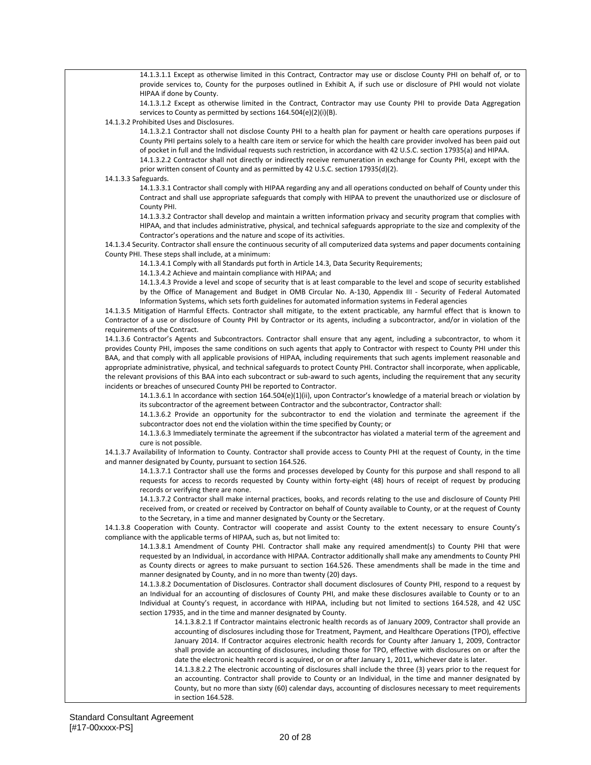14.1.3.1.1 Except as otherwise limited in this Contract, Contractor may use or disclose County PHI on behalf of, or to provide services to, County for the purposes outlined in Exhibit A, if such use or disclosure of PHI would not violate HIPAA if done by County.

14.1.3.1.2 Except as otherwise limited in the Contract, Contractor may use County PHI to provide Data Aggregation services to County as permitted by sections 164.504(e)(2)(i)(B).

14.1.3.2 Prohibited Uses and Disclosures.

14.1.3.2.1 Contractor shall not disclose County PHI to a health plan for payment or health care operations purposes if County PHI pertains solely to a health care item or service for which the health care provider involved has been paid out of pocket in full and the Individual requests such restriction, in accordance with 42 U.S.C. section 17935(a) and HIPAA.

14.1.3.2.2 Contractor shall not directly or indirectly receive remuneration in exchange for County PHI, except with the prior written consent of County and as permitted by 42 U.S.C. section 17935(d)(2).

14.1.3.3 Safeguards.

14.1.3.3.1 Contractor shall comply with HIPAA regarding any and all operations conducted on behalf of County under this Contract and shall use appropriate safeguards that comply with HIPAA to prevent the unauthorized use or disclosure of County PHI.

14.1.3.3.2 Contractor shall develop and maintain a written information privacy and security program that complies with HIPAA, and that includes administrative, physical, and technical safeguards appropriate to the size and complexity of the Contractor's operations and the nature and scope of its activities.

14.1.3.4 Security. Contractor shall ensure the continuous security of all computerized data systems and paper documents containing County PHI. These steps shall include, at a minimum:

14.1.3.4.1 Comply with all Standards put forth in Article 14.3, Data Security Requirements;

14.1.3.4.2 Achieve and maintain compliance with HIPAA; and

14.1.3.4.3 Provide a level and scope of security that is at least comparable to the level and scope of security established by the Office of Management and Budget in OMB Circular No. A-130, Appendix III - Security of Federal Automated Information Systems, which sets forth guidelines for automated information systems in Federal agencies

14.1.3.5 Mitigation of Harmful Effects. Contractor shall mitigate, to the extent practicable, any harmful effect that is known to Contractor of a use or disclosure of County PHI by Contractor or its agents, including a subcontractor, and/or in violation of the requirements of the Contract.

14.1.3.6 Contractor's Agents and Subcontractors. Contractor shall ensure that any agent, including a subcontractor, to whom it provides County PHI, imposes the same conditions on such agents that apply to Contractor with respect to County PHI under this BAA, and that comply with all applicable provisions of HIPAA, including requirements that such agents implement reasonable and appropriate administrative, physical, and technical safeguards to protect County PHI. Contractor shall incorporate, when applicable, the relevant provisions of this BAA into each subcontract or sub-award to such agents, including the requirement that any security incidents or breaches of unsecured County PHI be reported to Contractor.

14.1.3.6.1 In accordance with section 164.504(e)(1)(ii), upon Contractor's knowledge of a material breach or violation by its subcontractor of the agreement between Contractor and the subcontractor, Contractor shall:

14.1.3.6.2 Provide an opportunity for the subcontractor to end the violation and terminate the agreement if the subcontractor does not end the violation within the time specified by County; or

14.1.3.6.3 Immediately terminate the agreement if the subcontractor has violated a material term of the agreement and cure is not possible.

14.1.3.7 Availability of Information to County. Contractor shall provide access to County PHI at the request of County, in the time and manner designated by County, pursuant to section 164.526.

14.1.3.7.1 Contractor shall use the forms and processes developed by County for this purpose and shall respond to all requests for access to records requested by County within forty-eight (48) hours of receipt of request by producing records or verifying there are none.

14.1.3.7.2 Contractor shall make internal practices, books, and records relating to the use and disclosure of County PHI received from, or created or received by Contractor on behalf of County available to County, or at the request of County to the Secretary, in a time and manner designated by County or the Secretary.

14.1.3.8 Cooperation with County. Contractor will cooperate and assist County to the extent necessary to ensure County's compliance with the applicable terms of HIPAA, such as, but not limited to:

14.1.3.8.1 Amendment of County PHI. Contractor shall make any required amendment(s) to County PHI that were requested by an Individual, in accordance with HIPAA. Contractor additionally shall make any amendments to County PHI as County directs or agrees to make pursuant to section 164.526. These amendments shall be made in the time and manner designated by County, and in no more than twenty (20) days.

14.1.3.8.2 Documentation of Disclosures. Contractor shall document disclosures of County PHI, respond to a request by an Individual for an accounting of disclosures of County PHI, and make these disclosures available to County or to an Individual at County's request, in accordance with HIPAA, including but not limited to sections 164.528, and 42 USC section 17935, and in the time and manner designated by County.

14.1.3.8.2.1 If Contractor maintains electronic health records as of January 2009, Contractor shall provide an accounting of disclosures including those for Treatment, Payment, and Healthcare Operations (TPO), effective January 2014. If Contractor acquires electronic health records for County after January 1, 2009, Contractor shall provide an accounting of disclosures, including those for TPO, effective with disclosures on or after the date the electronic health record is acquired, or on or after January 1, 2011, whichever date is later.

14.1.3.8.2.2 The electronic accounting of disclosures shall include the three (3) years prior to the request for an accounting. Contractor shall provide to County or an Individual, in the time and manner designated by County, but no more than sixty (60) calendar days, accounting of disclosures necessary to meet requirements in section 164.528.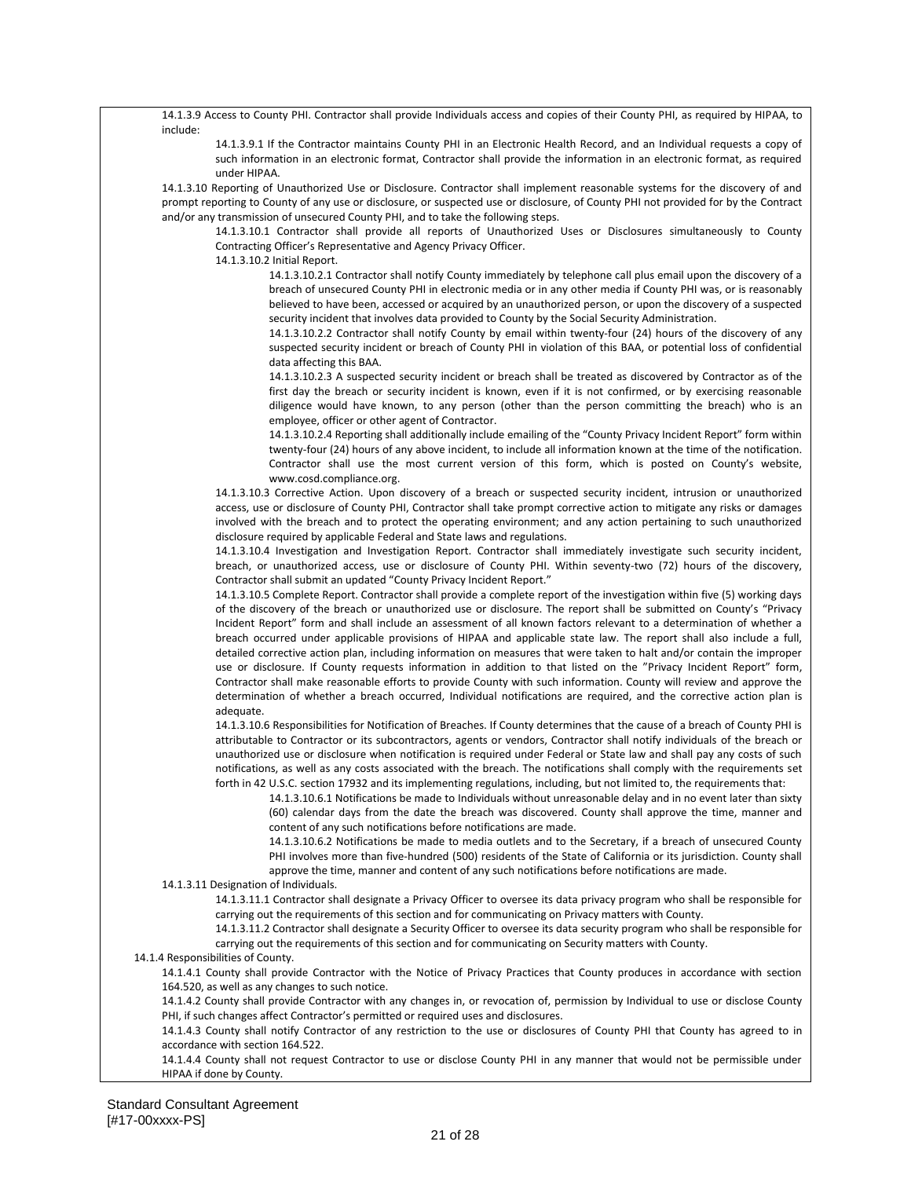14.1.3.9 Access to County PHI. Contractor shall provide Individuals access and copies of their County PHI, as required by HIPAA, to include:

14.1.3.9.1 If the Contractor maintains County PHI in an Electronic Health Record, and an Individual requests a copy of such information in an electronic format, Contractor shall provide the information in an electronic format, as required under HIPAA.

14.1.3.10 Reporting of Unauthorized Use or Disclosure. Contractor shall implement reasonable systems for the discovery of and prompt reporting to County of any use or disclosure, or suspected use or disclosure, of County PHI not provided for by the Contract and/or any transmission of unsecured County PHI, and to take the following steps.

14.1.3.10.1 Contractor shall provide all reports of Unauthorized Uses or Disclosures simultaneously to County Contracting Officer's Representative and Agency Privacy Officer.

14.1.3.10.2 Initial Report.

14.1.3.10.2.1 Contractor shall notify County immediately by telephone call plus email upon the discovery of a breach of unsecured County PHI in electronic media or in any other media if County PHI was, or is reasonably believed to have been, accessed or acquired by an unauthorized person, or upon the discovery of a suspected security incident that involves data provided to County by the Social Security Administration.

14.1.3.10.2.2 Contractor shall notify County by email within twenty-four (24) hours of the discovery of any suspected security incident or breach of County PHI in violation of this BAA, or potential loss of confidential data affecting this BAA.

14.1.3.10.2.3 A suspected security incident or breach shall be treated as discovered by Contractor as of the first day the breach or security incident is known, even if it is not confirmed, or by exercising reasonable diligence would have known, to any person (other than the person committing the breach) who is an employee, officer or other agent of Contractor.

14.1.3.10.2.4 Reporting shall additionally include emailing of the "County Privacy Incident Report" form within twenty-four (24) hours of any above incident, to include all information known at the time of the notification. Contractor shall use the most current version of this form, which is posted on County's website, www.cosd.compliance.org.

14.1.3.10.3 Corrective Action. Upon discovery of a breach or suspected security incident, intrusion or unauthorized access, use or disclosure of County PHI, Contractor shall take prompt corrective action to mitigate any risks or damages involved with the breach and to protect the operating environment; and any action pertaining to such unauthorized disclosure required by applicable Federal and State laws and regulations.

14.1.3.10.4 Investigation and Investigation Report. Contractor shall immediately investigate such security incident, breach, or unauthorized access, use or disclosure of County PHI. Within seventy-two (72) hours of the discovery, Contractor shall submit an updated "County Privacy Incident Report."

14.1.3.10.5 Complete Report. Contractor shall provide a complete report of the investigation within five (5) working days of the discovery of the breach or unauthorized use or disclosure. The report shall be submitted on County's "Privacy Incident Report" form and shall include an assessment of all known factors relevant to a determination of whether a breach occurred under applicable provisions of HIPAA and applicable state law. The report shall also include a full, detailed corrective action plan, including information on measures that were taken to halt and/or contain the improper use or disclosure. If County requests information in addition to that listed on the "Privacy Incident Report" form, Contractor shall make reasonable efforts to provide County with such information. County will review and approve the determination of whether a breach occurred, Individual notifications are required, and the corrective action plan is adequate.

14.1.3.10.6 Responsibilities for Notification of Breaches. If County determines that the cause of a breach of County PHI is attributable to Contractor or its subcontractors, agents or vendors, Contractor shall notify individuals of the breach or unauthorized use or disclosure when notification is required under Federal or State law and shall pay any costs of such notifications, as well as any costs associated with the breach. The notifications shall comply with the requirements set forth in 42 U.S.C. section 17932 and its implementing regulations, including, but not limited to, the requirements that:

14.1.3.10.6.1 Notifications be made to Individuals without unreasonable delay and in no event later than sixty (60) calendar days from the date the breach was discovered. County shall approve the time, manner and content of any such notifications before notifications are made.

14.1.3.10.6.2 Notifications be made to media outlets and to the Secretary, if a breach of unsecured County PHI involves more than five-hundred (500) residents of the State of California or its jurisdiction. County shall approve the time, manner and content of any such notifications before notifications are made.

14.1.3.11 Designation of Individuals.

14.1.3.11.1 Contractor shall designate a Privacy Officer to oversee its data privacy program who shall be responsible for carrying out the requirements of this section and for communicating on Privacy matters with County.

14.1.3.11.2 Contractor shall designate a Security Officer to oversee its data security program who shall be responsible for carrying out the requirements of this section and for communicating on Security matters with County.

14.1.4 Responsibilities of County.

14.1.4.1 County shall provide Contractor with the Notice of Privacy Practices that County produces in accordance with section 164.520, as well as any changes to such notice.

14.1.4.2 County shall provide Contractor with any changes in, or revocation of, permission by Individual to use or disclose County PHI, if such changes affect Contractor's permitted or required uses and disclosures.

14.1.4.3 County shall notify Contractor of any restriction to the use or disclosures of County PHI that County has agreed to in accordance with section 164.522.

14.1.4.4 County shall not request Contractor to use or disclose County PHI in any manner that would not be permissible under HIPAA if done by County.

Standard Consultant Agreement
[#17-00xxxx-PS]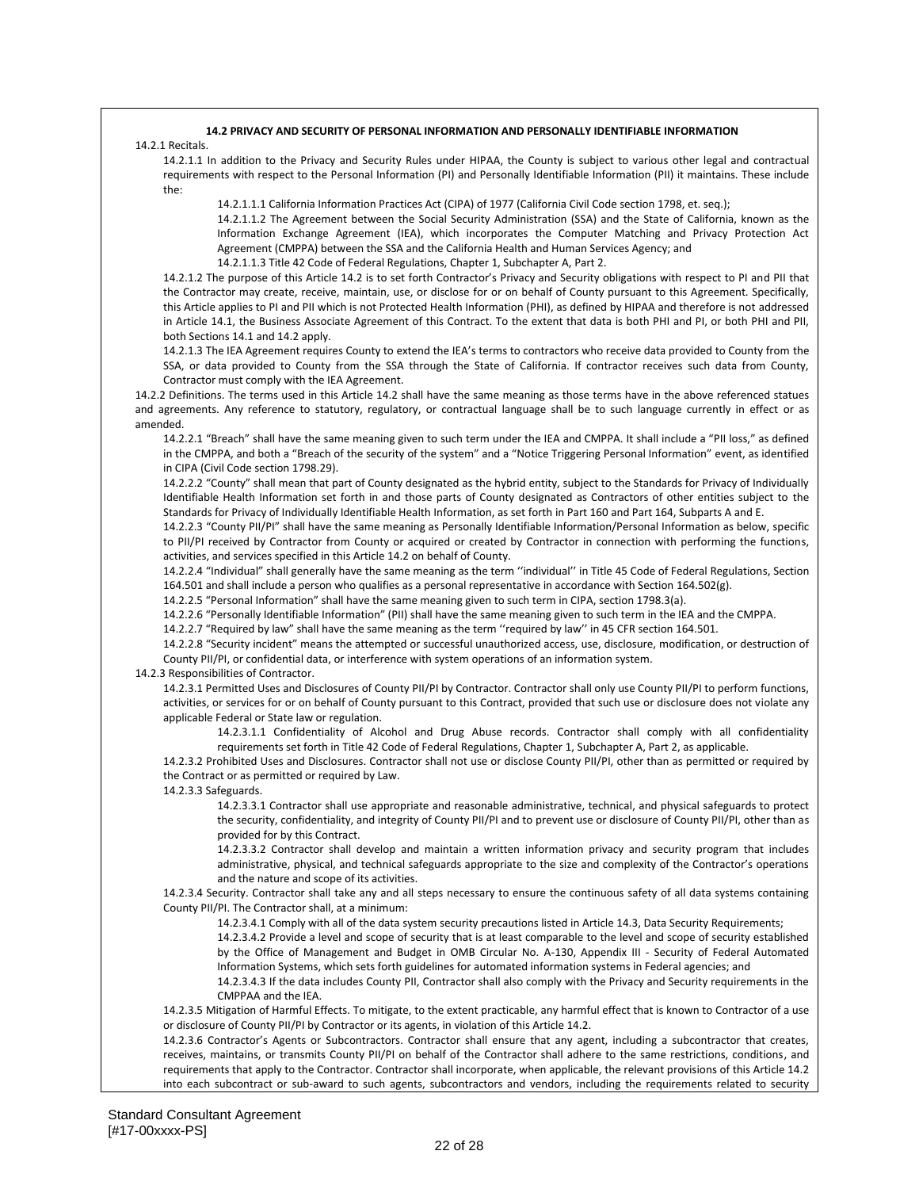**14.2 PRIVACY AND SECURITY OF PERSONAL INFORMATION AND PERSONALLY IDENTIFIABLE INFORMATION**

14.2.1 Recitals.

14.2.1.1 In addition to the Privacy and Security Rules under HIPAA, the County is subject to various other legal and contractual requirements with respect to the Personal Information (PI) and Personally Identifiable Information (PII) it maintains. These include the:

14.2.1.1.1 California Information Practices Act (CIPA) of 1977 (California Civil Code section 1798, et. seq.);

14.2.1.1.2 The Agreement between the Social Security Administration (SSA) and the State of California, known as the Information Exchange Agreement (IEA), which incorporates the Computer Matching and Privacy Protection Act Agreement (CMPPA) between the SSA and the California Health and Human Services Agency; and

14.2.1.1.3 Title 42 Code of Federal Regulations, Chapter 1, Subchapter A, Part 2.

14.2.1.2 The purpose of this Article 14.2 is to set forth Contractor's Privacy and Security obligations with respect to PI and PII that the Contractor may create, receive, maintain, use, or disclose for or on behalf of County pursuant to this Agreement. Specifically, this Article applies to PI and PII which is not Protected Health Information (PHI), as defined by HIPAA and therefore is not addressed in Article 14.1, the Business Associate Agreement of this Contract. To the extent that data is both PHI and PI, or both PHI and PII, both Sections 14.1 and 14.2 apply.

14.2.1.3 The IEA Agreement requires County to extend the IEA's terms to contractors who receive data provided to County from the SSA, or data provided to County from the SSA through the State of California. If contractor receives such data from County, Contractor must comply with the IEA Agreement.

14.2.2 Definitions. The terms used in this Article 14.2 shall have the same meaning as those terms have in the above referenced statues and agreements. Any reference to statutory, regulatory, or contractual language shall be to such language currently in effect or as amended.

14.2.2.1 "Breach" shall have the same meaning given to such term under the IEA and CMPPA. It shall include a "PII loss," as defined in the CMPPA, and both a "Breach of the security of the system" and a "Notice Triggering Personal Information" event, as identified in CIPA (Civil Code section 1798.29).

14.2.2.2 "County" shall mean that part of County designated as the hybrid entity, subject to the Standards for Privacy of Individually Identifiable Health Information set forth in and those parts of County designated as Contractors of other entities subject to the Standards for Privacy of Individually Identifiable Health Information, as set forth in Part 160 and Part 164, Subparts A and E.

14.2.2.3 "County PII/PI" shall have the same meaning as Personally Identifiable Information/Personal Information as below, specific to PII/PI received by Contractor from County or acquired or created by Contractor in connection with performing the functions, activities, and services specified in this Article 14.2 on behalf of County.

14.2.2.4 "Individual" shall generally have the same meaning as the term ''individual'' in Title 45 Code of Federal Regulations, Section 164.501 and shall include a person who qualifies as a personal representative in accordance with Section 164.502(g).

14.2.2.5 "Personal Information" shall have the same meaning given to such term in CIPA, section 1798.3(a).

14.2.2.6 "Personally Identifiable Information" (PII) shall have the same meaning given to such term in the IEA and the CMPPA.

14.2.2.7 "Required by law" shall have the same meaning as the term ''required by law'' in 45 CFR section 164.501.

14.2.2.8 "Security incident" means the attempted or successful unauthorized access, use, disclosure, modification, or destruction of County PII/PI, or confidential data, or interference with system operations of an information system.

14.2.3 Responsibilities of Contractor.

14.2.3.1 Permitted Uses and Disclosures of County PII/PI by Contractor. Contractor shall only use County PII/PI to perform functions, activities, or services for or on behalf of County pursuant to this Contract, provided that such use or disclosure does not violate any applicable Federal or State law or regulation.

14.2.3.1.1 Confidentiality of Alcohol and Drug Abuse records. Contractor shall comply with all confidentiality requirements set forth in Title 42 Code of Federal Regulations, Chapter 1, Subchapter A, Part 2, as applicable.

14.2.3.2 Prohibited Uses and Disclosures. Contractor shall not use or disclose County PII/PI, other than as permitted or required by the Contract or as permitted or required by Law.

14.2.3.3 Safeguards.

14.2.3.3.1 Contractor shall use appropriate and reasonable administrative, technical, and physical safeguards to protect the security, confidentiality, and integrity of County PII/PI and to prevent use or disclosure of County PII/PI, other than as provided for by this Contract.

14.2.3.3.2 Contractor shall develop and maintain a written information privacy and security program that includes administrative, physical, and technical safeguards appropriate to the size and complexity of the Contractor's operations and the nature and scope of its activities.

14.2.3.4 Security. Contractor shall take any and all steps necessary to ensure the continuous safety of all data systems containing County PII/PI. The Contractor shall, at a minimum:

14.2.3.4.1 Comply with all of the data system security precautions listed in Article 14.3, Data Security Requirements;

14.2.3.4.2 Provide a level and scope of security that is at least comparable to the level and scope of security established by the Office of Management and Budget in OMB Circular No. A-130, Appendix III - Security of Federal Automated Information Systems, which sets forth guidelines for automated information systems in Federal agencies; and

14.2.3.4.3 If the data includes County PII, Contractor shall also comply with the Privacy and Security requirements in the CMPPAA and the IEA.

14.2.3.5 Mitigation of Harmful Effects. To mitigate, to the extent practicable, any harmful effect that is known to Contractor of a use or disclosure of County PII/PI by Contractor or its agents, in violation of this Article 14.2.

14.2.3.6 Contractor's Agents or Subcontractors. Contractor shall ensure that any agent, including a subcontractor that creates, receives, maintains, or transmits County PII/PI on behalf of the Contractor shall adhere to the same restrictions, conditions, and requirements that apply to the Contractor. Contractor shall incorporate, when applicable, the relevant provisions of this Article 14.2 into each subcontract or sub-award to such agents, subcontractors and vendors, including the requirements related to security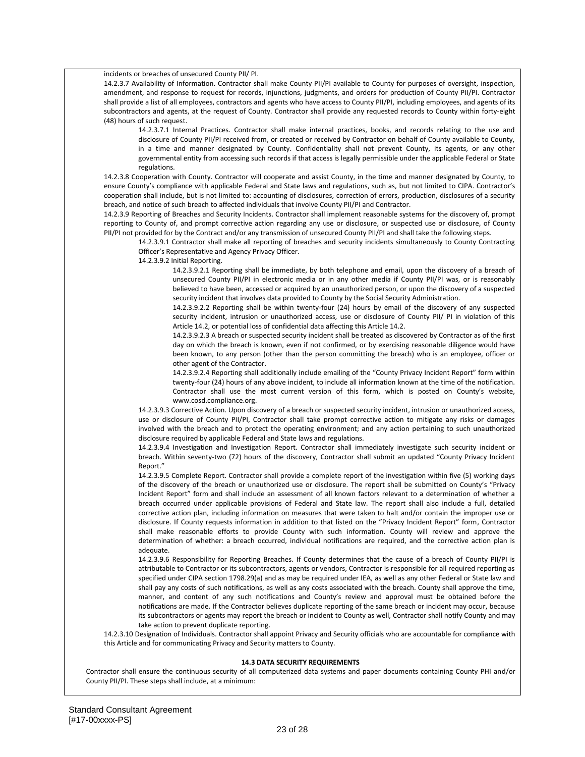incidents or breaches of unsecured County PII/ PI.

14.2.3.7 Availability of Information. Contractor shall make County PII/PI available to County for purposes of oversight, inspection, amendment, and response to request for records, injunctions, judgments, and orders for production of County PII/PI. Contractor shall provide a list of all employees, contractors and agents who have access to County PII/PI, including employees, and agents of its subcontractors and agents, at the request of County. Contractor shall provide any requested records to County within forty-eight (48) hours of such request.

14.2.3.7.1 Internal Practices. Contractor shall make internal practices, books, and records relating to the use and disclosure of County PII/PI received from, or created or received by Contractor on behalf of County available to County, in a time and manner designated by County. Confidentiality shall not prevent County, its agents, or any other governmental entity from accessing such records if that access is legally permissible under the applicable Federal or State regulations.

14.2.3.8 Cooperation with County. Contractor will cooperate and assist County, in the time and manner designated by County, to ensure County's compliance with applicable Federal and State laws and regulations, such as, but not limited to CIPA. Contractor's cooperation shall include, but is not limited to: accounting of disclosures, correction of errors, production, disclosures of a security breach, and notice of such breach to affected individuals that involve County PII/PI and Contractor.

14.2.3.9 Reporting of Breaches and Security Incidents. Contractor shall implement reasonable systems for the discovery of, prompt reporting to County of, and prompt corrective action regarding any use or disclosure, or suspected use or disclosure, of County PII/PI not provided for by the Contract and/or any transmission of unsecured County PII/PI and shall take the following steps.

14.2.3.9.1 Contractor shall make all reporting of breaches and security incidents simultaneously to County Contracting Officer's Representative and Agency Privacy Officer.

14.2.3.9.2 Initial Reporting.

14.2.3.9.2.1 Reporting shall be immediate, by both telephone and email, upon the discovery of a breach of unsecured County PII/PI in electronic media or in any other media if County PII/PI was, or is reasonably believed to have been, accessed or acquired by an unauthorized person, or upon the discovery of a suspected security incident that involves data provided to County by the Social Security Administration.

14.2.3.9.2.2 Reporting shall be within twenty-four (24) hours by email of the discovery of any suspected security incident, intrusion or unauthorized access, use or disclosure of County PII/ PI in violation of this Article 14.2, or potential loss of confidential data affecting this Article 14.2.

14.2.3.9.2.3 A breach or suspected security incident shall be treated as discovered by Contractor as of the first day on which the breach is known, even if not confirmed, or by exercising reasonable diligence would have been known, to any person (other than the person committing the breach) who is an employee, officer or other agent of the Contractor.

14.2.3.9.2.4 Reporting shall additionally include emailing of the "County Privacy Incident Report" form within twenty-four (24) hours of any above incident, to include all information known at the time of the notification. Contractor shall use the most current version of this form, which is posted on County's website, www.cosd.compliance.org.

14.2.3.9.3 Corrective Action. Upon discovery of a breach or suspected security incident, intrusion or unauthorized access, use or disclosure of County PII/PI, Contractor shall take prompt corrective action to mitigate any risks or damages involved with the breach and to protect the operating environment; and any action pertaining to such unauthorized disclosure required by applicable Federal and State laws and regulations.

14.2.3.9.4 Investigation and Investigation Report. Contractor shall immediately investigate such security incident or breach. Within seventy-two (72) hours of the discovery, Contractor shall submit an updated "County Privacy Incident Report."

14.2.3.9.5 Complete Report. Contractor shall provide a complete report of the investigation within five (5) working days of the discovery of the breach or unauthorized use or disclosure. The report shall be submitted on County's "Privacy Incident Report" form and shall include an assessment of all known factors relevant to a determination of whether a breach occurred under applicable provisions of Federal and State law. The report shall also include a full, detailed corrective action plan, including information on measures that were taken to halt and/or contain the improper use or disclosure. If County requests information in addition to that listed on the "Privacy Incident Report" form, Contractor shall make reasonable efforts to provide County with such information. County will review and approve the determination of whether: a breach occurred, individual notifications are required, and the corrective action plan is adequate.

14.2.3.9.6 Responsibility for Reporting Breaches. If County determines that the cause of a breach of County PII/PI is attributable to Contractor or its subcontractors, agents or vendors, Contractor is responsible for all required reporting as specified under CIPA section 1798.29(a) and as may be required under IEA, as well as any other Federal or State law and shall pay any costs of such notifications, as well as any costs associated with the breach. County shall approve the time, manner, and content of any such notifications and County's review and approval must be obtained before the notifications are made. If the Contractor believes duplicate reporting of the same breach or incident may occur, because its subcontractors or agents may report the breach or incident to County as well, Contractor shall notify County and may take action to prevent duplicate reporting.

14.2.3.10 Designation of Individuals. Contractor shall appoint Privacy and Security officials who are accountable for compliance with this Article and for communicating Privacy and Security matters to County.

**14.3 DATA SECURITY REQUIREMENTS**

Contractor shall ensure the continuous security of all computerized data systems and paper documents containing County PHI and/or County PII/PI. These steps shall include, at a minimum: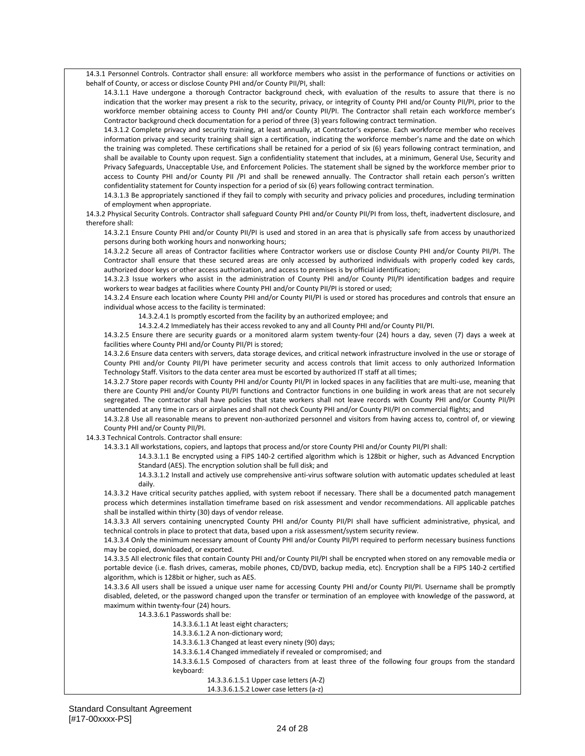14.3.1 Personnel Controls. Contractor shall ensure: all workforce members who assist in the performance of functions or activities on behalf of County, or access or disclose County PHI and/or County PII/PI, shall:

14.3.1.1 Have undergone a thorough Contractor background check, with evaluation of the results to assure that there is no indication that the worker may present a risk to the security, privacy, or integrity of County PHI and/or County PII/PI, prior to the workforce member obtaining access to County PHI and/or County PII/PI. The Contractor shall retain each workforce member's Contractor background check documentation for a period of three (3) years following contract termination.

14.3.1.2 Complete privacy and security training, at least annually, at Contractor's expense. Each workforce member who receives information privacy and security training shall sign a certification, indicating the workforce member's name and the date on which the training was completed. These certifications shall be retained for a period of six (6) years following contract termination, and shall be available to County upon request. Sign a confidentiality statement that includes, at a minimum, General Use, Security and Privacy Safeguards, Unacceptable Use, and Enforcement Policies. The statement shall be signed by the workforce member prior to access to County PHI and/or County PII /PI and shall be renewed annually. The Contractor shall retain each person's written confidentiality statement for County inspection for a period of six (6) years following contract termination.

14.3.1.3 Be appropriately sanctioned if they fail to comply with security and privacy policies and procedures, including termination of employment when appropriate.

14.3.2 Physical Security Controls. Contractor shall safeguard County PHI and/or County PII/PI from loss, theft, inadvertent disclosure, and therefore shall:

14.3.2.1 Ensure County PHI and/or County PII/PI is used and stored in an area that is physically safe from access by unauthorized persons during both working hours and nonworking hours;

14.3.2.2 Secure all areas of Contractor facilities where Contractor workers use or disclose County PHI and/or County PII/PI. The Contractor shall ensure that these secured areas are only accessed by authorized individuals with properly coded key cards, authorized door keys or other access authorization, and access to premises is by official identification;

14.3.2.3 Issue workers who assist in the administration of County PHI and/or County PII/PI identification badges and require workers to wear badges at facilities where County PHI and/or County PII/PI is stored or used;

14.3.2.4 Ensure each location where County PHI and/or County PII/PI is used or stored has procedures and controls that ensure an individual whose access to the facility is terminated:

14.3.2.4.1 Is promptly escorted from the facility by an authorized employee; and

14.3.2.4.2 Immediately has their access revoked to any and all County PHI and/or County PII/PI.

14.3.2.5 Ensure there are security guards or a monitored alarm system twenty-four (24) hours a day, seven (7) days a week at facilities where County PHI and/or County PII/PI is stored;

14.3.2.6 Ensure data centers with servers, data storage devices, and critical network infrastructure involved in the use or storage of County PHI and/or County PII/PI have perimeter security and access controls that limit access to only authorized Information Technology Staff. Visitors to the data center area must be escorted by authorized IT staff at all times;

14.3.2.7 Store paper records with County PHI and/or County PII/PI in locked spaces in any facilities that are multi-use, meaning that there are County PHI and/or County PII/PI functions and Contractor functions in one building in work areas that are not securely segregated. The contractor shall have policies that state workers shall not leave records with County PHI and/or County PII/PI unattended at any time in cars or airplanes and shall not check County PHI and/or County PII/PI on commercial flights; and

14.3.2.8 Use all reasonable means to prevent non-authorized personnel and visitors from having access to, control of, or viewing County PHI and/or County PII/PI.

14.3.3 Technical Controls. Contractor shall ensure:

14.3.3.1 All workstations, copiers, and laptops that process and/or store County PHI and/or County PII/PI shall:

14.3.3.1.1 Be encrypted using a FIPS 140-2 certified algorithm which is 128bit or higher, such as Advanced Encryption Standard (AES). The encryption solution shall be full disk; and

14.3.3.1.2 Install and actively use comprehensive anti-virus software solution with automatic updates scheduled at least daily.

14.3.3.2 Have critical security patches applied, with system reboot if necessary. There shall be a documented patch management process which determines installation timeframe based on risk assessment and vendor recommendations. All applicable patches shall be installed within thirty (30) days of vendor release.

14.3.3.3 All servers containing unencrypted County PHI and/or County PII/PI shall have sufficient administrative, physical, and technical controls in place to protect that data, based upon a risk assessment/system security review.

14.3.3.4 Only the minimum necessary amount of County PHI and/or County PII/PI required to perform necessary business functions may be copied, downloaded, or exported.

14.3.3.5 All electronic files that contain County PHI and/or County PII/PI shall be encrypted when stored on any removable media or portable device (i.e. flash drives, cameras, mobile phones, CD/DVD, backup media, etc). Encryption shall be a FIPS 140-2 certified algorithm, which is 128bit or higher, such as AES.

14.3.3.6 All users shall be issued a unique user name for accessing County PHI and/or County PII/PI. Username shall be promptly disabled, deleted, or the password changed upon the transfer or termination of an employee with knowledge of the password, at maximum within twenty-four (24) hours.

14.3.3.6.1 Passwords shall be:

14.3.3.6.1.1 At least eight characters;

14.3.3.6.1.2 A non-dictionary word;

14.3.3.6.1.3 Changed at least every ninety (90) days;

14.3.3.6.1.4 Changed immediately if revealed or compromised; and

14.3.3.6.1.5 Composed of characters from at least three of the following four groups from the standard keyboard:

14.3.3.6.1.5.1 Upper case letters (A-Z)

14.3.3.6.1.5.2 Lower case letters (a-z)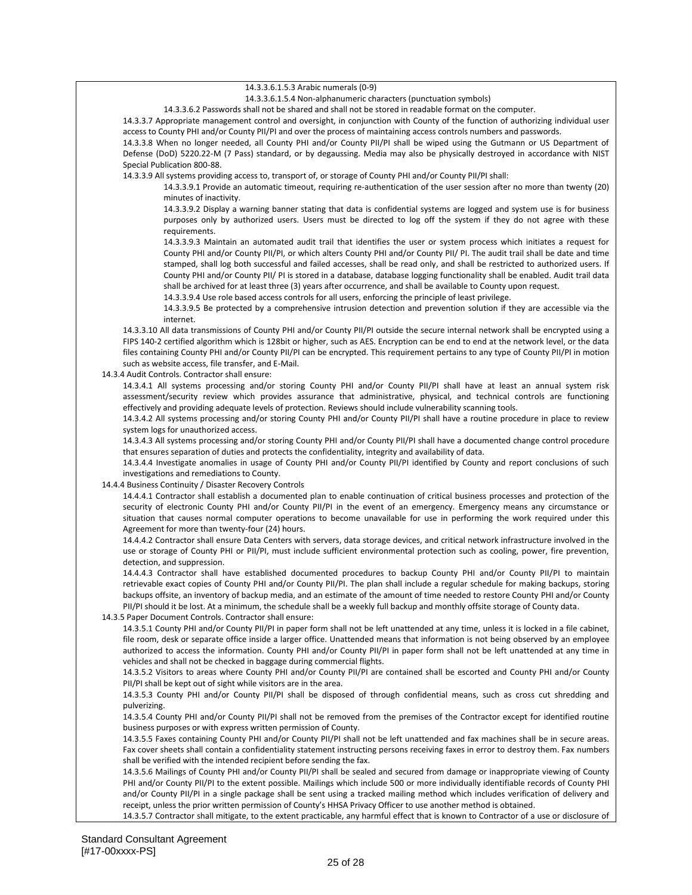14.3.3.6.1.5.3 Arabic numerals (0-9)

14.3.3.6.1.5.4 Non-alphanumeric characters (punctuation symbols)

14.3.3.6.2 Passwords shall not be shared and shall not be stored in readable format on the computer.

14.3.3.7 Appropriate management control and oversight, in conjunction with County of the function of authorizing individual user access to County PHI and/or County PII/PI and over the process of maintaining access controls numbers and passwords.

14.3.3.8 When no longer needed, all County PHI and/or County PII/PI shall be wiped using the Gutmann or US Department of Defense (DoD) 5220.22-M (7 Pass) standard, or by degaussing. Media may also be physically destroyed in accordance with NIST Special Publication 800-88.

14.3.3.9 All systems providing access to, transport of, or storage of County PHI and/or County PII/PI shall:

14.3.3.9.1 Provide an automatic timeout, requiring re-authentication of the user session after no more than twenty (20) minutes of inactivity.

14.3.3.9.2 Display a warning banner stating that data is confidential systems are logged and system use is for business purposes only by authorized users. Users must be directed to log off the system if they do not agree with these requirements.

14.3.3.9.3 Maintain an automated audit trail that identifies the user or system process which initiates a request for County PHI and/or County PII/PI, or which alters County PHI and/or County PII/ PI. The audit trail shall be date and time stamped, shall log both successful and failed accesses, shall be read only, and shall be restricted to authorized users. If County PHI and/or County PII/ PI is stored in a database, database logging functionality shall be enabled. Audit trail data shall be archived for at least three (3) years after occurrence, and shall be available to County upon request.

14.3.3.9.4 Use role based access controls for all users, enforcing the principle of least privilege.

14.3.3.9.5 Be protected by a comprehensive intrusion detection and prevention solution if they are accessible via the internet.

14.3.3.10 All data transmissions of County PHI and/or County PII/PI outside the secure internal network shall be encrypted using a FIPS 140-2 certified algorithm which is 128bit or higher, such as AES. Encryption can be end to end at the network level, or the data files containing County PHI and/or County PII/PI can be encrypted. This requirement pertains to any type of County PII/PI in motion such as website access, file transfer, and E-Mail.

14.3.4 Audit Controls. Contractor shall ensure:

14.3.4.1 All systems processing and/or storing County PHI and/or County PII/PI shall have at least an annual system risk assessment/security review which provides assurance that administrative, physical, and technical controls are functioning effectively and providing adequate levels of protection. Reviews should include vulnerability scanning tools.

14.3.4.2 All systems processing and/or storing County PHI and/or County PII/PI shall have a routine procedure in place to review system logs for unauthorized access.

14.3.4.3 All systems processing and/or storing County PHI and/or County PII/PI shall have a documented change control procedure that ensures separation of duties and protects the confidentiality, integrity and availability of data.

14.3.4.4 Investigate anomalies in usage of County PHI and/or County PII/PI identified by County and report conclusions of such investigations and remediations to County.

14.4.4 Business Continuity / Disaster Recovery Controls

14.4.4.1 Contractor shall establish a documented plan to enable continuation of critical business processes and protection of the security of electronic County PHI and/or County PII/PI in the event of an emergency. Emergency means any circumstance or situation that causes normal computer operations to become unavailable for use in performing the work required under this Agreement for more than twenty-four (24) hours.

14.4.4.2 Contractor shall ensure Data Centers with servers, data storage devices, and critical network infrastructure involved in the use or storage of County PHI or PII/PI, must include sufficient environmental protection such as cooling, power, fire prevention, detection, and suppression.

14.4.4.3 Contractor shall have established documented procedures to backup County PHI and/or County PII/PI to maintain retrievable exact copies of County PHI and/or County PII/PI. The plan shall include a regular schedule for making backups, storing backups offsite, an inventory of backup media, and an estimate of the amount of time needed to restore County PHI and/or County PII/PI should it be lost. At a minimum, the schedule shall be a weekly full backup and monthly offsite storage of County data.

14.3.5 Paper Document Controls. Contractor shall ensure:

14.3.5.1 County PHI and/or County PII/PI in paper form shall not be left unattended at any time, unless it is locked in a file cabinet, file room, desk or separate office inside a larger office. Unattended means that information is not being observed by an employee authorized to access the information. County PHI and/or County PII/PI in paper form shall not be left unattended at any time in vehicles and shall not be checked in baggage during commercial flights.

14.3.5.2 Visitors to areas where County PHI and/or County PII/PI are contained shall be escorted and County PHI and/or County PII/PI shall be kept out of sight while visitors are in the area.

14.3.5.3 County PHI and/or County PII/PI shall be disposed of through confidential means, such as cross cut shredding and pulverizing.

14.3.5.4 County PHI and/or County PII/PI shall not be removed from the premises of the Contractor except for identified routine business purposes or with express written permission of County.

14.3.5.5 Faxes containing County PHI and/or County PII/PI shall not be left unattended and fax machines shall be in secure areas. Fax cover sheets shall contain a confidentiality statement instructing persons receiving faxes in error to destroy them. Fax numbers shall be verified with the intended recipient before sending the fax.

14.3.5.6 Mailings of County PHI and/or County PII/PI shall be sealed and secured from damage or inappropriate viewing of County PHI and/or County PII/PI to the extent possible. Mailings which include 500 or more individually identifiable records of County PHI and/or County PII/PI in a single package shall be sent using a tracked mailing method which includes verification of delivery and receipt, unless the prior written permission of County's HHSA Privacy Officer to use another method is obtained.

14.3.5.7 Contractor shall mitigate, to the extent practicable, any harmful effect that is known to Contractor of a use or disclosure of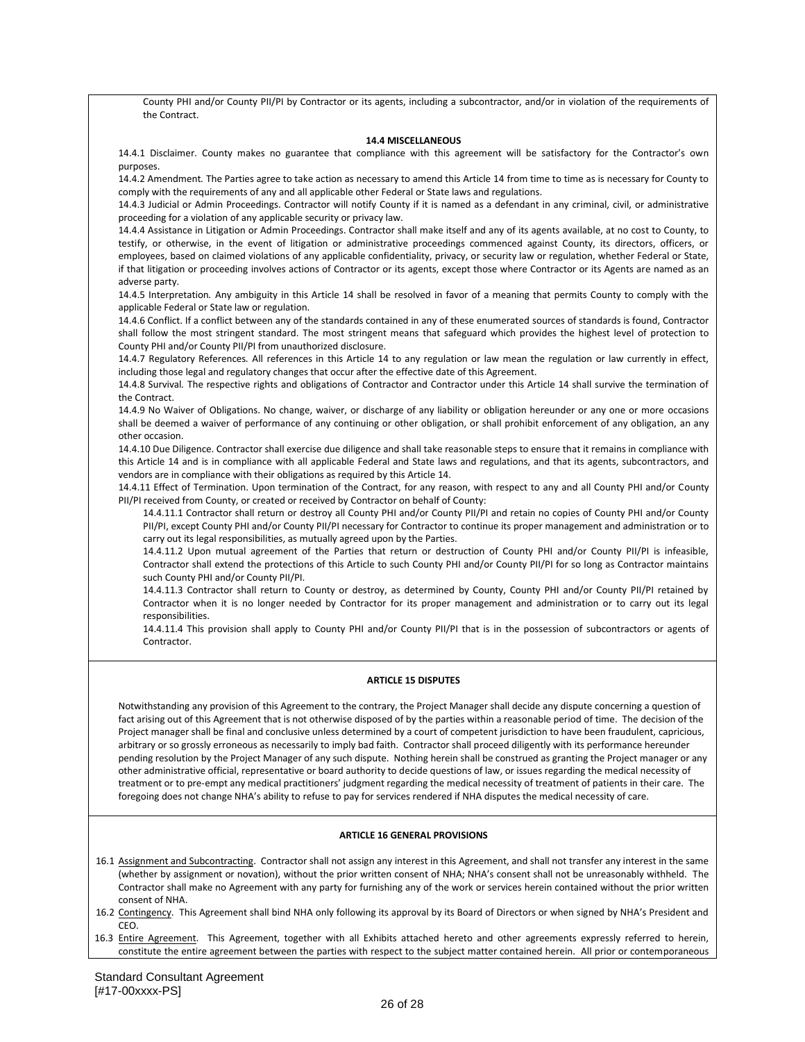County PHI and/or County PII/PI by Contractor or its agents, including a subcontractor, and/or in violation of the requirements of the Contract.

**14.4 MISCELLANEOUS**

14.4.1 Disclaimer. County makes no guarantee that compliance with this agreement will be satisfactory for the Contractor's own purposes.

14.4.2 Amendment. The Parties agree to take action as necessary to amend this Article 14 from time to time as is necessary for County to comply with the requirements of any and all applicable other Federal or State laws and regulations.

14.4.3 Judicial or Admin Proceedings. Contractor will notify County if it is named as a defendant in any criminal, civil, or administrative proceeding for a violation of any applicable security or privacy law.

14.4.4 Assistance in Litigation or Admin Proceedings. Contractor shall make itself and any of its agents available, at no cost to County, to testify, or otherwise, in the event of litigation or administrative proceedings commenced against County, its directors, officers, or employees, based on claimed violations of any applicable confidentiality, privacy, or security law or regulation, whether Federal or State, if that litigation or proceeding involves actions of Contractor or its agents, except those where Contractor or its Agents are named as an adverse party.

14.4.5 Interpretation*.* Any ambiguity in this Article 14 shall be resolved in favor of a meaning that permits County to comply with the applicable Federal or State law or regulation.

14.4.6 Conflict. If a conflict between any of the standards contained in any of these enumerated sources of standards is found, Contractor shall follow the most stringent standard. The most stringent means that safeguard which provides the highest level of protection to County PHI and/or County PII/PI from unauthorized disclosure.

14.4.7 Regulatory References*.* All references in this Article 14 to any regulation or law mean the regulation or law currently in effect, including those legal and regulatory changes that occur after the effective date of this Agreement.

14.4.8 Survival*.* The respective rights and obligations of Contractor and Contractor under this Article 14 shall survive the termination of the Contract.

14.4.9 No Waiver of Obligations. No change, waiver, or discharge of any liability or obligation hereunder or any one or more occasions shall be deemed a waiver of performance of any continuing or other obligation, or shall prohibit enforcement of any obligation, an any other occasion.

14.4.10 Due Diligence. Contractor shall exercise due diligence and shall take reasonable steps to ensure that it remains in compliance with this Article 14 and is in compliance with all applicable Federal and State laws and regulations, and that its agents, subcontractors, and vendors are in compliance with their obligations as required by this Article 14.

14.4.11 Effect of Termination. Upon termination of the Contract, for any reason, with respect to any and all County PHI and/or County PII/PI received from County, or created or received by Contractor on behalf of County:

14.4.11.1 Contractor shall return or destroy all County PHI and/or County PII/PI and retain no copies of County PHI and/or County PII/PI, except County PHI and/or County PII/PI necessary for Contractor to continue its proper management and administration or to carry out its legal responsibilities, as mutually agreed upon by the Parties.

14.4.11.2 Upon mutual agreement of the Parties that return or destruction of County PHI and/or County PII/PI is infeasible, Contractor shall extend the protections of this Article to such County PHI and/or County PII/PI for so long as Contractor maintains such County PHI and/or County PII/PI.

14.4.11.3 Contractor shall return to County or destroy, as determined by County, County PHI and/or County PII/PI retained by Contractor when it is no longer needed by Contractor for its proper management and administration or to carry out its legal responsibilities.

14.4.11.4 This provision shall apply to County PHI and/or County PII/PI that is in the possession of subcontractors or agents of Contractor.

**ARTICLE 15 DISPUTES**

Notwithstanding any provision of this Agreement to the contrary, the Project Manager shall decide any dispute concerning a question of fact arising out of this Agreement that is not otherwise disposed of by the parties within a reasonable period of time. The decision of the Project manager shall be final and conclusive unless determined by a court of competent jurisdiction to have been fraudulent, capricious, arbitrary or so grossly erroneous as necessarily to imply bad faith. Contractor shall proceed diligently with its performance hereunder pending resolution by the Project Manager of any such dispute. Nothing herein shall be construed as granting the Project manager or any other administrative official, representative or board authority to decide questions of law, or issues regarding the medical necessity of treatment or to pre-empt any medical practitioners' judgment regarding the medical necessity of treatment of patients in their care. The foregoing does not change NHA's ability to refuse to pay for services rendered if NHA disputes the medical necessity of care.

**ARTICLE 16 GENERAL PROVISIONS**

16.1 Assignment and Subcontracting. Contractor shall not assign any interest in this Agreement, and shall not transfer any interest in the same (whether by assignment or novation), without the prior written consent of NHA; NHA's consent shall not be unreasonably withheld. The Contractor shall make no Agreement with any party for furnishing any of the work or services herein contained without the prior written consent of NHA.

16.2 Contingency. This Agreement shall bind NHA only following its approval by its Board of Directors or when signed by NHA's President and CEO.

16.3 Entire Agreement. This Agreement, together with all Exhibits attached hereto and other agreements expressly referred to herein, constitute the entire agreement between the parties with respect to the subject matter contained herein. All prior or contemporaneous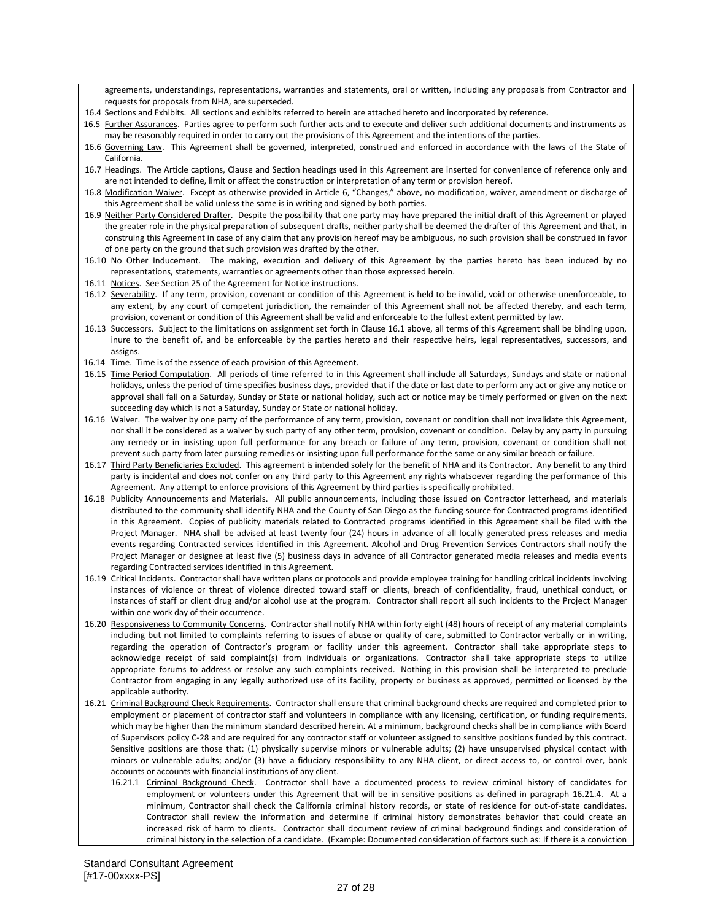agreements, understandings, representations, warranties and statements, oral or written, including any proposals from Contractor and requests for proposals from NHA, are superseded.

16.4 Sections and Exhibits. All sections and exhibits referred to herein are attached hereto and incorporated by reference.

16.5 Further Assurances. Parties agree to perform such further acts and to execute and deliver such additional documents and instruments as may be reasonably required in order to carry out the provisions of this Agreement and the intentions of the parties.

16.6 Governing Law. This Agreement shall be governed, interpreted, construed and enforced in accordance with the laws of the State of California.

16.7 Headings. The Article captions, Clause and Section headings used in this Agreement are inserted for convenience of reference only and are not intended to define, limit or affect the construction or interpretation of any term or provision hereof.

16.8 Modification Waiver. Except as otherwise provided in Article 6, "Changes," above, no modification, waiver, amendment or discharge of this Agreement shall be valid unless the same is in writing and signed by both parties.

16.9 Neither Party Considered Drafter. Despite the possibility that one party may have prepared the initial draft of this Agreement or played the greater role in the physical preparation of subsequent drafts, neither party shall be deemed the drafter of this Agreement and that, in construing this Agreement in case of any claim that any provision hereof may be ambiguous, no such provision shall be construed in favor of one party on the ground that such provision was drafted by the other.

16.10 No Other Inducement. The making, execution and delivery of this Agreement by the parties hereto has been induced by no representations, statements, warranties or agreements other than those expressed herein.

16.11 Notices. See Section 25 of the Agreement for Notice instructions.

16.12 Severability. If any term, provision, covenant or condition of this Agreement is held to be invalid, void or otherwise unenforceable, to any extent, by any court of competent jurisdiction, the remainder of this Agreement shall not be affected thereby, and each term, provision, covenant or condition of this Agreement shall be valid and enforceable to the fullest extent permitted by law.

16.13 Successors. Subject to the limitations on assignment set forth in Clause 16.1 above, all terms of this Agreement shall be binding upon, inure to the benefit of, and be enforceable by the parties hereto and their respective heirs, legal representatives, successors, and assigns.

16.14 Time. Time is of the essence of each provision of this Agreement.

16.15 Time Period Computation. All periods of time referred to in this Agreement shall include all Saturdays, Sundays and state or national holidays, unless the period of time specifies business days, provided that if the date or last date to perform any act or give any notice or approval shall fall on a Saturday, Sunday or State or national holiday, such act or notice may be timely performed or given on the next succeeding day which is not a Saturday, Sunday or State or national holiday.

16.16 Waiver. The waiver by one party of the performance of any term, provision, covenant or condition shall not invalidate this Agreement, nor shall it be considered as a waiver by such party of any other term, provision, covenant or condition. Delay by any party in pursuing any remedy or in insisting upon full performance for any breach or failure of any term, provision, covenant or condition shall not prevent such party from later pursuing remedies or insisting upon full performance for the same or any similar breach or failure.

16.17 Third Party Beneficiaries Excluded. This agreement is intended solely for the benefit of NHA and its Contractor. Any benefit to any third party is incidental and does not confer on any third party to this Agreement any rights whatsoever regarding the performance of this Agreement. Any attempt to enforce provisions of this Agreement by third parties is specifically prohibited.

16.18 Publicity Announcements and Materials. All public announcements, including those issued on Contractor letterhead, and materials distributed to the community shall identify NHA and the County of San Diego as the funding source for Contracted programs identified in this Agreement. Copies of publicity materials related to Contracted programs identified in this Agreement shall be filed with the Project Manager. NHA shall be advised at least twenty four (24) hours in advance of all locally generated press releases and media events regarding Contracted services identified in this Agreement. Alcohol and Drug Prevention Services Contractors shall notify the Project Manager or designee at least five (5) business days in advance of all Contractor generated media releases and media events regarding Contracted services identified in this Agreement.

16.19 Critical Incidents. Contractor shall have written plans or protocols and provide employee training for handling critical incidents involving instances of violence or threat of violence directed toward staff or clients, breach of confidentiality, fraud, unethical conduct, or instances of staff or client drug and/or alcohol use at the program. Contractor shall report all such incidents to the Project Manager within one work day of their occurrence.

16.20 Responsiveness to Community Concerns. Contractor shall notify NHA within forty eight (48) hours of receipt of any material complaints including but not limited to complaints referring to issues of abuse or quality of care**,** submitted to Contractor verbally or in writing, regarding the operation of Contractor's program or facility under this agreement. Contractor shall take appropriate steps to acknowledge receipt of said complaint(s) from individuals or organizations. Contractor shall take appropriate steps to utilize appropriate forums to address or resolve any such complaints received. Nothing in this provision shall be interpreted to preclude Contractor from engaging in any legally authorized use of its facility, property or business as approved, permitted or licensed by the applicable authority.

16.21 Criminal Background Check Requirements. Contractor shall ensure that criminal background checks are required and completed prior to employment or placement of contractor staff and volunteers in compliance with any licensing, certification, or funding requirements, which may be higher than the minimum standard described herein. At a minimum, background checks shall be in compliance with Board of Supervisors policy C-28 and are required for any contractor staff or volunteer assigned to sensitive positions funded by this contract. Sensitive positions are those that: (1) physically supervise minors or vulnerable adults; (2) have unsupervised physical contact with minors or vulnerable adults; and/or (3) have a fiduciary responsibility to any NHA client, or direct access to, or control over, bank accounts or accounts with financial institutions of any client.

16.21.1 Criminal Background Check. Contractor shall have a documented process to review criminal history of candidates for employment or volunteers under this Agreement that will be in sensitive positions as defined in paragraph 16.21.4. At a minimum, Contractor shall check the California criminal history records, or state of residence for out-of-state candidates. Contractor shall review the information and determine if criminal history demonstrates behavior that could create an increased risk of harm to clients. Contractor shall document review of criminal background findings and consideration of criminal history in the selection of a candidate. (Example: Documented consideration of factors such as: If there is a conviction

Standard Consultant Agreement
[#17-00xxxx-PS]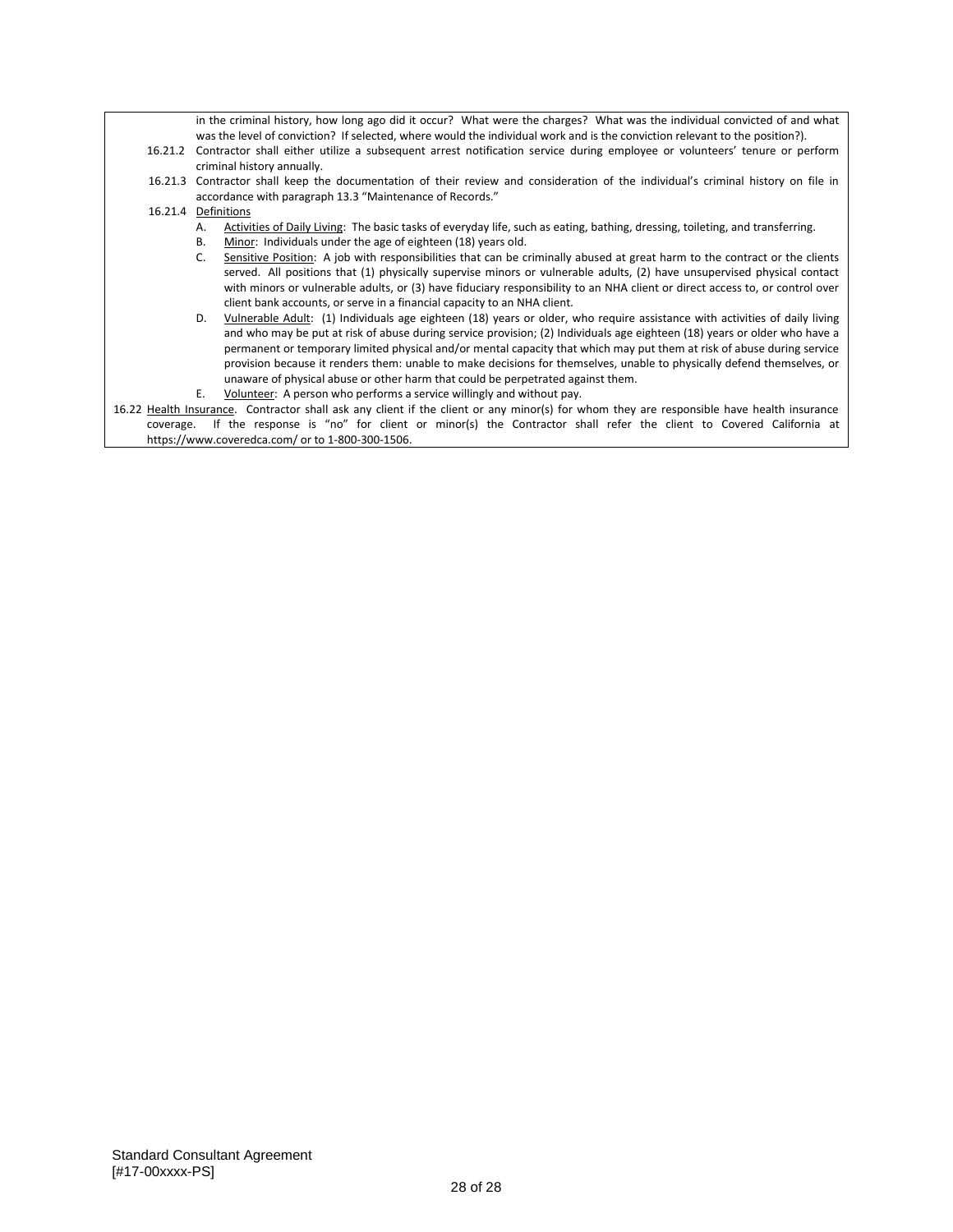in the criminal history, how long ago did it occur? What were the charges? What was the individual convicted of and what was the level of conviction? If selected, where would the individual work and is the conviction relevant to the position?).

16.21.2 Contractor shall either utilize a subsequent arrest notification service during employee or volunteers' tenure or perform criminal history annually.

16.21.3 Contractor shall keep the documentation of their review and consideration of the individual's criminal history on file in accordance with paragraph 13.3 "Maintenance of Records."

16.21.4 Definitions

A. Activities of Daily Living: The basic tasks of everyday life, such as eating, bathing, dressing, toileting, and transferring.

B. Minor: Individuals under the age of eighteen (18) years old.

C. Sensitive Position: A job with responsibilities that can be criminally abused at great harm to the contract or the clients served. All positions that (1) physically supervise minors or vulnerable adults, (2) have unsupervised physical contact with minors or vulnerable adults, or (3) have fiduciary responsibility to an NHA client or direct access to, or control over client bank accounts, or serve in a financial capacity to an NHA client.

D. Vulnerable Adult: (1) Individuals age eighteen (18) years or older, who require assistance with activities of daily living and who may be put at risk of abuse during service provision; (2) Individuals age eighteen (18) years or older who have a permanent or temporary limited physical and/or mental capacity that which may put them at risk of abuse during service provision because it renders them: unable to make decisions for themselves, unable to physically defend themselves, or unaware of physical abuse or other harm that could be perpetrated against them.

E. Volunteer: A person who performs a service willingly and without pay.

16.22 Health Insurance. Contractor shall ask any client if the client or any minor(s) for whom they are responsible have health insurance coverage. If the response is "no" for client or minor(s) the Contractor shall refer the client to Covered California at https://www.coveredca.com/ or to 1-800-300-1506.

Standard Consultant Agreement
[#17-00xxxx-PS]